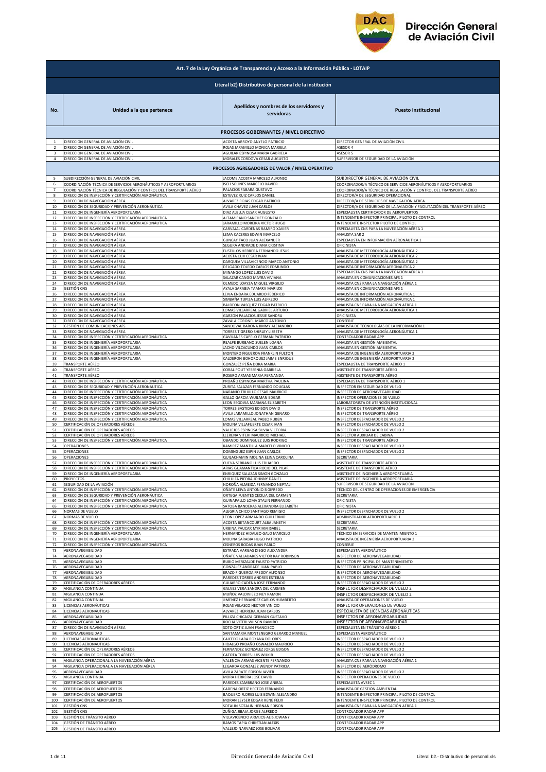# Dirección General de Aviación Civil

## Art. 7 de la Ley Orgánica de Transparencia y Acceso a la Información Pública - LOTAIP

### Literal b2) Distributivo de personal de la institución

| No. | Unidad a la que pertenece | Apellidos y nombres de los servidores y servidoras | Puesto Institucional |
|---|---|---|---|
| **PROCESOS GOBERNANTES / NIVEL DIRECTIVO** | | | |
| 1 | DIRECCIÓN GENERAL DE AVIACIÓN CIVIL | ACOSTA ARROYO ANYELO PATRICIO | DIRECTOR GENERAL DE AVIACIÓN CIVIL |
| 2 | DIRECCIÓN GENERAL DE AVIACIÓN CIVIL | ROJAS JARAMILLO MONICA MARIELA | ASESOR 4 |
| 3 | DIRECCIÓN GENERAL DE AVIACIÓN CIVIL | AGUILAR ESPINOSA MARIA GABRIELA | ASESOR 5 |
| 4 | DIRECCIÓN GENERAL DE AVIACIÓN CIVIL | MORALES CORDOVA CESAR AUGUSTO | SUPERVISOR DE SEGURIDAD DE LA AVIACIÓN |
| **PROCESOS AGREGADORES DE VALOR / NIVEL OPERATIVO** | | | |
| 5 | SUBDIRECCIÓN GENERAL DE AVIACIÓN CIVIL | JACOME ACOSTA MARCELO ALFONSO | SUBDIRECTOR GENERAL DE AVIACIÓN CIVIL |
| 6 | COORDINACIÓN TÉCNICA DE SERVICIOS AERONÁUTICOS Y AEROPORTUARIOS | ISCH SOLINES MARCELO XAVIER | COORDINADOR/A TÉCNICO DE SERVICIOS AERONÁUTICOS Y AEROPORTUARIOS |
| 7 | COORDINACIÓN TÉCNICA DE REGULACIÓN Y CONTROL DEL TRANSPORTE AÉREO | PALACIOS FABARA GUSTAVO | COORDINADOR/A TÉCNICO DE REGULACIÓN Y CONTROL DEL TRANSPORTE AÉREO |
| 8 | DIRECCIÓN DE INSPECCIÓN Y CERTIFICACIÓN AERONÁUTICA | ESTEVEZ RUIZ CARLOS DANIEL | DIRECTOR/A DE SEGURIDAD OPERACIONAL |
| 9 | DIRECCIÓN DE NAVEGACIÓN AÉREA | ALVAREZ ROJAS EDGAR PATRICIO | DIRECTOR/A DE SERVICIOS DE NAVEGACIÓN AÉREA |
| 10 | DIRECCIÓN DE SEGURIDAD Y PREVENCIÓN AERONÁUTICA | AVILA CHAVEZ JUAN CARLOS | DIRECTOR/A DE SEGURIDAD DE LA AVIACIÓN Y FACILITACIÓN DEL TRANSPORTE AÉREO |
| 11 | DIRECCIÓN DE INGENIERÍA AEROPORTUARIA | DIAZ ALBUJA CESAR AUGUSTO | ESPECIALISTA CERTIFICADOR DE AEROPUERTOS |
| 12 | DIRECCIÓN DE INSPECCIÓN Y CERTIFICACIÓN AERONÁUTICA | ALTAMIRANO SANCHEZ GONZALO | INTENDENTE INSPECTOR PRINCIPAL PILOTO DE CONTROL |
| 13 | DIRECCIÓN DE INSPECCIÓN Y CERTIFICACIÓN AERONÁUTICA | JARAMILLO MOREIRA VICTOR HUGO | INTENDENTE INSPECTOR PILOTO DE CONTROL |
| 14 | DIRECCIÓN DE NAVEGACIÓN AÉREA | CARVAJAL CARDENAS RAMIRO XAVIER | ESPECIALISTA CNS PARA LA NAVEGACIÓN AÉREA 1 |
| 15 | DIRECCIÓN DE NAVEGACIÓN AÉREA | LEMA CACERES EDWIN MARCELO | ANALISTA SAR 2 |
| 16 | DIRECCIÓN DE NAVEGACIÓN AÉREA | GUNCAY TACO JUAN ALEXANDER | ESPECIALISTA EN INFORMACIÓN AERONÁUTICA 1 |
| 17 | DIRECCIÓN DE NAVEGACIÓN AÉREA | SEGURA ANDRADE DIANA CRISTINA | OFICINISTA |
| 18 | DIRECCIÓN DE NAVEGACIÓN AÉREA | FUSTILLOS HERRERA FERNANDO JESUS | ANALISTA DE METEOROLOGÍA AERONÁUTICA 2 |
| 19 | DIRECCIÓN DE NAVEGACIÓN AÉREA | ACOSTA CUJI CESAR IVAN | ANALISTA DE METEOROLOGÍA AERONÁUTICA 2 |
| 20 | DIRECCIÓN DE NAVEGACIÓN AÉREA | DARQUEA VILLAVICENCIO MARCO ANTONIO | ANALISTA DE METEOROLOGÍA AERONÁUTICA 2 |
| 21 | DIRECCIÓN DE NAVEGACIÓN AÉREA | DELGADO TOLEDO CARLOS EDMUNDO | ANALISTA DE INFORMACIÓN AERONÁUTICA 2 |
| 22 | DIRECCIÓN DE NAVEGACIÓN AÉREA | MINANGO LOPEZ LUIS DAVID | ESPECIALISTA CNS PARA LA NAVEGACIÓN AÉREA 1 |
| 23 | DIRECCIÓN DE NAVEGACIÓN AÉREA | SALAZAR CANGO MAYRA VIVIANA | ANALISTA EN COMUNICACIONES AFS 1 |
| 24 | DIRECCIÓN DE NAVEGACIÓN AÉREA | OLMEDO LOAYZA MIGUEL VIRGILIO | ANALISTA CNS PARA LA NAVEGACIÓN AÉREA 1 |
| 25 | GESTIÓN CNS | AYALA SARABIA TAMARA MARIUXI | ANALISTA EN COMUNICACIONES AFS 1 |
| 26 | DIRECCIÓN DE NAVEGACIÓN AÉREA | LEIVA ENDARA EDUARDO FEDERICO | ANALISTA DE INFORMACIÓN AERONÁUTICA 1 |
| 27 | DIRECCIÓN DE NAVEGACIÓN AÉREA | SIMBAÑA TUPIZA LUIS ALFREDO | ANALISTA DE INFORMACIÓN AERONÁUTICA 1 |
| 28 | DIRECCIÓN DE NAVEGACIÓN AÉREA | BALDEON VASQUEZ EDGAR PATRICIO | ANALISTA CNS PARA LA NAVEGACIÓN AÉREA 1 |
| 29 | DIRECCIÓN DE NAVEGACIÓN AÉREA | LOMAS VILLARREAL GABRIEL ARTURO | ANALISTA DE METEOROLOGÍA AERONÁUTICA 1 |
| 30 | DIRECCIÓN DE NAVEGACIÓN AÉREA | GARZON PALACIOS JESSIE SANDRA | OFICINISTA |
| 31 | DIRECCIÓN DE NAVEGACIÓN AÉREA | ZAVALA CORONEL MARCO ANTONIO | CONSERJE |
| 32 | GESTIÓN DE COMUNICACIONES AFS | SANDOVAL BARONA JIMMY ALEJANDRO | ANALISTA DE TECNOLOGÍAS DE LA INFORMACIÓN 1 |
| 33 | DIRECCIÓN DE NAVEGACIÓN AÉREA | TORRES TIGRERO SHIRLEY LISBETH | ANALISTA DE METEOROLOGÍA AERONÁUTICA 1 |
| 34 | DIRECCIÓN DE INSPECCIÓN Y CERTIFICACIÓN AERONÁUTICA | GAVILANES CAPELO GERMAN PATRICIO | CONTROLADOR RADAR APP |
| 35 | DIRECCIÓN DE INGENIERÍA AEROPORTUARIA | REALPE BURBANO SUELEN LOANA | ANALISTA EN GESTIÓN AMBIENTAL |
| 36 | DIRECCIÓN DE INGENIERÍA AEROPORTUARIA | JACHO VILCACUNDO JUAN CARLOS | ANALISTA EN GESTIÓN AMBIENTAL |
| 37 | DIRECCIÓN DE INGENIERÍA AEROPORTUARIA | MONTERO FIGUEROA FRANKLIN FULTON | ANALISTA DE INGENIERÍA AEROPORTUARIA 2 |
| 38 | DIRECCIÓN DE INGENIERÍA AEROPORTUARIA | CALDERON BOHORQUEZ JAIME ENRIQUE | ANALISTA DE INGENIERÍA AEROPORTUARIA 2 |
| 39 | TRANSPORTE AÉREO | GONZALEZ PEÑA DORA MARIA | ESPECIALISTA DE TRANSPORTE AÉREO 1 |
| 40 | TRANSPORTE AÉREO | CORAL POLIT YESSENIA GABRIELA | ASISTENTE DE TRANSPORTE AÉREO |
| 41 | TRANSPORTE AÉREO | ROSERO ARMAS MARIA FERNANDA | ASISTENTE DE TRANSPORTE AÉREO |
| 42 | DIRECCIÓN DE INSPECCIÓN Y CERTIFICACIÓN AERONÁUTICA | PROAÑO ESPINOSA MARTHA PAULINA | ESPECIALISTA DE TRANSPORTE AÉREO 1 |
| 43 | DIRECCIÓN DE SEGURIDAD Y PREVENCIÓN AERONÁUTICA | ZURITA SALAZAR FERNANDO DOUGLAS | INSPECTOR EN SEGURIDAD DE VUELO |
| 44 | DIRECCIÓN DE INSPECCIÓN Y CERTIFICACIÓN AERONÁUTICA | NARANJO TRUJILLO CESAR MAURICIO | INSPECTOR DE AERONAVEGABILIDAD |
| 45 | DIRECCIÓN DE INSPECCIÓN Y CERTIFICACIÓN AERONÁUTICA | GALLO GARCIA WUILMAN EDGAR | INSPECTOR OPERACIONES DE VUELO |
| 46 | DIRECCIÓN DE INSPECCIÓN Y CERTIFICACIÓN AERONÁUTICA | LEON SEGOVIA MARIANA ELIZABETH | LABORATORISTA DE ATENCIÓN INSTITUCIONAL |
| 47 | DIRECCIÓN DE INSPECCIÓN Y CERTIFICACIÓN AERONÁUTICA | TORRES BASTIDAS EDISON DAVID | INSPECTOR DE TRANSPORTE AÉREO |
| 48 | DIRECCIÓN DE INSPECCIÓN Y CERTIFICACIÓN AERONÁUTICA | AVILA JARAMILLO JONATHAN GENARO | INSPECTOR DE TRANSPORTE AÉREO |
| 49 | DIRECCIÓN DE INSPECCIÓN Y CERTIFICACIÓN AERONÁUTICA | LOMAS VILLARREAL PABLO RUBEN | INSPECTOR DESPACHADOR DE VUELO 2 |
| 50 | CERTIFICACIÓN DE OPERADORES AÉREOS | MOLINA VILLAFUERTE CESAR IVAN | INSPECTOR DESPACHADOR DE VUELO 2 |
| 51 | CERTIFICACIÓN DE OPERADORES AÉREOS | VALLEJOS ESPINOSA SILVIA VICTORIA | INSPECTOR DESPACHADOR DE VUELO 2 |
| 52 | CERTIFICACIÓN DE OPERADORES AÉREOS | LLERENA VITERI MAURICIO MICHAEL | INSPECTOR AUXILIAR DE CABINA |
| 53 | DIRECCIÓN DE INSPECCIÓN Y CERTIFICACIÓN AERONÁUTICA | OBANDO DOMINGUEZ LUIS RODRIGO | INSPECTOR DE TRANSPORTE AÉREO |
| 54 | OPERACIONES | RAMIREZ MANTILLA MARCELO VINICIO | INSPECTOR DESPACHADOR DE VUELO 2 |
| 55 | OPERACIONES | DOMINGUEZ ESPIN JUAN CARLOS | INSPECTOR DESPACHADOR DE VUELO 2 |
| 56 | OPERACIONES | QUILACHAMIN MOLINA ELINA CAROLINA | SECRETARIA |
| 57 | DIRECCIÓN DE INSPECCIÓN Y CERTIFICACIÓN AERONÁUTICA | CUEVA SERRANO LUIS EDUARDO | ASISTENTE DE TRANSPORTE AÉREO |
| 58 | DIRECCIÓN DE INSPECCIÓN Y CERTIFICACIÓN AERONÁUTICA | ARIAS GUAMANTICA ROCIO DEL PILAR | ASISTENTE DE TRANSPORTE AÉREO |
| 59 | DIRECCIÓN DE INGENIERÍA AEROPORTUARIA | ENRIQUEZ SALAZAR SIMON GONZALO | ASISTENTE DE INGENIERÍA AEROPORTUARIA |
| 60 | PROYECTOS | CHILUIZA PIEDRA JOHNNY DANIEL | ASISTENTE DE INGENIERÍA AEROPORTUARIA |
| 61 | SEGURIDAD DE LA AVIACIÓN | NOROÑA ALMEIDA FERNANDO NEPTALI | SUPERVISOR DE SEGURIDAD DE LA AVIACIÓN |
| 62 | DIRECCIÓN DE INSPECCIÓN Y CERTIFICACIÓN AERONÁUTICA | OÑATE LEIVA ANTONIO SIGIFREDO | TÉCNICO DEL CENTRO DE OPERACIONES DE EMERGENCIA |
| 63 | DIRECCIÓN DE SEGURIDAD Y PREVENCIÓN AERONÁUTICA | ORTEGA FUENTES CECILIA DEL CARMEN | SECRETARIA |
| 64 | DIRECCIÓN DE INSPECCIÓN Y CERTIFICACIÓN AERONÁUTICA | QUINAPALLO LOMA STALIN FERNANDO | OFICINISTA |
| 65 | DIRECCIÓN DE INSPECCIÓN Y CERTIFICACIÓN AERONÁUTICA | SATOBA BANDERAS ALEXANDRA ELIZABETH | OFICINISTA |
| 66 | NORMAS DE VUELO | ALEGRIA CHICO SANTIAGO REMIGIO | INSPECTOR DESPACHADOR DE VUELO 2 |
| 67 | NORMAS DE VUELO | LEON LOPEZ ARMANDO GUILLERMO | ADMINISTRADOR AEROPORTUARIO 1 |
| 68 | DIRECCIÓN DE INSPECCIÓN Y CERTIFICACIÓN AERONÁUTICA | ACOSTA BETANCOURT ALBA JANETH | SECRETARIA |
| 69 | DIRECCIÓN DE INSPECCIÓN Y CERTIFICACIÓN AERONÁUTICA | URBINA PAUCAR MYRIAM ISABEL | SECRETARIA |
| 70 | DIRECCIÓN DE INGENIERÍA AEROPORTUARIA | HERNANDEZ HIDALGO GALO MARCELO | TÉCNICO EN SERVICIOS DE MANTENIMIENTO 1 |
| 71 | DIRECCIÓN DE INGENIERÍA AEROPORTUARIA | MOLINA SARABIA HUGO PATRICIO | ANALISTA DE INGENIERÍA AEROPORTUARIA 2 |
| 72 | DIRECCIÓN DE INSPECCIÓN Y CERTIFICACIÓN AERONÁUTICA | CISNEROS RODAS JUAN PABLO | CONSERJE |
| 73 | AERONAVEGABILIDAD | ESTRADA VARGAS DIEGO ALEXANDER | ESPECIALISTA AERONÁUTICO |
| 74 | AERONAVEGABILIDAD | OÑATE VALLADARES VICTOR RAY ROBINSON | INSPECTOR DE AERONAVEGABILIDAD |
| 75 | AERONAVEGABILIDAD | RUBIO MERIZALDE FAUSTO PATRICIO | INSPECTOR PRINCIPAL DE MANTENIMIENTO |
| 76 | AERONAVEGABILIDAD | GONZALEZ ANDRADE JUAN PABLO | INSPECTOR DE AERONAVEGABILIDAD |
| 77 | AERONAVEGABILIDAD | ERAZO FIGUEROA FREDDY ALFONSO | INSPECTOR DE AERONAVEGABILIDAD |
| 78 | AERONAVEGABILIDAD | PAREDES TORRES ANDRES ESTEBAN | INSPECTOR DE AERONAVEGABILIDAD |
| 79 | CERTIFICACIÓN DE OPERADORES AÉREOS | GUIJARRO CADENA JOSE FERNANDO | INSPECTOR DESPACHADOR DE VUELO 2 |
| 80 | VIGILANCIA CONTINUA | GALVEZ VERA SANDRA DEL CARMEN | INSPECTOR DESPACHADOR DE VUELO 2 |
| 81 | VIGILANCIA CONTINUA | MUÑOZ VALDIVIEZO NEY RAMON | INSPECTOR DESPACHADOR DE VUELO 2 |
| 82 | VIGILANCIA CONTINUA | JIMENEZ HERNANDEZ CARLOS HUMBERTO | ANALISTA DE OPERACIONES DE VUELO |
| 83 | LICENCIAS AERONÁUTICAS | ROJAS VELASCO HECTOR VINICIO | INSPECTOR OPERACIONES DE VUELO |
| 84 | LICENCIAS AERONÁUTICAS | ALVAREZ HERRERA JUAN CARLOS | ESPECIALISTA DE LICENCIAS AERONÁUTICAS |
| 85 | AERONAVEGABILIDAD | PILLIZA CHICAIZA GERMAN GUSTAVO | INSPECTOR DE AERONAVEGABILIDAD |
| 86 | AERONAVEGABILIDAD | ROCHA VITERI WILSON RAMIRO | INSPECTOR DE AERONAVEGABILIDAD |
| 87 | DIRECCIÓN DE NAVEGACIÓN AÉREA | SOTO ORTIZ JUAN FRANCISCO | ESPECIALISTA EN TRÁNSITO AÉREO 1 |
| 88 | AERONAVEGABILIDAD | SANTAMARIA MONTENEGRO GERARDO MANUEL | ESPECIALISTA AERONÁUTICO |
| 89 | LICENCIAS AERONÁUTICAS | CAICEDO LARA ROXANA DOLORES | INSPECTOR DESPACHADOR DE VUELO 2 |
| 90 | LICENCIAS AERONÁUTICAS | HIDALGO PROAÑO OSWALDO MAURICIO | INSPECTOR DESPACHADOR DE VUELO 2 |
| 91 | CERTIFICACIÓN DE OPERADORES AÉREOS | FERNANDEZ GONZALEZ JORGE EDISON | INSPECTOR DESPACHADOR DE VUELO 2 |
| 92 | CERTIFICACIÓN DE OPERADORES AÉREOS | CATOTA TORRES LUIS WILKIR | INSPECTOR DESPACHADOR DE VUELO 2 |
| 93 | VIGILANCIA OPERACIONAL A LA NAVEGACIÓN AÉREA | VALENCIA ARMAS VICENTE FERNANDO | ANALISTA CNS PARA LA NAVEGACIÓN AÉREA 1 |
| 94 | VIGILANCIA OPERACIONAL A LA NAVEGACIÓN AÉREA | LEGARDA GONZALEZ WENDY PATRICIA | INSPECTOR DE AERÓDROMO |
| 95 | AERONAVEGABILIDAD | AVILA ZARATE EDISON JAVIER | INSPECTOR DESPACHADOR DE VUELO 2 |
| 96 | VIGILANCIA CONTINUA | MORA HERRERA JOSE DAVID | INSPECTOR OPERACIONES DE VUELO |
| 97 | CERTIFICACIÓN DE AEROPUERTOS | PAREDES ZAMBRANO JOSE ANIBAL | ESPECIALISTA AVSEC 1 |
| 98 | CERTIFICACIÓN DE AEROPUERTOS | CADENA ORTIZ HECTOR FERNANDO | ANALISTA DE GESTIÓN AMBIENTAL |
| 99 | CERTIFICACIÓN DE AEROPUERTOS | BAQUERO FLORES LUIS EDWIN ALEJANDRO | INTENDENTE INSPECTOR PRINCIPAL PILOTO DE CONTROL |
| 100 | CERTIFICACIÓN DE AEROPUERTOS | MORAN LEYSER EDGAR RENE FELIX | INTENDENTE INSPECTOR PRINCIPAL PILOTO DE CONTROL |
| 101 | GESTIÓN CNS | SOTALIN SOTALIN HERNAN EDISON | ANALISTA CNS PARA LA NAVEGACIÓN AÉREA 1 |
| 102 | GESTIÓN CNS | ZUÑIGA JIBAJA JORGE ALFREDO | CONTROLADOR RADAR APP |
| 103 | GESTIÓN DE TRÁNSITO AÉREO | VILLAVICENCIO ARMIJOS ALIS JOWANY | CONTROLADOR RADAR APP |
| 104 | GESTIÓN DE TRÁNSITO AÉREO | RAMOS TAPIA CHRISTIAN ALEXIS | CONTROLADOR RADAR APP |
| 105 | GESTIÓN DE TRÁNSITO AÉREO | VALLEJO NARVAEZ JOSE BOLIVAR | CONTROLADOR RADAR APP |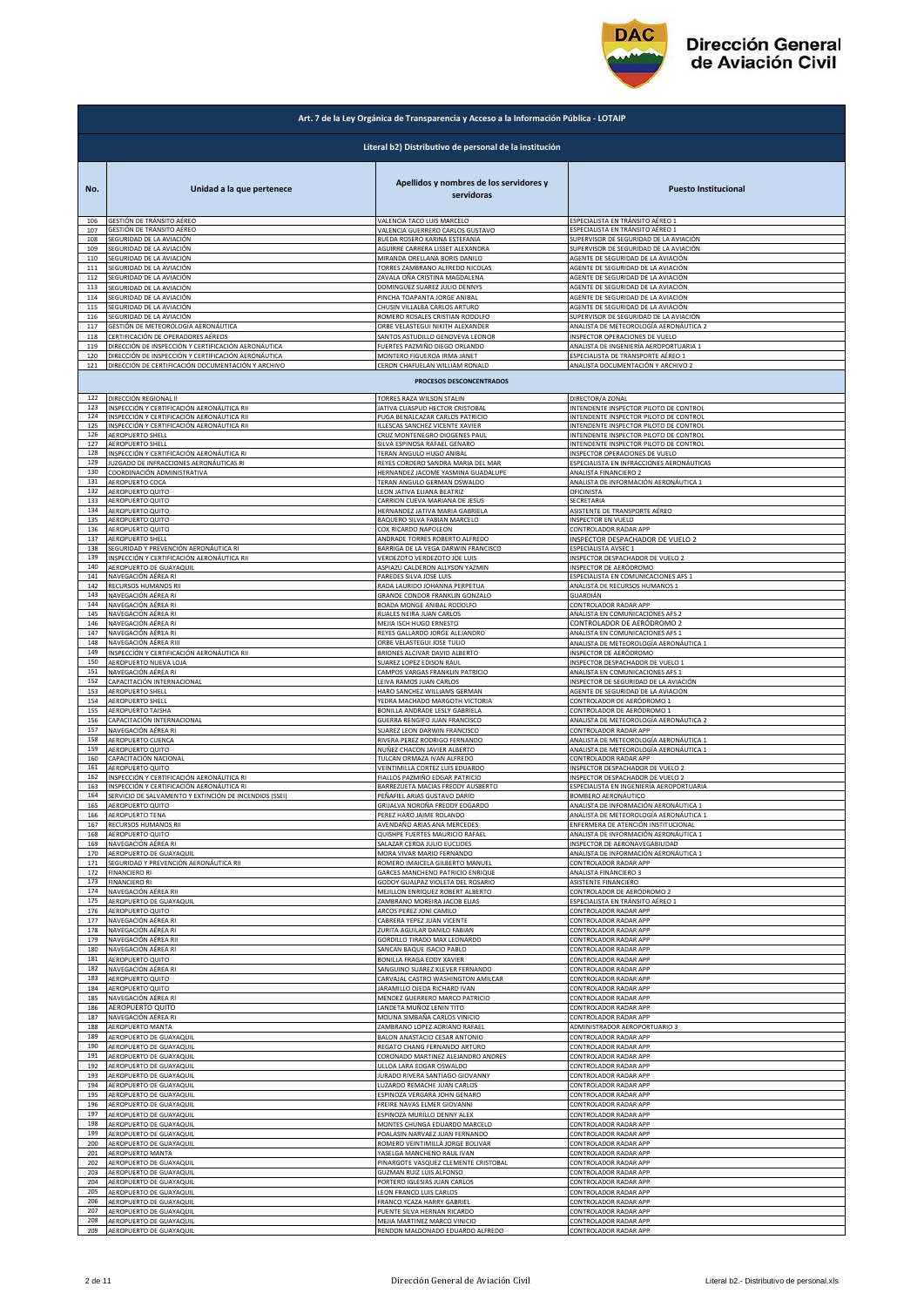| Art. 7 de la Ley Orgánica de Transparencia y Acceso a la Información Pública - LOTAIP | | | |
|---|---|---|---|
| Literal b2) Distributivo de personal de la institución | | | |
| No. | Unidad a la que pertenece | Apellidos y nombres de los servidores y servidoras | Puesto Institucional |
| 106 | GESTIÓN DE TRÁNSITO AÉREO | VALENCIA TACO LUIS MARCELO | ESPECIALISTA EN TRÁNSITO AÉREO 1 |
| 107 | GESTIÓN DE TRÁNSITO AÉREO | VALENCIA GUERRERO CARLOS GUSTAVO | ESPECIALISTA EN TRÁNSITO AÉREO 1 |
| 108 | SEGURIDAD DE LA AVIACIÓN | RUEDA ROSERO KARINA ESTEFANIA | SUPERVISOR DE SEGURIDAD DE LA AVIACIÓN |
| 109 | SEGURIDAD DE LA AVIACIÓN | AGUIRRE CARRERA LISSET ALEXANDRA | SUPERVISOR DE SEGURIDAD DE LA AVIACIÓN |
| 110 | SEGURIDAD DE LA AVIACIÓN | MIRANDA ORELLANA BORIS DANILO | AGENTE DE SEGURIDAD DE LA AVIACIÓN |
| 111 | SEGURIDAD DE LA AVIACIÓN | TORRES ZAMBRANO ALFREDO NICOLAS | AGENTE DE SEGURIDAD DE LA AVIACIÓN |
| 112 | SEGURIDAD DE LA AVIACIÓN | ZAVALA OÑA CRISTINA MAGDALENA | AGENTE DE SEGURIDAD DE LA AVIACIÓN |
| 113 | SEGURIDAD DE LA AVIACIÓN | DOMINGUEZ SUAREZ JULIO DENNYS | AGENTE DE SEGURIDAD DE LA AVIACIÓN |
| 114 | SEGURIDAD DE LA AVIACIÓN | PINCHA TOAPANTA JORGE ANIBAL | AGENTE DE SEGURIDAD DE LA AVIACIÓN |
| 115 | SEGURIDAD DE LA AVIACIÓN | CHUSIN VILLALBA CARLOS ARTURO | AGENTE DE SEGURIDAD DE LA AVIACIÓN |
| 116 | SEGURIDAD DE LA AVIACIÓN | ROMERO ROSALES CRISTIAN RODOLFO | SUPERVISOR DE SEGURIDAD DE LA AVIACIÓN |
| 117 | GESTIÓN DE METEOROLOGÍA AERONÁUTICA | ORBE VELASTEGUI NIKITH ALEXANDER | ANALISTA DE METEOROLOGÍA AERONÁUTICA 2 |
| 118 | CERTIFICACIÓN DE OPERADORES AÉREOS | SANTOS ASTUDILLO GENOVEVA LEONOR | INSPECTOR OPERACIONES DE VUELO |
| 119 | DIRECCIÓN DE INSPECCIÓN Y CERTIFICACIÓN AERONÁUTICA | FUERTES PAZMIÑO DIEGO ORLANDO | ANALISTA DE INGENIERÍA AEROPORTUARIA 1 |
| 120 | DIRECCIÓN DE INSPECCIÓN Y CERTIFICACIÓN AERONÁUTICA | MONTERO FIGUEROA IRMA JANET | ESPECIALISTA DE TRANSPORTE AÉREO 1 |
| 121 | DIRECCIÓN DE CERTIFICACIÓN DOCUMENTACIÓN Y ARCHIVO | CERON CHAFUELAN WILLIAM RONALD | ANALISTA DOCUMENTACIÓN Y ARCHIVO 2 |
| PROCESOS DESCONCENTRADOS | | | |
| 122 | DIRECCIÓN REGIONAL II | TORRES RAZA WILSON STALIN | DIRECTOR/A ZONAL |
| 123 | INSPECCIÓN Y CERTIFICACIÓN AERONÁUTICA RII | JATIVA CUASPUD HECTOR CRISTOBAL | INTENDENTE INSPECTOR PILOTO DE CONTROL |
| 124 | INSPECCIÓN Y CERTIFICACIÓN AERONÁUTICA RII | PUGA BENALCAZAR CARLOS PATRICIO | INTENDENTE INSPECTOR PILOTO DE CONTROL |
| 125 | INSPECCIÓN Y CERTIFICACIÓN AERONÁUTICA RII | ILLESCAS SANCHEZ VICENTE XAVIER | INTENDENTE INSPECTOR PILOTO DE CONTROL |
| 126 | AEROPUERTO SHELL | CRUZ MONTENEGRO DIOGENES PAUL | INTENDENTE INSPECTOR PILOTO DE CONTROL |
| 127 | AEROPUERTO SHELL | SILVA ESPINOSA RAFAEL GENARO | INTENDENTE INSPECTOR PILOTO DE CONTROL |
| 128 | INSPECCIÓN Y CERTIFICACIÓN AERONÁUTICA RI | TERAN ANGULO HUGO ANIBAL | INSPECTOR OPERACIONES DE VUELO |
| 129 | JUZGADO DE INFRACCIONES AERONÁUTICAS RI | REYES CORDERO SANDRA MARIA DEL MAR | ESPECIALISTA EN INFRACCIONES AERONÁUTICAS |
| 130 | COORDINACIÓN ADMINISTRATIVA | HERNANDEZ JACOME YASMINA GUADALUPE | ANALISTA FINANCIERO 2 |
| 131 | AEROPUERTO COCA | TERAN ANGULO GERMAN OSWALDO | ANALISTA DE INFORMACIÓN AERONÁUTICA 1 |
| 132 | AEROPUERTO QUITO | LEON JATIVA ELIANA BEATRIZ | OFICINISTA |
| 133 | AEROPUERTO QUITO | CARRION CUEVA MARIANA DE JESUS | SECRETARIA |
| 134 | AEROPUERTO QUITO | HERNANDEZ JATIVA MARIA GABRIELA | ASISTENTE DE TRANSPORTE AÉREO |
| 135 | AEROPUERTO QUITO | BAQUERO SILVA FABIAN MARCELO | INSPECTOR EN VUELO |
| 136 | AEROPUERTO QUITO | COX RICARDO NAPOLEON | CONTROLADOR RADAR APP |
| 137 | AEROPUERTO SHELL | ANDRADE TORRES ROBERTO ALFREDO | INSPECTOR DESPACHADOR DE VUELO 2 |
| 138 | SEGURIDAD Y PREVENCIÓN AERONÁUTICA RI | BARRIGA DE LA VEGA DARWIN FRANCISCO | ESPECIALISTA AVSEC 1 |
| 139 | INSPECCIÓN Y CERTIFICACIÓN AERONÁUTICA RII | VERDEZOTO VERDEZOTO JOE LUIS | INSPECTOR DESPACHADOR DE VUELO 2 |
| 140 | AEROPUERTO DE GUAYAQUIL | ASPIAZU CALDERON ALLYSON YAZMIN | INSPECTOR DE AERÓDROMO |
| 141 | NAVEGACIÓN AÉREA RI | PAREDES SILVA JOSE LUIS | ESPECIALISTA EN COMUNICACIONES AFS 1 |
| 142 | RECURSOS HUMANOS RII | RADA LAURIDO JOHANNA PERPETUA | ANALISTA DE RECURSOS HUMANOS 1 |
| 143 | NAVEGACIÓN AÉREA RI | GRANDE CONDOR FRANKLIN GONZALO | GUARDIÁN |
| 144 | NAVEGACIÓN AÉREA RI | BOADA MONGE ANIBAL RODOLFO | CONTROLADOR RADAR APP |
| 145 | NAVEGACIÓN AÉREA RI | RUALES NEIRA JUAN CARLOS | ANALISTA EN COMUNICACIONES AFS 2 |
| 146 | NAVEGACIÓN AÉREA RI | MEJIA ISCH HUGO ERNESTO | CONTROLADOR DE AERÓDROMO 2 |
| 147 | NAVEGACIÓN AÉREA RI | REYES GALLARDO JORGE ALEJANDRO | ANALISTA EN COMUNICACIONES AFS 1 |
| 148 | NAVEGACIÓN AÉREA RIII | ORBE VELASTEGUI JOSE TULIO | ANALISTA DE METEOROLOGÍA AERONÁUTICA 1 |
| 149 | INSPECCIÓN Y CERTIFICACIÓN AERONÁUTICA RII | BRIONES ALCIVAR DAVID ALBERTO | INSPECTOR DE AERÓDROMO |
| 150 | AEROPUERTO NUEVA LOJA | SUAREZ LOPEZ EDISON RAUL | INSPECTOR DESPACHADOR DE VUELO 1 |
| 151 | NAVEGACIÓN AÉREA RI | CAMPOS VARGAS FRANKLIN PATRICIO | ANALISTA EN COMUNICACIONES AFS 1 |
| 152 | CAPACITACIÓN INTERNACIONAL | LEIVA RAMOS JUAN CARLOS | INSPECTOR DE SEGURIDAD DE LA AVIACIÓN |
| 153 | AEROPUERTO SHELL | HARO SANCHEZ WILLIAMS GERMAN | AGENTE DE SEGURIDAD DE LA AVIACIÓN |
| 154 | AEROPUERTO SHELL | YEDRA MACHADO MARGOTH VICTORIA | CONTROLADOR DE AERÓDROMO 1 |
| 155 | AEROPUERTO TAISHA | BONILLA ANDRADE LESLY GABRIELA | CONTROLADOR DE AERÓDROMO 1 |
| 156 | CAPACITACIÓN INTERNACIONAL | GUERRA RENGIFO JUAN FRANCISCO | ANALISTA DE METEOROLOGÍA AERONÁUTICA 2 |
| 157 | NAVEGACIÓN AÉREA RI | SUAREZ LEON DARWIN FRANCISCO | CONTROLADOR RADAR APP |
| 158 | AEROPUERTO CUENCA | RIVERA PEREZ RODRIGO FERNANDO | ANALISTA DE METEOROLOGÍA AERONÁUTICA 1 |
| 159 | AEROPUERTO QUITO | NUÑEZ CHACON JAVIER ALBERTO | ANALISTA DE METEOROLOGÍA AERONÁUTICA 1 |
| 160 | CAPACITACIÓN NACIONAL | TULCAN ORMAZA IVAN ALFREDO | CONTROLADOR RADAR APP |
| 161 | AEROPUERTO QUITO | VEINTIMILLA CORTEZ LUIS EDUARDO | INSPECTOR DESPACHADOR DE VUELO 2 |
| 162 | INSPECCIÓN Y CERTIFICACIÓN AERONÁUTICA RI | FIALLOS PAZMIÑO EDGAR PATRICIO | INSPECTOR DESPACHADOR DE VUELO 2 |
| 163 | INSPECCIÓN Y CERTIFICACIÓN AERONÁUTICA RI | BARREZUETA MACIAS FREDDY AUSBERTO | ESPECIALISTA EN INGENIERÍA AEROPORTUARIA |
| 164 | SERVICIO DE SALVAMENTO Y EXTINCIÓN DE INCENDIOS (SSEI) | PEÑAFIEL ARIAS GUSTAVO DARIO | BOMBERO AERONÁUTICO |
| 165 | AEROPUERTO QUITO | GRIJALVA NOROÑA FREDDY EDGARDO | ANALISTA DE INFORMACIÓN AERONÁUTICA 1 |
| 166 | AEROPUERTO TENA | PEREZ HARO JAIME ROLANDO | ANALISTA DE METEOROLOGÍA AERONÁUTICA 1 |
| 167 | RECURSOS HUMANOS RII | AVENDAÑO ARIAS ANA MERCEDES | ENFERMERA DE ATENCIÓN INSTITUCIONAL |
| 168 | AEROPUERTO QUITO | QUISHPE FUERTES MAURICIO RAFAEL | ANALISTA DE INFORMACIÓN AERONÁUTICA 1 |
| 169 | NAVEGACIÓN AÉREA RI | SALAZAR CERDA JULIO EUCLIDES | INSPECTOR DE AERONAVEGABILIDAD |
| 170 | AEROPUERTO DE GUAYAQUIL | MORA VIVAR MARIO FERNANDO | ANALISTA DE INFORMACIÓN AERONÁUTICA 1 |
| 171 | SEGURIDAD Y PREVENCIÓN AERONÁUTICA RII | ROMERO IMAICELA GILBERTO MANUEL | CONTROLADOR RADAR APP |
| 172 | FINANCIERO RI | GARCES MANCHENO PATRICIO ENRIQUE | ANALISTA FINANCIERO 3 |
| 173 | FINANCIERO RI | GODOY GUALPAZ VIOLETA DEL ROSARIO | ASISTENTE FINANCIERO |
| 174 | NAVEGACIÓN AÉREA RII | MEJILLON ENRIQUEZ ROBERT ALBERTO | CONTROLADOR DE AERÓDROMO 2 |
| 175 | AEROPUERTO DE GUAYAQUIL | ZAMBRANO MOREIRA JACOB ELIAS | ESPECIALISTA EN TRÁNSITO AÉREO 1 |
| 176 | AEROPUERTO QUITO | ARCOS PEREZ JONI CAMILO | CONTROLADOR RADAR APP |
| 177 | NAVEGACIÓN AÉREA RI | CABRERA YEPEZ JUAN VICENTE | CONTROLADOR RADAR APP |
| 178 | NAVEGACIÓN AÉREA RI | ZURITA AGUILAR DANILO FABIAN | CONTROLADOR RADAR APP |
| 179 | NAVEGACIÓN AÉREA RII | GORDILLO TIRADO MAX LEONARDO | CONTROLADOR RADAR APP |
| 180 | NAVEGACIÓN AÉREA RI | SANCAN BAQUE ISACIO PABLO | CONTROLADOR RADAR APP |
| 181 | AEROPUERTO QUITO | BONILLA FRAGA EDDY XAVIER | CONTROLADOR RADAR APP |
| 182 | NAVEGACIÓN AÉREA RI | SANGUINO SUAREZ KLEVER FERNANDO | CONTROLADOR RADAR APP |
| 183 | AEROPUERTO QUITO | CARVAJAL CASTRO WASHINGTON AMILCAR | CONTROLADOR RADAR APP |
| 184 | AEROPUERTO QUITO | JARAMILLO OJEDA RICHARD IVAN | CONTROLADOR RADAR APP |
| 185 | NAVEGACIÓN AÉREA RI | MENDEZ GUERRERO MARCO PATRICIO | CONTROLADOR RADAR APP |
| 186 | AEROPUERTO QUITO | LANDETA MUÑOZ LENIN TITO | CONTROLADOR RADAR APP |
| 187 | NAVEGACIÓN AÉREA RI | MOLINA SIMBAÑA CARLOS VINICIO | CONTROLADOR RADAR APP |
| 188 | AEROPUERTO MANTA | ZAMBRANO LOPEZ ADRIANO RAFAEL | ADMINISTRADOR AEROPORTUARIO 3 |
| 189 | AEROPUERTO DE GUAYAQUIL | BALON ANASTACIO CESAR ANTONIO | CONTROLADOR RADAR APP |
| 190 | AEROPUERTO DE GUAYAQUIL | REGATO CHANG FERNANDO ARTURO | CONTROLADOR RADAR APP |
| 191 | AEROPUERTO DE GUAYAQUIL | CORONADO MARTINEZ ALEJANDRO ANDRES | CONTROLADOR RADAR APP |
| 192 | AEROPUERTO DE GUAYAQUIL | ULLOA LARA EDGAR OSWALDO | CONTROLADOR RADAR APP |
| 193 | AEROPUERTO DE GUAYAQUIL | JURADO RIVERA SANTIAGO GIOVANNY | CONTROLADOR RADAR APP |
| 194 | AEROPUERTO DE GUAYAQUIL | LUZARDO REMACHE JUAN CARLOS | CONTROLADOR RADAR APP |
| 195 | AEROPUERTO DE GUAYAQUIL | ESPINOZA VERGARA JOHN GENARO | CONTROLADOR RADAR APP |
| 196 | AEROPUERTO DE GUAYAQUIL | FREIRE NAVAS ELMER GIOVANNI | CONTROLADOR RADAR APP |
| 197 | AEROPUERTO DE GUAYAQUIL | ESPINOZA MURILLO DENNY ALEX | CONTROLADOR RADAR APP |
| 198 | AEROPUERTO DE GUAYAQUIL | MONTES CHUNGA EDUARDO MARCELO | CONTROLADOR RADAR APP |
| 199 | AEROPUERTO DE GUAYAQUIL | POALASIN NARVAEZ JUAN FERNANDO | CONTROLADOR RADAR APP |
| 200 | AEROPUERTO DE GUAYAQUIL | ROMERO VEINTIMILLA JORGE BOLIVAR | CONTROLADOR RADAR APP |
| 201 | AEROPUERTO MANTA | YASELGA MANCHENO RAUL IVAN | CONTROLADOR RADAR APP |
| 202 | AEROPUERTO DE GUAYAQUIL | PINARGOTE VASQUEZ CLEMENTE CRISTOBAL | CONTROLADOR RADAR APP |
| 203 | AEROPUERTO DE GUAYAQUIL | GUZMAN RUIZ LUIS ALFONSO | CONTROLADOR RADAR APP |
| 204 | AEROPUERTO DE GUAYAQUIL | PORTERO IGLESIAS JUAN CARLOS | CONTROLADOR RADAR APP |
| 205 | AEROPUERTO DE GUAYAQUIL | LEON FRANCO LUIS CARLOS | CONTROLADOR RADAR APP |
| 206 | AEROPUERTO DE GUAYAQUIL | FRANCO YCAZA HARRY GABRIEL | CONTROLADOR RADAR APP |
| 207 | AEROPUERTO DE GUAYAQUIL | PUENTE SILVA HERNAN RICARDO | CONTROLADOR RADAR APP |
| 208 | AEROPUERTO DE GUAYAQUIL | MEJIA MARTINEZ MARCO VINICIO | CONTROLADOR RADAR APP |
| 209 | AEROPUERTO DE GUAYAQUIL | RENDON MALDONADO EDUARDO ALFREDO | CONTROLADOR RADAR APP |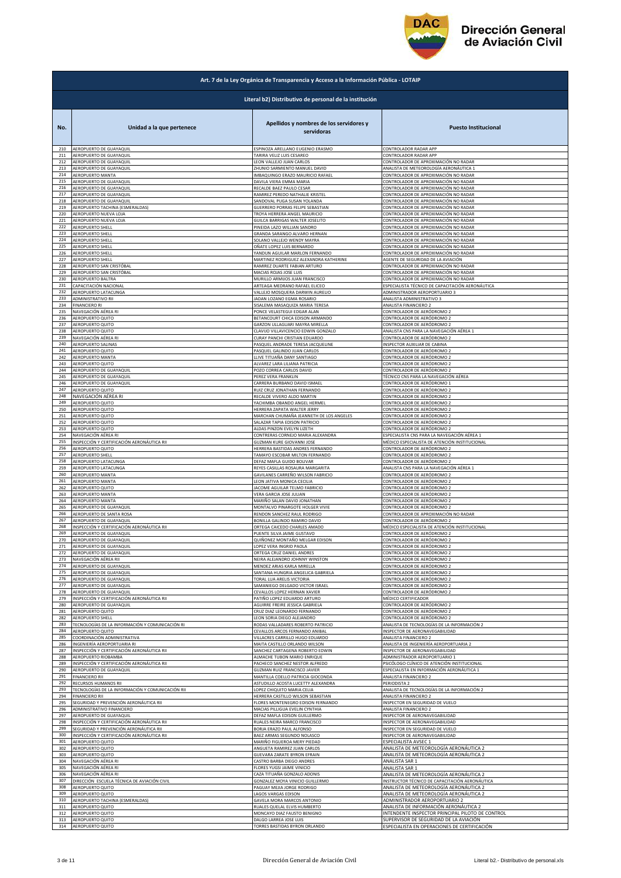## Art. 7 de la Ley Orgánica de Transparencia y Acceso a la Información Pública - LOTAIP

### Literal b2) Distributivo de personal de la institución

| No. | Unidad a la que pertenece | Apellidos y nombres de los servidores y servidoras | Puesto Institucional |
|---|---|---|---|
| 210 | AEROPUERTO DE GUAYAQUIL | ESPINOZA ARELLANO EUGENIO ERASMO | CONTROLADOR RADAR APP |
| 211 | AEROPUERTO DE GUAYAQUIL | TARIRA VELIZ LUIS CESAREO | CONTROLADOR RADAR APP |
| 212 | AEROPUERTO DE GUAYAQUIL | LEON VALLEJO JUAN CARLOS | CONTROLADOR DE APROXIMACIÓN NO RADAR |
| 213 | AEROPUERTO DE GUAYAQUIL | ZHUNIO SARMIENTO MANUEL DAVID | ANALISTA DE METEOROLOGÍA AERONÁUTICA 1 |
| 214 | AEROPUERTO MANTA | IMBAQUINGO ERAZO MAURICIO RAFAEL | CONTROLADOR DE APROXIMACIÓN NO RADAR |
| 215 | AEROPUERTO DE GUAYAQUIL | DAVILA VIERA EMMA MARIA | CONTROLADOR DE APROXIMACIÓN NO RADAR |
| 216 | AEROPUERTO DE GUAYAQUIL | RECALDE BAEZ PAULO CESAR | CONTROLADOR DE APROXIMACIÓN NO RADAR |
| 217 | AEROPUERTO DE GUAYAQUIL | RAMIREZ PEREDO NATHALIE KRISTEL | CONTROLADOR DE APROXIMACIÓN NO RADAR |
| 218 | AEROPUERTO DE GUAYAQUIL | SANDOVAL PUGA SUSAN YOLANDA | CONTROLADOR DE APROXIMACIÓN NO RADAR |
| 219 | AEROPUERTO TACHINA (ESMERALDAS) | GUERRERO PORRAS FELIPE SEBASTIAN | CONTROLADOR DE APROXIMACIÓN NO RADAR |
| 220 | AEROPUERTO NUEVA LOJA | TROYA HERRERA ANGEL MAURICIO | CONTROLADOR DE APROXIMACIÓN NO RADAR |
| 221 | AEROPUERTO NUEVA LOJA | GUILCA BARRIGAS WALTER JOSELITO | CONTROLADOR DE APROXIMACIÓN NO RADAR |
| 222 | AEROPUERTO SHELL | PINEIDA LAZO WILLIAN SANDRO | CONTROLADOR DE APROXIMACIÓN NO RADAR |
| 223 | AEROPUERTO SHELL | GRANDA SARANGO ALVARO HERNAN | CONTROLADOR DE APROXIMACIÓN NO RADAR |
| 224 | AEROPUERTO SHELL | SOLANO VALLEJO WENDY MAYRA | CONTROLADOR DE APROXIMACIÓN NO RADAR |
| 225 | AEROPUERTO SHELL | OÑATE LOPEZ LUIS BERNARDO | CONTROLADOR DE APROXIMACIÓN NO RADAR |
| 226 | AEROPUERTO SHELL | YANDUN AGUILAR MARLON FERNANDO | CONTROLADOR DE APROXIMACIÓN NO RADAR |
| 227 | AEROPUERTO SHELL | MARTINEZ RODRIGUEZ ALEXANDRA KATHERINE | AGENTE DE SEGURIDAD DE LA AVIACIÓN |
| 228 | AEROPUERTO SAN CRISTÓBAL | RAMIREZ DUARTE FABIAN ARTURO | CONTROLADOR DE APROXIMACIÓN NO RADAR |
| 229 | AEROPUERTO SAN CRISTÓBAL | MACIAS ROJAS JOSE LUIS | CONTROLADOR DE APROXIMACIÓN NO RADAR |
| 230 | AEROPUERTO BALTRA | MURILLO ARMIJOS JUAN FRANCISCO | CONTROLADOR DE APROXIMACIÓN NO RADAR |
| 231 | CAPACITACIÓN NACIONAL | ARTEAGA MEDRANO RAFAEL ELICEO | ESPECIALISTA TÉCNICO DE CAPACITACIÓN AERONÁUTICA |
| 232 | AEROPUERTO LATACUNGA | VALLEJO MOSQUERA DARWIN AURELIO | ADMINISTRADOR AEROPORTUARIO 3 |
| 233 | ADMINISTRATIVO RII | JADAN LOZANO EGMA ROSARIO | ANALISTA ADMINISTRATIVO 3 |
| 234 | FINANCIERO RI | SISALEMA MASAQUIZA MARIA TERESA | ANALISTA FINANCIERO 2 |
| 235 | NAVEGACIÓN AÉREA RI | PONCE VELASTEGUI EDGAR ALAN | CONTROLADOR DE AERÓDROMO 2 |
| 236 | AEROPUERTO QUITO | BETANCOURT CHICA EDISON ARMANDO | CONTROLADOR DE AERÓDROMO 2 |
| 237 | AEROPUERTO QUITO | GARZON ULLAGUARI MAYRA MIRELLA | CONTROLADOR DE AERÓDROMO 2 |
| 238 | AEROPUERTO QUITO | CLAVIJO VILLAVICENCIO EDWIN GONZALO | ANALISTA CNS PARA LA NAVEGACIÓN AÉREA 1 |
| 239 | NAVEGACIÓN AÉREA RI | CURAY PANCHI CRISTIAN EDUARDO | CONTROLADOR DE AERÓDROMO 2 |
| 240 | AEROPUERTO SALINAS | PASQUEL ANDRADE TERESA JACQUELINE | INSPECTOR AUXILIAR DE CABINA |
| 241 | AEROPUERTO QUITO | PASQUEL GALINDO JUAN CARLOS | CONTROLADOR DE AERÓDROMO 2 |
| 242 | AEROPUERTO MANTA | LLIVE TITUAÑA DANY SANTIAGO | CONTROLADOR DE AERÓDROMO 2 |
| 243 | AEROPUERTO QUITO | ALVAREZ LARA LILIANA PATRICIA | CONTROLADOR DE AERÓDROMO 2 |
| 244 | AEROPUERTO DE GUAYAQUIL | POZO CORREA CARLOS DAVID | CONTROLADOR DE AERÓDROMO 2 |
| 245 | AEROPUERTO DE GUAYAQUIL | PEREZ VERA FRANKLIN | TÉCNICO CNS PARA LA NAVEGACIÓN AÉREA |
| 246 | AEROPUERTO DE GUAYAQUIL | CARRERA BURBANO DAVID ISMAEL | CONTROLADOR DE AERÓDROMO 1 |
| 247 | AEROPUERTO QUITO | RUIZ CRUZ JONATHAN FERNANDO | CONTROLADOR DE AERÓDROMO 2 |
| 248 | NAVEGACIÓN AÉREA RI | RECALDE VIVERO ALDO MARTIN | CONTROLADOR DE AERÓDROMO 2 |
| 249 | AEROPUERTO QUITO | YACHIMBA OBANDO ANGEL HERMEL | CONTROLADOR DE AERÓDROMO 2 |
| 250 | AEROPUERTO QUITO | HERRERA ZAPATA WALTER JERRY | CONTROLADOR DE AERÓDROMO 2 |
| 251 | AEROPUERTO QUITO | MARCHAN CHUMAÑA JEANNETH DE LOS ANGELES | CONTROLADOR DE AERÓDROMO 2 |
| 252 | AEROPUERTO QUITO | SALAZAR TAPIA EDISON PATRICIO | CONTROLADOR DE AERÓDROMO 2 |
| 253 | AEROPUERTO QUITO | ALDAS PINZON EVELYN LIZETH | CONTROLADOR DE AERÓDROMO 2 |
| 254 | NAVEGACIÓN AÉREA RI | CONTRERAS CORNEJO MARIA ALEXANDRA | ESPECIALISTA CNS PARA LA NAVEGACIÓN AÉREA 1 |
| 255 | INSPECCIÓN Y CERTIFICACIÓN AERONÁUTICA RII | GUZMAN KURE GIOVANNI JOSE | MÉDICO ESPECIALISTA DE ATENCIÓN INSTITUCIONAL |
| 256 | AEROPUERTO QUITO | HERRERA BASTIDAS ANDRES FERNANDO | CONTROLADOR DE AERÓDROMO 2 |
| 257 | AEROPUERTO SHELL | TAMAYO ESCOBAR MILTON FERNANDO | CONTROLADOR DE AERÓDROMO 2 |
| 258 | AEROPUERTO LATACUNGA | DEFAZ MAFLA GUIDO BOLIVAR | CONTROLADOR DE AERÓDROMO 2 |
| 259 | AEROPUERTO LATACUNGA | REYES CASILLAS ROSAURA MARGARITA | ANALISTA CNS PARA LA NAVEGACIÓN AÉREA 1 |
| 260 | AEROPUERTO MANTA | GAVILANES CARREÑO WILSON FABRICIO | CONTROLADOR DE AERÓDROMO 2 |
| 261 | AEROPUERTO MANTA | LEON JATIVA MONICA CECILIA | CONTROLADOR DE AERÓDROMO 2 |
| 262 | AEROPUERTO QUITO | JACOME AGUILAR TELMO FABRICIO | CONTROLADOR DE AERÓDROMO 2 |
| 263 | AEROPUERTO MANTA | VERA GARCIA JOSE JULIAN | CONTROLADOR DE AERÓDROMO 2 |
| 264 | AEROPUERTO MANTA | MARIÑO SALAN DAVID JONATHAN | CONTROLADOR DE AERÓDROMO 2 |
| 265 | AEROPUERTO DE GUAYAQUIL | MONTALVO PINARGOTE HOLGER VIVIE | CONTROLADOR DE AERÓDROMO 2 |
| 266 | AEROPUERTO DE SANTA ROSA | RENDON SANCHEZ RAUL RODRIGO | CONTROLADOR DE APROXIMACIÓN NO RADAR |
| 267 | AEROPUERTO DE GUAYAQUIL | BONILLA GALINDO RAMIRO DAVID | CONTROLADOR DE AERÓDROMO 2 |
| 268 | INSPECCIÓN Y CERTIFICACIÓN AERONÁUTICA RII | ORTEGA CAICEDO CHARLES AMADO | MÉDICO ESPECIALISTA DE ATENCIÓN INSTITUCIONAL |
| 269 | AEROPUERTO DE GUAYAQUIL | PUENTE SILVA JAIME GUSTAVO | CONTROLADOR DE AERÓDROMO 2 |
| 270 | AEROPUERTO DE GUAYAQUIL | QUIÑONEZ MONTAÑO MELGAR EDISON | CONTROLADOR DE AERÓDROMO 2 |
| 271 | AEROPUERTO DE GUAYAQUIL | LOPEZ VERA INGRID PAOLA | CONTROLADOR DE AERÓDROMO 2 |
| 272 | AEROPUERTO DE GUAYAQUIL | ORTEGA CRUZ DANIEL ANDRES | CONTROLADOR DE AERÓDROMO 2 |
| 273 | NAVEGACIÓN AÉREA RII | NEIRA ALEJANDRO JOHNNY WINSTON | CONTROLADOR DE AERÓDROMO 2 |
| 274 | AEROPUERTO DE GUAYAQUIL | MENDEZ ARIAS KARLA MIRELLA | CONTROLADOR DE AERÓDROMO 2 |
| 275 | AEROPUERTO DE GUAYAQUIL | SANTANA HUNGRIA ANGELICA GABRIELA | CONTROLADOR DE AERÓDROMO 2 |
| 276 | AEROPUERTO DE GUAYAQUIL | TORAL LUA ARELIS VICTORIA | CONTROLADOR DE AERÓDROMO 2 |
| 277 | AEROPUERTO DE GUAYAQUIL | SAMANIEGO DELGADO VICTOR ISRAEL | CONTROLADOR DE AERÓDROMO 2 |
| 278 | AEROPUERTO DE GUAYAQUIL | CEVALLOS LOPEZ HERNAN XAVIER | CONTROLADOR DE AERÓDROMO 2 |
| 279 | INSPECCIÓN Y CERTIFICACIÓN AERONÁUTICA RII | PATIÑO LOPEZ EDUARDO ARTURO | MÉDICO CERTIFICADOR |
| 280 | AEROPUERTO DE GUAYAQUIL | AGUIRRE FREIRE JESSICA GABRIELA | CONTROLADOR DE AERÓDROMO 2 |
| 281 | AEROPUERTO QUITO | CRUZ DIAZ LEONARDO FERNANDO | CONTROLADOR DE AERÓDROMO 2 |
| 282 | AEROPUERTO SHELL | LEON SORIA DIEGO ALEJANDRO | CONTROLADOR DE AERÓDROMO 2 |
| 283 | TECNOLOGÍAS DE LA INFORMACIÓN Y COMUNICACIÓN RI | RODAS VALLADARES ROBERTO PATRICIO | ANALISTA DE TECNOLOGÍAS DE LA INFORMACIÓN 2 |
| 284 | AEROPUERTO QUITO | CEVALLOS ARCOS FERNANDO ANIBAL | INSPECTOR DE AERONAVEGABILIDAD |
| 285 | COORDINACIÓN ADMINISTRATIVA | VILLACRES CARRILLO HUGO EDUARDO | ANALISTA FINANCIERO 2 |
| 286 | INGENIERÍA AEROPORTUARIA RI | MAITA CASTILLO ORLANDO WILSON | ANALISTA DE INGENIERÍA AEROPORTUARIA 2 |
| 287 | INSPECCIÓN Y CERTIFICACIÓN AERONÁUTICA RII | SANCHEZ CARTAGENA ROBERTO EDWIN | INSPECTOR DE AERONAVEGABILIDAD |
| 288 | AEROPUERTO RIOBAMBA | ALMACHE TUBON MARIO ENRIQUE | ADMINISTRADOR AEROPORTUARIO 1 |
| 289 | INSPECCIÓN Y CERTIFICACIÓN AERONÁUTICA RII | PACHECO SANCHEZ NESTOR ALFREDO | PSICÓLOGO CLÍNICO DE ATENCIÓN INSTITUCIONAL |
| 290 | AEROPUERTO DE GUAYAQUIL | GUZMAN RUIZ FRANCISCO JAVIER | ESPECIALISTA EN INFORMACIÓN AERONÁUTICA 1 |
| 291 | FINANCIERO RII | MANTILLA COELLO PATRICIA GIOCONDA | ANALISTA FINANCIERO 2 |
| 292 | RECURSOS HUMANOS RII | ASTUDILLO ACOSTA LUCETTY ALEXANDRA | PERIODISTA 2 |
| 293 | TECNOLOGÍAS DE LA INFORMACIÓN Y COMUNICACIÓN RII | LOPEZ CHIQUITO MARIA CELIA | ANALISTA DE TECNOLOGÍAS DE LA INFORMACIÓN 2 |
| 294 | FINANCIERO RII | HERRERA CASTILLO WILSON SEBASTIAN | ANALISTA FINANCIERO 2 |
| 295 | SEGURIDAD Y PREVENCIÓN AERONÁUTICA RII | FLORES MONTENEGRO EDISON FERNANDO | INSPECTOR EN SEGURIDAD DE VUELO |
| 296 | ADMINISTRATIVO FINANCIERO | MACIAS PILLIGUA EVELIN CYNTHIA | ANALISTA FINANCIERO 2 |
| 297 | AEROPUERTO DE GUAYAQUIL | DEFAZ MAFLA EDISON GUILLERMO | INSPECTOR DE AERONAVEGABILIDAD |
| 298 | INSPECCIÓN Y CERTIFICACIÓN AERONÁUTICA RII | RUALES NEIRA MARCO FRANCISCO | INSPECTOR DE AERONAVEGABILIDAD |
| 299 | SEGURIDAD Y PREVENCIÓN AERONÁUTICA RII | BORJA ERAZO PAUL ALFONSO | INSPECTOR EN SEGURIDAD DE VUELO |
| 300 | INSPECCIÓN Y CERTIFICACIÓN AERONÁUTICA RII | BAEZ ARMAS SEGUNDO NOLASCO | INSPECTOR DE AERONAVEGABILIDAD |
| 301 | AEROPUERTO QUITO | MARIÑO FIGUEROA MERY PIEDAD | ESPECIALISTA AVSEC 1 |
| 302 | AEROPUERTO QUITO | ANGUETA RAMIREZ JUAN CARLOS | ANALISTA DE METEOROLOGÍA AERONÁUTICA 2 |
| 303 | AEROPUERTO QUITO | GUEVARA ZARATE BYRON EFRAIN | ANALISTA DE METEOROLOGÍA AERONÁUTICA 2 |
| 304 | NAVEGACIÓN AÉREA RI | CASTRO BARBA DIEGO ANDRES | ANALISTA SAR 1 |
| 305 | NAVEGACIÓN AÉREA RI | FLORES YUGSI JAIME VINICIO | ANALISTA SAR 1 |
| 306 | NAVEGACIÓN AÉREA RI | CAZA TITUAÑA GONZALO ADONIS | ANALISTA DE METEOROLOGÍA AERONÁUTICA 2 |
| 307 | DIRECCIÓN ESCUELA TÉCNICA DE AVIACIÓN CIVIL | GONZALEZ MOYA VINICIO GUILLERMO | INSTRUCTOR TÉCNICO DE CAPACITACIÓN AERONÁUTICA |
| 308 | AEROPUERTO QUITO | PAGUAY MEJIA JORGE RODRIGO | ANALISTA DE METEOROLOGÍA AERONÁUTICA 2 |
| 309 | AEROPUERTO QUITO | LAGOS VARGAS EDISON | ANALISTA DE METEOROLOGÍA AERONÁUTICA 2 |
| 310 | AEROPUERTO TACHINA (ESMERALDAS) | GAVELA MORA MARCOS ANTONIO | ADMINISTRADOR AEROPORTUARIO 2 |
| 311 | AEROPUERTO QUITO | RUALES QUELAL ELVIS HUMBERTO | ANALISTA DE INFORMACIÓN AERONÁUTICA 2 |
| 312 | AEROPUERTO QUITO | MONCAYO DIAZ FAUSTO BENIGNO | INTENDENTE INSPECTOR PRINCIPAL PILOTO DE CONTROL |
| 313 | AEROPUERTO QUITO | DALGO LARREA JOSE LUIS | SUPERVISOR DE SEGURIDAD DE LA AVIACIÓN |
| 314 | AEROPUERTO QUITO | TORRES BASTIDAS BYRON ORLANDO | ESPECIALISTA EN OPERACIONES DE CERTIFICACIÓN |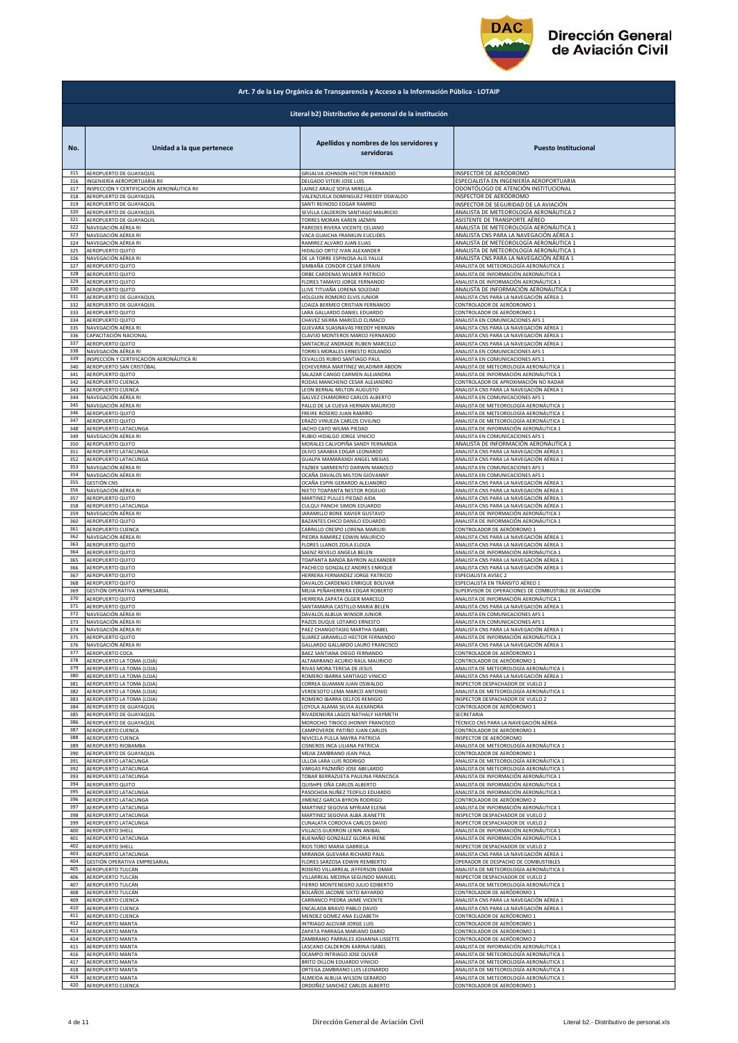## Art. 7 de la Ley Orgánica de Transparencia y Acceso a la Información Pública - LOTAIP

### Literal b2) Distributivo de personal de la institución

| No. | Unidad a la que pertenece | Apellidos y nombres de los servidores y servidoras | Puesto Institucional |
|---|---|---|---|
| 315 | AEROPUERTO DE GUAYAQUIL | GRIJALVA JOHNSON HECTOR FERNANDO | INSPECTOR DE AERÓDROMO |
| 316 | INGENIERÍA AEROPORTUARIA RII | DELGADO VITERI JOSE LUIS | ESPECIALISTA EN INGENIERÍA AEROPORTUARIA |
| 317 | INSPECCIÓN Y CERTIFICACIÓN AERONÁUTICA RII | LAINEZ ARAUZ SOFIA MIRELLA | ODONTÓLOGO DE ATENCIÓN INSTITUCIONAL |
| 318 | AEROPUERTO DE GUAYAQUIL | VALENZUELA DOMINGUEZ FREDDY OSWALDO | INSPECTOR DE AERÓDROMO |
| 319 | AEROPUERTO DE GUAYAQUIL | SANTI REINOSO EDGAR RAMIRO | INSPECTOR DE SEGURIDAD DE LA AVIACIÓN |
| 320 | AEROPUERTO DE GUAYAQUIL | SEVILLA CALDERON SANTIAGO MAURICIO | ANALISTA DE METEOROLOGÍA AERONÁUTICA 2 |
| 321 | AEROPUERTO DE GUAYAQUIL | TORRES MORAN KAREN JAZMIN | ASISTENTE DE TRANSPORTE AÉREO |
| 322 | NAVEGACIÓN AÉREA RI | PAREDES RIVERA VICENTE CELIANO | ANALISTA DE METEOROLOGÍA AERONÁUTICA 1 |
| 323 | NAVEGACIÓN AÉREA RI | VACA GUAICHA FRANKLIN EUCLIDES | ANALISTA CNS PARA LA NAVEGACIÓN AÉREA 1 |
| 324 | NAVEGACIÓN AÉREA RI | RAMIREZ ALVARO JUAN ELIAS | ANALISTA DE METEOROLOGÍA AERONÁUTICA 1 |
| 325 | AEROPUERTO QUITO | HIDALGO ORTIZ IVAN ALEXANDER | ANALISTA DE METEOROLOGÍA AERONÁUTICA 1 |
| 326 | NAVEGACIÓN AÉREA RI | DE LA TORRE ESPINOSA ALIS YALILE | ANALISTA CNS PARA LA NAVEGACIÓN AÉREA 1 |
| 327 | AEROPUERTO QUITO | SIMBAÑA CONDOR CESAR EFRAIN | ANALISTA DE METEOROLOGÍA AERONÁUTICA 1 |
| 328 | AEROPUERTO QUITO | ORBE CARDENAS WILMER PATRICIO | ANALISTA DE INFORMACIÓN AERONÁUTICA 1 |
| 329 | AEROPUERTO QUITO | FLORES TAMAYO JORGE FERNANDO | ANALISTA DE INFORMACIÓN AERONÁUTICA 1 |
| 330 | AEROPUERTO QUITO | LLIVE TITUAÑA LORENA SOLEDAD | ANALISTA DE INFORMACIÓN AERONÁUTICA 1 |
| 331 | AEROPUERTO DE GUAYAQUIL | HOLGUIN ROMERO ELVIS JUNIOR | ANALISTA CNS PARA LA NAVEGACIÓN AÉREA 1 |
| 332 | AEROPUERTO DE GUAYAQUIL | LOAIZA BERMEO CRISTIAN FERNANDO | CONTROLADOR DE AERÓDROMO 1 |
| 333 | AEROPUERTO QUITO | LARA GALLARDO DANIEL EDUARDO | CONTROLADOR DE AERÓDROMO 1 |
| 334 | AEROPUERTO QUITO | CHAVEZ SIERRA MARCELO CLIMACO | ANALISTA EN COMUNICACIONES AFS 1 |
| 335 | NAVEGACIÓN AÉREA RI | GUEVARA SUASNAVAS FREDDY HERNAN | ANALISTA CNS PARA LA NAVEGACIÓN AÉREA 1 |
| 336 | CAPACITACIÓN NACIONAL | CLAVIJO MONTEROS MARCO FERNANDO | ANALISTA CNS PARA LA NAVEGACIÓN AÉREA 1 |
| 337 | AEROPUERTO QUITO | SANTACRUZ ANDRADE RUBEN MARCELO | ANALISTA CNS PARA LA NAVEGACIÓN AÉREA 1 |
| 338 | NAVEGACIÓN AÉREA RI | TORRES MORALES ERNESTO ROLANDO | ANALISTA EN COMUNICACIONES AFS 1 |
| 339 | INSPECCIÓN Y CERTIFICACIÓN AERONÁUTICA RI | CEVALLOS RUBIO SANTIAGO PAUL | ANALISTA EN COMUNICACIONES AFS 1 |
| 340 | AEROPUERTO SAN CRISTÓBAL | ECHEVERRIA MARTINEZ WLADIMIR ABDON | ANALISTA DE METEOROLOGÍA AERONÁUTICA 1 |
| 341 | AEROPUERTO QUITO | SALAZAR CANGO CARMEN ALEJANDRA | ANALISTA DE INFORMACIÓN AERONÁUTICA 1 |
| 342 | AEROPUERTO CUENCA | RODAS MANCHENO CESAR ALEJANDRO | CONTROLADOR DE APROXIMACIÓN NO RADAR |
| 343 | AEROPUERTO CUENCA | LEON BERNAL MILTON AUGUSTO | ANALISTA CNS PARA LA NAVEGACIÓN AÉREA 1 |
| 344 | NAVEGACIÓN AÉREA RI | GALVEZ CHAMORRO CARLOS ALBERTO | ANALISTA EN COMUNICACIONES AFS 1 |
| 345 | NAVEGACIÓN AÉREA RI | PALLO DE LA CUEVA HERNAN MAURICIO | ANALISTA DE METEOROLOGÍA AERONÁUTICA 1 |
| 346 | AEROPUERTO QUITO | FREIRE ROSERO JUAN RAMIRO | ANALISTA DE METEOROLOGÍA AERONÁUTICA 1 |
| 347 | AEROPUERTO QUITO | ERAZO VINUEZA CARLOS CIVILINO | ANALISTA DE METEOROLOGÍA AERONÁUTICA 1 |
| 348 | AEROPUERTO LATACUNGA | JACHO CAYO WILMA PIEDAD | ANALISTA DE INFORMACIÓN AERONÁUTICA 1 |
| 349 | NAVEGACIÓN AÉREA RI | RUBIO HIDALGO JORGE VINICIO | ANALISTA EN COMUNICACIONES AFS 1 |
| 350 | AEROPUERTO QUITO | MORALES CALVOPIÑA SANDY FERNANDA | ANALISTA DE INFORMACIÓN AERONÁUTICA 1 |
| 351 | AEROPUERTO LATACUNGA | OLIVO SARABIA EDGAR LEONARDO | ANALISTA CNS PARA LA NAVEGACIÓN AÉREA 1 |
| 352 | AEROPUERTO LATACUNGA | GUALPA MAMARANDI ANGEL MESIAS | ANALISTA CNS PARA LA NAVEGACIÓN AÉREA 1 |
| 353 | NAVEGACIÓN AÉREA RI | YAZBEK SARMIENTO DARWIN MANOLO | ANALISTA EN COMUNICACIONES AFS 1 |
| 354 | NAVEGACIÓN AÉREA RI | OCAÑA DAVALOS MILTON GIOVANNY | ANALISTA EN COMUNICACIONES AFS 1 |
| 355 | GESTIÓN CNS | OCAÑA ESPIN GERARDO ALEJANDRO | ANALISTA CNS PARA LA NAVEGACIÓN AÉREA 1 |
| 356 | NAVEGACIÓN AÉREA RI | NIETO TOAPANTA NESTOR ROGELIO | ANALISTA CNS PARA LA NAVEGACIÓN AÉREA 1 |
| 357 | AEROPUERTO QUITO | MARTINEZ PULLES PIEDAD AIDA | ANALISTA CNS PARA LA NAVEGACIÓN AÉREA 1 |
| 358 | AEROPUERTO LATACUNGA | CULQUI PANCHI SIMON EDUARDO | ANALISTA CNS PARA LA NAVEGACIÓN AÉREA 1 |
| 359 | NAVEGACIÓN AÉREA RI | JARAMILLO BONE XAVIER GUSTAVO | ANALISTA DE INFORMACIÓN AERONÁUTICA 1 |
| 360 | AEROPUERTO QUITO | BAZANTES CHICO DANILO EDUARDO | ANALISTA DE INFORMACIÓN AERONÁUTICA 1 |
| 361 | AEROPUERTO CUENCA | CARRILLO CRESPO LORENA MARIUXI | CONTROLADOR DE AERÓDROMO 1 |
| 362 | NAVEGACIÓN AÉREA RI | PIEDRA RAMIREZ EDWIN MAURICIO | ANALISTA CNS PARA LA NAVEGACIÓN AÉREA 1 |
| 363 | AEROPUERTO QUITO | FLORES LLANOS ZOILA ELOIZA | ANALISTA CNS PARA LA NAVEGACIÓN AÉREA 1 |
| 364 | AEROPUERTO QUITO | SAENZ REVELO ANGELA BELEN | ANALISTA DE INFORMACIÓN AERONÁUTICA 1 |
| 365 | AEROPUERTO QUITO | TOAPANTA BANDA BAYRON ALEXANDER | ANALISTA CNS PARA LA NAVEGACIÓN AÉREA 1 |
| 366 | AEROPUERTO QUITO | PACHECO GONZALEZ ANDRES ENRIQUE | ANALISTA CNS PARA LA NAVEGACIÓN AÉREA 1 |
| 367 | AEROPUERTO QUITO | HERRERA FERNANDEZ JORGE PATRICIO | ESPECIALISTA AVSEC 2 |
| 368 | AEROPUERTO QUITO | DAVALOS CARDENAS ENRIQUE BOLIVAR | ESPECIALISTA EN TRÁNSITO AÉREO 1 |
| 369 | GESTIÓN OPERATIVA EMPRESARIAL | MEJIA PEÑAHERRERA EDGAR ROBERTO | SUPERVISOR DE OPERACIONES DE COMBUSTIBLE DE AVIACIÓN |
| 370 | AEROPUERTO QUITO | HERRERA ZAPATA OLGER MARCELO | ANALISTA DE INFORMACIÓN AERONÁUTICA 1 |
| 371 | AEROPUERTO QUITO | SANTAMARIA CASTILLO MARIA BELEN | ANALISTA CNS PARA LA NAVEGACIÓN AÉREA 1 |
| 372 | NAVEGACIÓN AÉREA RI | DAVALOS ALBUJA WINSOR JUNIOR | ANALISTA EN COMUNICACIONES AFS 1 |
| 373 | NAVEGACIÓN AÉREA RI | PAZOS DUQUE LOTARIO ERNESTO | ANALISTA EN COMUNICACIONES AFS 1 |
| 374 | NAVEGACIÓN AÉREA RI | PAEZ CHANGOTASIG MARTHA ISABEL | ANALISTA CNS PARA LA NAVEGACIÓN AÉREA 1 |
| 375 | AEROPUERTO QUITO | SUAREZ JARAMILLO HECTOR FERNANDO | ANALISTA DE INFORMACIÓN AERONÁUTICA 1 |
| 376 | NAVEGACIÓN AÉREA RI | GALLARDO GALLARDO LAURO FRANCISCO | ANALISTA CNS PARA LA NAVEGACIÓN AÉREA 1 |
| 377 | AEROPUERTO COCA | BAEZ SANTIANA DIEGO FERNANDO | CONTROLADOR DE AERÓDROMO 1 |
| 378 | AEROPUERTO LA TOMA (LOJA) | ALTAMIRANO ACURIO RAUL MAURICIO | CONTROLADOR DE AERÓDROMO 1 |
| 379 | AEROPUERTO LA TOMA (LOJA) | RIVAS MORA TERESA DE JESUS | ANALISTA DE METEOROLOGÍA AERONÁUTICA 1 |
| 380 | AEROPUERTO LA TOMA (LOJA) | ROMERO IBARRA SANTIAGO VINICIO | ANALISTA CNS PARA LA NAVEGACIÓN AÉREA 1 |
| 381 | AEROPUERTO LA TOMA (LOJA) | CORREA GUAMAN JUAN OSWALDO | INSPECTOR DESPACHADOR DE VUELO 2 |
| 382 | AEROPUERTO LA TOMA (LOJA) | VERDESOTO LEMA MARCO ANTONIO | ANALISTA DE METEOROLOGÍA AERONÁUTICA 1 |
| 383 | AEROPUERTO LA TOMA (LOJA) | ROMERO IBARRA DELFOS REMIGIO | INSPECTOR DESPACHADOR DE VUELO 2 |
| 384 | AEROPUERTO DE GUAYAQUIL | LOYOLA ALAMA SILVIA ALEXANDRA | CONTROLADOR DE AERÓDROMO 1 |
| 385 | AEROPUERTO DE GUAYAQUIL | RIVADENEIRA LAGOS NATHALY HAYMETH | SECRETARIA |
| 386 | AEROPUERTO DE GUAYAQUIL | MOROCHO TINOCO JHONNY FRANCISCO | TÉCNICO CNS PARA LA NAVEGACIÓN AÉREA |
| 387 | AEROPUERTO CUENCA | CAMPOVERDE PATIÑO JUAN CARLOS | CONTROLADOR DE AERÓDROMO 1 |
| 388 | AEROPUERTO CUENCA | NIVICELA PULLA MAYRA PATRICIA | INSPECTOR DE AERÓDROMO |
| 389 | AEROPUERTO RIOBAMBA | CISNEROS INCA LILIANA PATRICIA | ANALISTA DE METEOROLOGÍA AERONÁUTICA 1 |
| 390 | AEROPUERTO DE GUAYAQUIL | MEJIA ZAMBRANO JEAN PAUL | CONTROLADOR DE AERÓDROMO 1 |
| 391 | AEROPUERTO LATACUNGA | ULLOA LARA LUIS RODRIGO | ANALISTA DE METEOROLOGÍA AERONÁUTICA 1 |
| 392 | AEROPUERTO LATACUNGA | VARGAS PAZMIÑO JOSE ABELARDO | ANALISTA DE METEOROLOGÍA AERONÁUTICA 1 |
| 393 | AEROPUERTO LATACUNGA | TOBAR BERRAZUETA PAULINA FRANCISCA | ANALISTA DE INFORMACIÓN AERONÁUTICA 1 |
| 394 | AEROPUERTO QUITO | QUISHPE OÑA CARLOS ALBERTO | ANALISTA DE INFORMACIÓN AERONÁUTICA 1 |
| 395 | AEROPUERTO LATACUNGA | PASOCHOA NUÑEZ TEOFILO EDUARDO | ANALISTA DE INFORMACIÓN AERONÁUTICA 1 |
| 396 | AEROPUERTO LATACUNGA | JIMENEZ GARCIA BYRON RODRIGO | CONTROLADOR DE AERÓDROMO 2 |
| 397 | AEROPUERTO LATACUNGA | MARTINEZ SEGOVIA MYRIAM ELENA | ANALISTA DE INFORMACIÓN AERONÁUTICA 1 |
| 398 | AEROPUERTO LATACUNGA | MARTINEZ SEGOVIA ALBA JEANETTE | INSPECTOR DESPACHADOR DE VUELO 2 |
| 399 | AEROPUERTO LATACUNGA | CUNALATA CORDOVA CARLOS DAVID | INSPECTOR DESPACHADOR DE VUELO 2 |
| 400 | AEROPUERTO SHELL | VILLACIS GUERRON LENIN ANIBAL | ANALISTA DE INFORMACIÓN AERONÁUTICA 1 |
| 401 | AEROPUERTO LATACUNGA | BUENAÑO GONZALEZ GLORIA IRENE | ANALISTA DE INFORMACIÓN AERONÁUTICA 1 |
| 402 | AEROPUERTO SHELL | RIOS TORO MARIA GABRIELA | INSPECTOR DESPACHADOR DE VUELO 2 |
| 403 | AEROPUERTO LATACUNGA | MIRANDA GUEVARA RICHARD PAUL | ANALISTA CNS PARA LA NAVEGACIÓN AÉREA 1 |
| 404 | GESTIÓN OPERATIVA EMPRESARIAL | FLORES SARZOSA EDWIN REMBERTO | OPERADOR DE DESPACHO DE COMBUSTIBLES |
| 405 | AEROPUERTO TULCÁN | ROSERO VILLARREAL JEFFERSON OMAR | ANALISTA DE METEOROLOGÍA AERONÁUTICA 1 |
| 406 | AEROPUERTO TULCÁN | VILLARREAL MEDINA SEGUNDO MANUEL | INSPECTOR DESPACHADOR DE VUELO 2 |
| 407 | AEROPUERTO TULCÁN | FIERRO MONTENEGRO JULIO EDIBERTO | ANALISTA DE METEOROLOGÍA AERONÁUTICA 1 |
| 408 | AEROPUERTO TULCÁN | BOLAÑOS JACOME SIXTO BAYARDO | CONTROLADOR DE AERÓDROMO 1 |
| 409 | AEROPUERTO CUENCA | CARRANCO PIEDRA JAIME VICENTE | ANALISTA CNS PARA LA NAVEGACIÓN AÉREA 1 |
| 410 | AEROPUERTO CUENCA | ENCALADA BRAVO PABLO DAVID | ANALISTA CNS PARA LA NAVEGACIÓN AÉREA 1 |
| 411 | AEROPUERTO CUENCA | MENDEZ GOMEZ ANA ELIZABETH | CONTROLADOR DE AERÓDROMO 1 |
| 412 | AEROPUERTO MANTA | INTRIAGO ALCIVAR JORGE LUIS | CONTROLADOR DE AERÓDROMO 1 |
| 413 | AEROPUERTO MANTA | ZAPATA PARRAGA MARIANO DARIO | CONTROLADOR DE AERÓDROMO 1 |
| 414 | AEROPUERTO MANTA | ZAMBRANO PARRALES JOHANNA LISSETTE | CONTROLADOR DE AERÓDROMO 2 |
| 415 | AEROPUERTO MANTA | LASCANO CALDERON KARINA ISABEL | ANALISTA DE INFORMACIÓN AERONÁUTICA 1 |
| 416 | AEROPUERTO MANTA | OCAMPO INTRIAGO JOSE OLIVER | ANALISTA DE METEOROLOGÍA AERONÁUTICA 1 |
| 417 | AEROPUERTO MANTA | BRITO DILLON EDUARDO VINICIO | ANALISTA DE METEOROLOGÍA AERONÁUTICA 1 |
| 418 | AEROPUERTO MANTA | ORTEGA ZAMBRANO LUIS LEONARDO | ANALISTA DE METEOROLOGÍA AERONÁUTICA 1 |
| 419 | AEROPUERTO MANTA | ALMEIDA ALBUJA WILSON GERARDO | ANALISTA DE METEOROLOGÍA AERONÁUTICA 1 |
| 420 | AEROPUERTO CUENCA | ORDOÑEZ SANCHEZ CARLOS ALBERTO | CONTROLADOR DE AERÓDROMO 1 |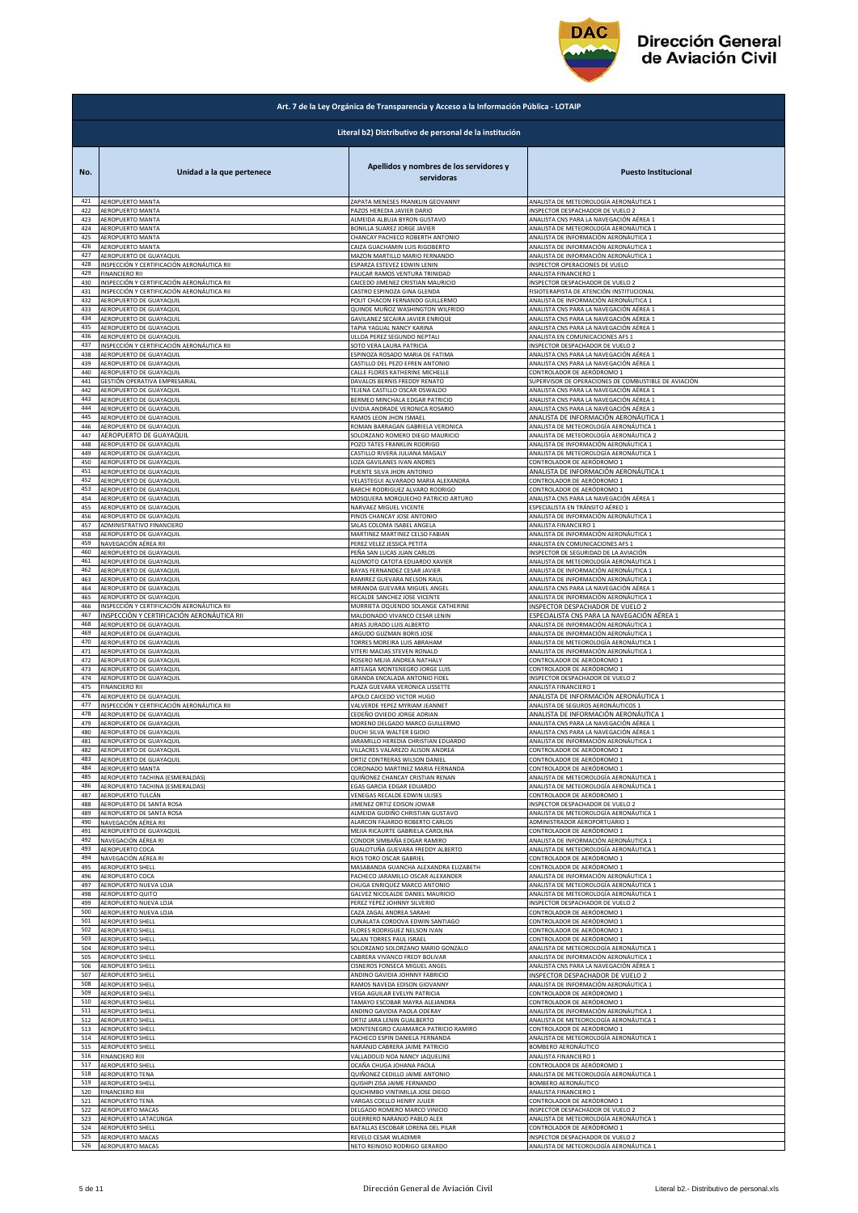**Dirección General de Aviación Civil**

## Art. 7 de la Ley Orgánica de Transparencia y Acceso a la Información Pública - LOTAIP

### Literal b2) Distributivo de personal de la institución

| No. | Unidad a la que pertenece | Apellidos y nombres de los servidores y servidoras | Puesto Institucional |
|---|---|---|---|
| 421 | AEROPUERTO MANTA | ZAPATA MENESES FRANKLIN GEOVANNY | ANALISTA DE METEOROLOGÍA AERONÁUTICA 1 |
| 422 | AEROPUERTO MANTA | PAZOS HEREDIA JAVIER DARIO | INSPECTOR DESPACHADOR DE VUELO 2 |
| 423 | AEROPUERTO MANTA | ALMEIDA ALBUJA BYRON GUSTAVO | ANALISTA CNS PARA LA NAVEGACIÓN AÉREA 1 |
| 424 | AEROPUERTO MANTA | BONILLA SUAREZ JORGE JAVIER | ANALISTA DE METEOROLOGÍA AERONÁUTICA 1 |
| 425 | AEROPUERTO MANTA | CHANCAY PACHECO ROBERTH ANTONIO | ANALISTA DE INFORMACIÓN AERONÁUTICA 1 |
| 426 | AEROPUERTO MANTA | CAIZA GUACHAMIN LUIS RIGOBERTO | ANALISTA DE INFORMACIÓN AERONÁUTICA 1 |
| 427 | AEROPUERTO DE GUAYAQUIL | MAZON MARTILLO MARIO FERNANDO | ANALISTA DE INFORMACIÓN AERONÁUTICA 1 |
| 428 | INSPECCIÓN Y CERTIFICACIÓN AERONÁUTICA RII | ESPARZA ESTEVEZ EDWIN LENIN | INSPECTOR OPERACIONES DE VUELO |
| 429 | FINANCIERO RII | PAUCAR RAMOS VENTURA TRINIDAD | ANALISTA FINANCIERO 1 |
| 430 | INSPECCIÓN Y CERTIFICACIÓN AERONÁUTICA RII | CAICEDO JIMENEZ CRISTIAN MAURICIO | INSPECTOR DESPACHADOR DE VUELO 2 |
| 431 | INSPECCIÓN Y CERTIFICACIÓN AERONÁUTICA RII | CASTRO ESPINOZA GINA GLENDA | FISIOTERAPISTA DE ATENCIÓN INSTITUCIONAL |
| 432 | AEROPUERTO DE GUAYAQUIL | POLIT CHACON FERNANDO GUILLERMO | ANALISTA DE INFORMACIÓN AERONÁUTICA 1 |
| 433 | AEROPUERTO DE GUAYAQUIL | QUINDE MUÑOZ WASHINGTON WILFRIDO | ANALISTA CNS PARA LA NAVEGACIÓN AÉREA 1 |
| 434 | AEROPUERTO DE GUAYAQUIL | GAVILANEZ SECAIRA JAVIER ENRIQUE | ANALISTA CNS PARA LA NAVEGACIÓN AÉREA 1 |
| 435 | AEROPUERTO DE GUAYAQUIL | TAPIA YAGUAL NANCY KARINA | ANALISTA CNS PARA LA NAVEGACIÓN AÉREA 1 |
| 436 | AEROPUERTO DE GUAYAQUIL | ULLOA PEREZ SEGUNDO NEPTALI | ANALISTA EN COMUNICACIONES AFS 1 |
| 437 | INSPECCIÓN Y CERTIFICACIÓN AERONÁUTICA RII | SOTO VERA LAURA PATRICIA | INSPECTOR DESPACHADOR DE VUELO 2 |
| 438 | AEROPUERTO DE GUAYAQUIL | ESPINOZA ROSADO MARIA DE FATIMA | ANALISTA CNS PARA LA NAVEGACIÓN AÉREA 1 |
| 439 | AEROPUERTO DE GUAYAQUIL | CASTILLO DEL PEZO EFREN ANTONIO | ANALISTA CNS PARA LA NAVEGACIÓN AÉREA 1 |
| 440 | AEROPUERTO DE GUAYAQUIL | CALLE FLORES KATHERINE MICHELLE | CONTROLADOR DE AERÓDROMO 1 |
| 441 | GESTIÓN OPERATIVA EMPRESARIAL | DAVALOS BERNIS FREDDY RENATO | SUPERVISOR DE OPERACIONES DE COMBUSTIBLE DE AVIACIÓN |
| 442 | AEROPUERTO DE GUAYAQUIL | TEJENA CASTILLO OSCAR OSWALDO | ANALISTA CNS PARA LA NAVEGACIÓN AÉREA 1 |
| 443 | AEROPUERTO DE GUAYAQUIL | BERMEO MINCHALA EDGAR PATRICIO | ANALISTA CNS PARA LA NAVEGACIÓN AÉREA 1 |
| 444 | AEROPUERTO DE GUAYAQUIL | UVIDIA ANDRADE VERONICA ROSARIO | ANALISTA CNS PARA LA NAVEGACIÓN AÉREA 1 |
| 445 | AEROPUERTO DE GUAYAQUIL | RAMOS LEON JHON ISMAEL | ANALISTA DE INFORMACIÓN AERONÁUTICA 1 |
| 446 | AEROPUERTO DE GUAYAQUIL | ROMAN BARRAGAN GABRIELA VERONICA | ANALISTA DE METEOROLOGÍA AERONÁUTICA 1 |
| 447 | AEROPUERTO DE GUAYAQUIL | SOLORZANO ROMERO DIEGO MAURICIO | ANALISTA DE METEOROLOGÍA AERONÁUTICA 2 |
| 448 | AEROPUERTO DE GUAYAQUIL | POZO TATES FRANKLIN RODRIGO | ANALISTA DE INFORMACIÓN AERONÁUTICA 1 |
| 449 | AEROPUERTO DE GUAYAQUIL | CASTILLO RIVERA JULIANA MAGALY | ANALISTA DE METEOROLOGÍA AERONÁUTICA 1 |
| 450 | AEROPUERTO DE GUAYAQUIL | LOZA GAVILANES IVAN ANDRES | CONTROLADOR DE AERÓDROMO 1 |
| 451 | AEROPUERTO DE GUAYAQUIL | PUENTE SILVA JHON ANTONIO | ANALISTA DE INFORMACIÓN AERONÁUTICA 1 |
| 452 | AEROPUERTO DE GUAYAQUIL | VELASTEGUI ALVARADO MARIA ALEXANDRA | CONTROLADOR DE AERÓDROMO 1 |
| 453 | AEROPUERTO DE GUAYAQUIL | BARCHI RODRIGUEZ ALVARO RODRIGO | CONTROLADOR DE AERÓDROMO 1 |
| 454 | AEROPUERTO DE GUAYAQUIL | MOSQUERA MORQUECHO PATRICIO ARTURO | ANALISTA CNS PARA LA NAVEGACIÓN AÉREA 1 |
| 455 | AEROPUERTO DE GUAYAQUIL | NARVAEZ MIGUEL VICENTE | ESPECIALISTA EN TRÁNSITO AÉREO 1 |
| 456 | AEROPUERTO DE GUAYAQUIL | PINOS CHANCAY JOSE ANTONIO | ANALISTA DE INFORMACIÓN AERONÁUTICA 1 |
| 457 | ADMINISTRATIVO FINANCIERO | SALAS COLOMA ISABEL ANGELA | ANALISTA FINANCIERO 1 |
| 458 | AEROPUERTO DE GUAYAQUIL | MARTINEZ MARTINEZ CELSO FABIAN | ANALISTA DE INFORMACIÓN AERONÁUTICA 1 |
| 459 | NAVEGACIÓN AÉREA RII | PEREZ VELEZ JESSICA PETITA | ANALISTA EN COMUNICACIONES AFS 1 |
| 460 | AEROPUERTO DE GUAYAQUIL | PEÑA SAN LUCAS JUAN CARLOS | INSPECTOR DE SEGURIDAD DE LA AVIACIÓN |
| 461 | AEROPUERTO DE GUAYAQUIL | ALOMOTO CATOTA EDUARDO XAVIER | ANALISTA DE METEOROLOGÍA AERONÁUTICA 1 |
| 462 | AEROPUERTO DE GUAYAQUIL | BAYAS FERNANDEZ CESAR JAVIER | ANALISTA DE INFORMACIÓN AERONÁUTICA 1 |
| 463 | AEROPUERTO DE GUAYAQUIL | RAMIREZ GUEVARA NELSON RAUL | ANALISTA DE INFORMACIÓN AERONÁUTICA 1 |
| 464 | AEROPUERTO DE GUAYAQUIL | MIRANDA GUEVARA MIGUEL ANGEL | ANALISTA CNS PARA LA NAVEGACIÓN AÉREA 1 |
| 465 | AEROPUERTO DE GUAYAQUIL | RECALDE SANCHEZ JOSE VICENTE | ANALISTA DE INFORMACIÓN AERONÁUTICA 1 |
| 466 | INSPECCIÓN Y CERTIFICACIÓN AERONÁUTICA RII | MURRIETA OQUENDO SOLANGE CATHERINE | INSPECTOR DESPACHADOR DE VUELO 2 |
| 467 | INSPECCIÓN Y CERTIFICACIÓN AERONÁUTICA RII | MALDONADO VIVANCO CESAR LENIN | ESPECIALISTA CNS PARA LA NAVEGACIÓN AÉREA 1 |
| 468 | AEROPUERTO DE GUAYAQUIL | ARIAS JURADO LUIS ALBERTO | ANALISTA DE INFORMACIÓN AERONÁUTICA 1 |
| 469 | AEROPUERTO DE GUAYAQUIL | ARGUDO GUZMAN BORIS JOSE | ANALISTA DE INFORMACIÓN AERONÁUTICA 1 |
| 470 | AEROPUERTO DE GUAYAQUIL | TORRES MOREIRA LUIS ABRAHAM | ANALISTA DE METEOROLOGÍA AERONÁUTICA 1 |
| 471 | AEROPUERTO DE GUAYAQUIL | VITERI MACIAS STEVEN RONALD | ANALISTA DE INFORMACIÓN AERONÁUTICA 1 |
| 472 | AEROPUERTO DE GUAYAQUIL | ROSERO MEJIA ANDREA NATHALY | CONTROLADOR DE AERÓDROMO 1 |
| 473 | AEROPUERTO DE GUAYAQUIL | ARTEAGA MONTENEGRO JORGE LUIS | CONTROLADOR DE AERÓDROMO 1 |
| 474 | AEROPUERTO DE GUAYAQUIL | GRANDA ENCALADA ANTONIO FIDEL | INSPECTOR DESPACHADOR DE VUELO 2 |
| 475 | FINANCIERO RII | PLAZA GUEVARA VERONICA LISSETTE | ANALISTA FINANCIERO 1 |
| 476 | AEROPUERTO DE GUAYAQUIL | APOLO CAICEDO VICTOR HUGO | ANALISTA DE INFORMACIÓN AERONÁUTICA 1 |
| 477 | INSPECCIÓN Y CERTIFICACIÓN AERONÁUTICA RII | VALVERDE YEPEZ MYRIAM JEANNET | ANALISTA DE SEGUROS AERONÁUTICOS 1 |
| 478 | AEROPUERTO DE GUAYAQUIL | CEDEÑO OVIEDO JORGE ADRIAN | ANALISTA DE INFORMACIÓN AERONÁUTICA 1 |
| 479 | AEROPUERTO DE GUAYAQUIL | MORENO DELGADO MARCO GUILLERMO | ANALISTA CNS PARA LA NAVEGACIÓN AÉREA 1 |
| 480 | AEROPUERTO DE GUAYAQUIL | DUCHI SILVA WALTER EGIDIO | ANALISTA CNS PARA LA NAVEGACIÓN AÉREA 1 |
| 481 | AEROPUERTO DE GUAYAQUIL | JARAMILLO HEREDIA CHRISTIAN EDUARDO | ANALISTA DE INFORMACIÓN AERONÁUTICA 1 |
| 482 | AEROPUERTO DE GUAYAQUIL | VILLACRES VALAREZO ALISON ANDREA | CONTROLADOR DE AERÓDROMO 1 |
| 483 | AEROPUERTO DE GUAYAQUIL | ORTIZ CONTRERAS WILSON DANIEL | CONTROLADOR DE AERÓDROMO 1 |
| 484 | AEROPUERTO MANTA | CORONADO MARTINEZ MARIA FERNANDA | CONTROLADOR DE AERÓDROMO 1 |
| 485 | AEROPUERTO TACHINA (ESMERALDAS) | QUIÑONEZ CHANCAY CRISTIAN RENAN | ANALISTA DE METEOROLOGÍA AERONÁUTICA 1 |
| 486 | AEROPUERTO TACHINA (ESMERALDAS) | EGAS GARCIA EDGAR EDUARDO | ANALISTA DE METEOROLOGÍA AERONÁUTICA 1 |
| 487 | AEROPUERTO TULCÁN | VENEGAS RECALDE EDWIN ULISES | CONTROLADOR DE AERÓDROMO 1 |
| 488 | AEROPUERTO DE SANTA ROSA | JIMENEZ ORTIZ EDISON JOWAR | INSPECTOR DESPACHADOR DE VUELO 2 |
| 489 | AEROPUERTO DE SANTA ROSA | ALMEIDA GUDIÑO CHRISTIAN GUSTAVO | ANALISTA DE METEOROLOGÍA AERONÁUTICA 1 |
| 490 | NAVEGACIÓN AÉREA RII | ALARCON FAJARDO ROBERTO CARLOS | ADMINISTRADOR AEROPORTUARIO 1 |
| 491 | AEROPUERTO DE GUAYAQUIL | MEJIA RICAURTE GABRIELA CAROLINA | CONTROLADOR DE AERÓDROMO 1 |
| 492 | NAVEGACIÓN AÉREA RI | CONDOR SIMBAÑA EDGAR RAMIRO | ANALISTA DE INFORMACIÓN AERONÁUTICA 1 |
| 493 | AEROPUERTO COCA | GUALOTUÑA GUEVARA FREDDY ALBERTO | ANALISTA DE METEOROLOGÍA AERONÁUTICA 1 |
| 494 | NAVEGACIÓN AÉREA RI | RIOS TORO OSCAR GABRIEL | CONTROLADOR DE AERÓDROMO 1 |
| 495 | AEROPUERTO SHELL | MASABANDA GUANCHA ALEXANDRA ELIZABETH | CONTROLADOR DE AERÓDROMO 1 |
| 496 | AEROPUERTO COCA | PACHECO JARAMILLO OSCAR ALEXANDER | ANALISTA DE INFORMACIÓN AERONÁUTICA 1 |
| 497 | AEROPUERTO NUEVA LOJA | CHUGA ENRIQUEZ MARCO ANTONIO | ANALISTA DE METEOROLOGÍA AERONÁUTICA 1 |
| 498 | AEROPUERTO QUITO | GALVEZ NICOLALDE DANIEL MAURICIO | ANALISTA DE METEOROLOGÍA AERONÁUTICA 1 |
| 499 | AEROPUERTO NUEVA LOJA | PEREZ YEPEZ JOHNNY SILVERIO | INSPECTOR DESPACHADOR DE VUELO 2 |
| 500 | AEROPUERTO NUEVA LOJA | CAZA ZAGAL ANDREA SARAHI | CONTROLADOR DE AERÓDROMO 1 |
| 501 | AEROPUERTO SHELL | CUNALATA CORDOVA EDWIN SANTIAGO | CONTROLADOR DE AERÓDROMO 1 |
| 502 | AEROPUERTO SHELL | FLORES RODRIGUEZ NELSON IVAN | CONTROLADOR DE AERÓDROMO 1 |
| 503 | AEROPUERTO SHELL | SALAN TORRES PAUL ISRAEL | CONTROLADOR DE AERÓDROMO 1 |
| 504 | AEROPUERTO SHELL | SOLORZANO SOLORZANO MARIO GONZALO | ANALISTA DE METEOROLOGÍA AERONÁUTICA 1 |
| 505 | AEROPUERTO SHELL | CABRERA VIVANCO FREDY BOLIVAR | ANALISTA DE INFORMACIÓN AERONÁUTICA 1 |
| 506 | AEROPUERTO SHELL | CISNEROS FONSECA MIGUEL ANGEL | ANALISTA CNS PARA LA NAVEGACIÓN AÉREA 1 |
| 507 | AEROPUERTO SHELL | ANDINO GAVIDIA JOHNNY FABRICIO | INSPECTOR DESPACHADOR DE VUELO 2 |
| 508 | AEROPUERTO SHELL | RAMOS NAVEDA EDISON GIOVANNY | ANALISTA DE INFORMACIÓN AERONÁUTICA 1 |
| 509 | AEROPUERTO SHELL | VEGA AGUILAR EVELYN PATRICIA | CONTROLADOR DE AERÓDROMO 1 |
| 510 | AEROPUERTO SHELL | TAMAYO ESCOBAR MAYRA ALEJANDRA | CONTROLADOR DE AERÓDROMO 1 |
| 511 | AEROPUERTO SHELL | ANDINO GAVIDIA PAOLA ODERAY | ANALISTA DE INFORMACIÓN AERONÁUTICA 1 |
| 512 | AEROPUERTO SHELL | ORTIZ JARA LENIN GUALBERTO | ANALISTA DE METEOROLOGÍA AERONÁUTICA 1 |
| 513 | AEROPUERTO SHELL | MONTENEGRO CAJAMARCA PATRICIO RAMIRO | CONTROLADOR DE AERÓDROMO 1 |
| 514 | AEROPUERTO SHELL | PACHECO ESPIN DANIELA FERNANDA | ANALISTA DE METEOROLOGÍA AERONÁUTICA 1 |
| 515 | AEROPUERTO SHELL | NARANJO CABRERA JAIME PATRICIO | BOMBERO AERONÁUTICO |
| 516 | FINANCIERO RIII | VALLADOLID NOA NANCY JAQUELINE | ANALISTA FINANCIERO 1 |
| 517 | AEROPUERTO SHELL | OCAÑA CHUGA JOHANA PAOLA | CONTROLADOR DE AERÓDROMO 1 |
| 518 | AEROPUERTO TENA | QUIÑONEZ CEDILLO JAIME ANTONIO | ANALISTA DE METEOROLOGÍA AERONÁUTICA 1 |
| 519 | AEROPUERTO SHELL | QUISHPI ZISA JAIME FERNANDO | BOMBERO AERONÁUTICO |
| 520 | FINANCIERO RIII | QUICHIMBO VINTIMILLA JOSE DIEGO | ANALISTA FINANCIERO 1 |
| 521 | AEROPUERTO TENA | VARGAS COELLO HENRY JULIER | CONTROLADOR DE AERÓDROMO 1 |
| 522 | AEROPUERTO MACAS | DELGADO ROMERO MARCO VINICIO | INSPECTOR DESPACHADOR DE VUELO 2 |
| 523 | AEROPUERTO LATACUNGA | GUERRERO NARANJO PABLO ALEX | ANALISTA DE METEOROLOGÍA AERONÁUTICA 1 |
| 524 | AEROPUERTO SHELL | BATALLAS ESCOBAR LORENA DEL PILAR | CONTROLADOR DE AERÓDROMO 1 |
| 525 | AEROPUERTO MACAS | REVELO CESAR WLADIMIR | INSPECTOR DESPACHADOR DE VUELO 2 |
| 526 | AEROPUERTO MACAS | NETO REINOSO RODRIGO GERARDO | ANALISTA DE METEOROLOGÍA AERONÁUTICA 1 |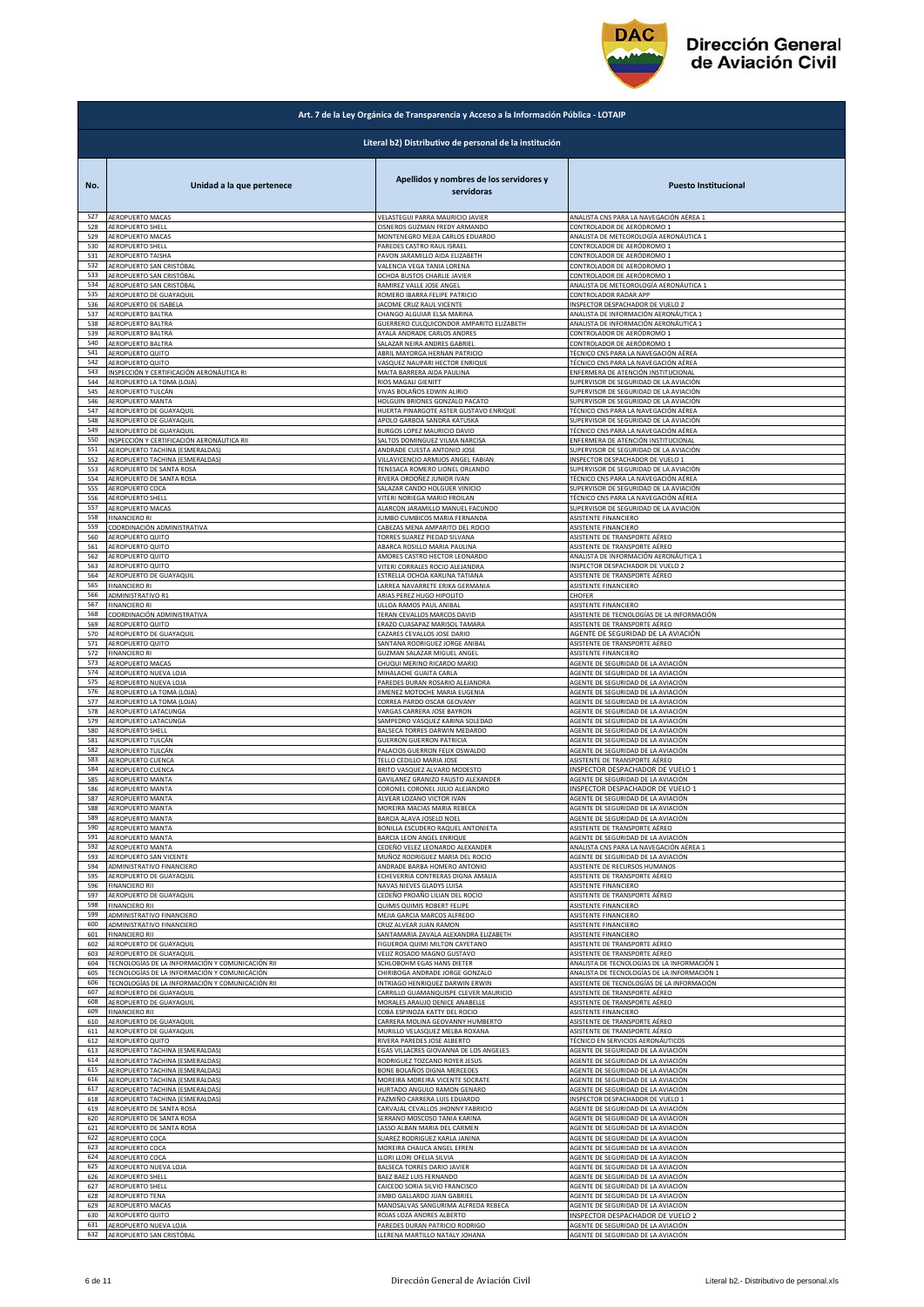## Art. 7 de la Ley Orgánica de Transparencia y Acceso a la Información Pública - LOTAIP

### Literal b2) Distributivo de personal de la institución

| No. | Unidad a la que pertenece | Apellidos y nombres de los servidores y servidoras | Puesto Institucional |
|---|---|---|---|
| 527 | AEROPUERTO MACAS | VELASTEGUI PARRA MAURICIO JAVIER | ANALISTA CNS PARA LA NAVEGACIÓN AÉREA 1 |
| 528 | AEROPUERTO SHELL | CISNEROS GUZMAN FREDY ARMANDO | CONTROLADOR DE AERÓDROMO 1 |
| 529 | AEROPUERTO MACAS | MONTENEGRO MEJIA CARLOS EDUARDO | ANALISTA DE METEOROLOGÍA AERONÁUTICA 1 |
| 530 | AEROPUERTO SHELL | PAREDES CASTRO RAUL ISRAEL | CONTROLADOR DE AERÓDROMO 1 |
| 531 | AEROPUERTO TAISHA | PAVON JARAMILLO AIDA ELIZABETH | CONTROLADOR DE AERÓDROMO 1 |
| 532 | AEROPUERTO SAN CRISTÓBAL | VALENCIA VEGA TANIA LORENA | CONTROLADOR DE AERÓDROMO 1 |
| 533 | AEROPUERTO SAN CRISTÓBAL | OCHOA BUSTOS CHARLIE JAVIER | CONTROLADOR DE AERÓDROMO 1 |
| 534 | AEROPUERTO SAN CRISTÓBAL | RAMIREZ VALLE JOSE ANGEL | ANALISTA DE METEOROLOGÍA AERONÁUTICA 1 |
| 535 | AEROPUERTO DE GUAYAQUIL | ROMERO IBARRA FELIPE PATRICIO | CONTROLADOR RADAR APP |
| 536 | AEROPUERTO DE ISABELA | JACOME CRUZ RAUL VICENTE | INSPECTOR DESPACHADOR DE VUELO 2 |
| 537 | AEROPUERTO BALTRA | CHANGO ALGUIAR ELSA MARINA | ANALISTA DE INFORMACIÓN AERONÁUTICA 1 |
| 538 | AEROPUERTO BALTRA | GUERRERO CULQUICONDOR AMPARITO ELIZABETH | ANALISTA DE INFORMACIÓN AERONÁUTICA 1 |
| 539 | AEROPUERTO BALTRA | AYALA ANDRADE CARLOS ANDRES | CONTROLADOR DE AERÓDROMO 1 |
| 540 | AEROPUERTO BALTRA | SALAZAR NEIRA ANDRES GABRIEL | CONTROLADOR DE AERÓDROMO 1 |
| 541 | AEROPUERTO QUITO | ABRIL MAYORGA HERNAN PATRICIO | TÉCNICO CNS PARA LA NAVEGACIÓN AÉREA |
| 542 | AEROPUERTO QUITO | VASQUEZ NAUPARI HECTOR ENRIQUE | TÉCNICO CNS PARA LA NAVEGACIÓN AÉREA |
| 543 | INSPECCIÓN Y CERTIFICACIÓN AERONÁUTICA RI | MAITA BARRERA AIDA PAULINA | ENFERMERA DE ATENCIÓN INSTITUCIONAL |
| 544 | AEROPUERTO LA TOMA (LOJA) | RIOS MAGALI GIENITT | SUPERVISOR DE SEGURIDAD DE LA AVIACIÓN |
| 545 | AEROPUERTO TULCÁN | VIVAS BOLAÑOS EDWIN ALIRIO | SUPERVISOR DE SEGURIDAD DE LA AVIACIÓN |
| 546 | AEROPUERTO MANTA | HOLGUIN BRIONES GONZALO PACATO | SUPERVISOR DE SEGURIDAD DE LA AVIACIÓN |
| 547 | AEROPUERTO DE GUAYAQUIL | HUERTA PINARGOTE ASTER GUSTAVO ENRIQUE | TÉCNICO CNS PARA LA NAVEGACIÓN AÉREA |
| 548 | AEROPUERTO DE GUAYAQUIL | APOLO GARBOA SANDRA KATUSKA | SUPERVISOR DE SEGURIDAD DE LA AVIACIÓN |
| 549 | AEROPUERTO DE GUAYAQUIL | BURGOS LOPEZ MAURICIO DAVID | TÉCNICO CNS PARA LA NAVEGACIÓN AÉREA |
| 550 | INSPECCIÓN Y CERTIFICACIÓN AERONÁUTICA RII | SALTOS DOMINGUEZ VILMA NARCISA | ENFERMERA DE ATENCIÓN INSTITUCIONAL |
| 551 | AEROPUERTO TACHINA (ESMERALDAS) | ANDRADE CUESTA ANTONIO JOSE | SUPERVISOR DE SEGURIDAD DE LA AVIACIÓN |
| 552 | AEROPUERTO TACHINA (ESMERALDAS) | VILLAVICENCIO ARMIJOS ANGEL FABIAN | INSPECTOR DESPACHADOR DE VUELO 1 |
| 553 | AEROPUERTO DE SANTA ROSA | TENESACA ROMERO LIONEL ORLANDO | SUPERVISOR DE SEGURIDAD DE LA AVIACIÓN |
| 554 | AEROPUERTO DE SANTA ROSA | RIVERA ORDOÑEZ JUNIOR IVAN | TÉCNICO CNS PARA LA NAVEGACIÓN AÉREA |
| 555 | AEROPUERTO COCA | SALAZAR CANDO HOLGUER VINICIO | SUPERVISOR DE SEGURIDAD DE LA AVIACIÓN |
| 556 | AEROPUERTO SHELL | VITERI NORIEGA MARIO FROILAN | TÉCNICO CNS PARA LA NAVEGACIÓN AÉREA |
| 557 | AEROPUERTO MACAS | ALARCON JARAMILLO MANUEL FACUNDO | SUPERVISOR DE SEGURIDAD DE LA AVIACIÓN |
| 558 | FINANCIERO RI | JUMBO CUMBICOS MARIA FERNANDA | ASISTENTE FINANCIERO |
| 559 | COORDINACIÓN ADMINISTRATIVA | CABEZAS MENA AMPARITO DEL ROCIO | ASISTENTE FINANCIERO |
| 560 | AEROPUERTO QUITO | TORRES SUAREZ PIEDAD SILVANA | ASISTENTE DE TRANSPORTE AÉREO |
| 561 | AEROPUERTO QUITO | ABARCA ROSILLO MARIA PAULINA | ASISTENTE DE TRANSPORTE AÉREO |
| 562 | AEROPUERTO QUITO | AMORES CASTRO HECTOR LEONARDO | ANALISTA DE INFORMACIÓN AERONÁUTICA 1 |
| 563 | AEROPUERTO QUITO | VITERI CORRALES ROCIO ALEJANDRA | INSPECTOR DESPACHADOR DE VUELO 2 |
| 564 | AEROPUERTO DE GUAYAQUIL | ESTRELLA OCHOA KARLINA TATIANA | ASISTENTE DE TRANSPORTE AÉREO |
| 565 | FINANCIERO RI | LARREA NAVARRETE ERIKA GERMANIA | ASISTENTE FINANCIERO |
| 566 | ADMINISTRATIVO R1 | ARIAS PEREZ HUGO HIPOLITO | CHOFER |
| 567 | FINANCIERO RI | ULLOA RAMOS PAUL ANIBAL | ASISTENTE FINANCIERO |
| 568 | COORDINACIÓN ADMINISTRATIVA | TERAN CEVALLOS MARCOS DAVID | ASISTENTE DE TECNOLOGÍAS DE LA INFORMACIÓN |
| 569 | AEROPUERTO QUITO | ERAZO CUASAPAZ MARISOL TAMARA | ASISTENTE DE TRANSPORTE AÉREO |
| 570 | AEROPUERTO DE GUAYAQUIL | CAZARES CEVALLOS JOSE DARIO | AGENTE DE SEGURIDAD DE LA AVIACIÓN |
| 571 | AEROPUERTO QUITO | SANTANA RODRIGUEZ JORGE ANIBAL | ASISTENTE DE TRANSPORTE AÉREO |
| 572 | FINANCIERO RI | GUZMAN SALAZAR MIGUEL ANGEL | ASISTENTE FINANCIERO |
| 573 | AEROPUERTO MACAS | CHUQUI MERINO RICARDO MARIO | AGENTE DE SEGURIDAD DE LA AVIACIÓN |
| 574 | AEROPUERTO NUEVA LOJA | MIHALACHE GUAITA CARLA | AGENTE DE SEGURIDAD DE LA AVIACIÓN |
| 575 | AEROPUERTO NUEVA LOJA | PAREDES DURAN ROSARIO ALEJANDRA | AGENTE DE SEGURIDAD DE LA AVIACIÓN |
| 576 | AEROPUERTO LA TOMA (LOJA) | JIMENEZ MOTOCHE MARIA EUGENIA | AGENTE DE SEGURIDAD DE LA AVIACIÓN |
| 577 | AEROPUERTO LA TOMA (LOJA) | CORREA PARDO OSCAR GEOVANY | AGENTE DE SEGURIDAD DE LA AVIACIÓN |
| 578 | AEROPUERTO LATACUNGA | VARGAS CARRERA JOSE BAYRON | AGENTE DE SEGURIDAD DE LA AVIACIÓN |
| 579 | AEROPUERTO LATACUNGA | SAMPEDRO VASQUEZ KARINA SOLEDAD | AGENTE DE SEGURIDAD DE LA AVIACIÓN |
| 580 | AEROPUERTO SHELL | BALSECA TORRES DARWIN MEDARDO | AGENTE DE SEGURIDAD DE LA AVIACIÓN |
| 581 | AEROPUERTO TULCÁN | GUERRON GUERRON PATRICIA | AGENTE DE SEGURIDAD DE LA AVIACIÓN |
| 582 | AEROPUERTO TULCÁN | PALACIOS GUERRON FELIX OSWALDO | AGENTE DE SEGURIDAD DE LA AVIACIÓN |
| 583 | AEROPUERTO CUENCA | TELLO CEDILLO MARIA JOSE | ASISTENTE DE TRANSPORTE AÉREO |
| 584 | AEROPUERTO CUENCA | BRITO VASQUEZ ALVARO MODESTO | INSPECTOR DESPACHADOR DE VUELO 1 |
| 585 | AEROPUERTO MANTA | GAVILANEZ GRANIZO FAUSTO ALEXANDER | AGENTE DE SEGURIDAD DE LA AVIACIÓN |
| 586 | AEROPUERTO MANTA | CORONEL CORONEL JULIO ALEJANDRO | INSPECTOR DESPACHADOR DE VUELO 1 |
| 587 | AEROPUERTO MANTA | ALVEAR LOZANO VICTOR IVAN | AGENTE DE SEGURIDAD DE LA AVIACIÓN |
| 588 | AEROPUERTO MANTA | MOREIRA MACIAS MARIA REBECA | AGENTE DE SEGURIDAD DE LA AVIACIÓN |
| 589 | AEROPUERTO MANTA | BARCIA ALAVA JOSELO NOEL | AGENTE DE SEGURIDAD DE LA AVIACIÓN |
| 590 | AEROPUERTO MANTA | BONILLA ESCUDERO RAQUEL ANTONIETA | ASISTENTE DE TRANSPORTE AÉREO |
| 591 | AEROPUERTO MANTA | BARCIA LEON ANGEL ENRIQUE | AGENTE DE SEGURIDAD DE LA AVIACIÓN |
| 592 | AEROPUERTO MANTA | CEDEÑO VELEZ LEONARDO ALEXANDER | ANALISTA CNS PARA LA NAVEGACIÓN AÉREA 1 |
| 593 | AEROPUERTO SAN VICENTE | MUÑOZ RODRIGUEZ MARIA DEL ROCIO | AGENTE DE SEGURIDAD DE LA AVIACIÓN |
| 594 | ADMINISTRATIVO FINANCIERO | ANDRADE BARBA HOMERO ANTONIO | ASISTENTE DE RECURSOS HUMANOS |
| 595 | AEROPUERTO DE GUAYAQUIL | ECHEVERRIA CONTRERAS DIGNA AMALIA | ASISTENTE DE TRANSPORTE AÉREO |
| 596 | FINANCIERO RII | NAVAS NIEVES GLADYS LUISA | ASISTENTE FINANCIERO |
| 597 | AEROPUERTO DE GUAYAQUIL | CEDEÑO PROAÑO LILIAN DEL ROCIO | ASISTENTE DE TRANSPORTE AÉREO |
| 598 | FINANCIERO RII | QUIMIS QUIMIS ROBERT FELIPE | ASISTENTE FINANCIERO |
| 599 | ADMINISTRATIVO FINANCIERO | MEJIA GARCIA MARCOS ALFREDO | ASISTENTE FINANCIERO |
| 600 | ADMINISTRATIVO FINANCIERO | CRUZ ALVEAR JUAN RAMON | ASISTENTE FINANCIERO |
| 601 | FINANCIERO RII | SANTAMARIA ZAVALA ALEXANDRA ELIZABETH | ASISTENTE FINANCIERO |
| 602 | AEROPUERTO DE GUAYAQUIL | FIGUEROA QUIMI MILTON CAYETANO | ASISTENTE DE TRANSPORTE AÉREO |
| 603 | AEROPUERTO DE GUAYAQUIL | VELIZ ROSADO MAGNO GUSTAVO | ASISTENTE DE TRANSPORTE AÉREO |
| 604 | TECNOLOGÍAS DE LA INFORMACIÓN Y COMUNICACIÓN RII | SCHLOBOHM EGAS HANS DIETER | ANALISTA DE TECNOLOGÍAS DE LA INFORMACIÓN 1 |
| 605 | TECNOLOGÍAS DE LA INFORMACIÓN Y COMUNICACIÓN | CHIRIBOGA ANDRADE JORGE GONZALO | ANALISTA DE TECNOLOGÍAS DE LA INFORMACIÓN 1 |
| 606 | TECNOLOGÍAS DE LA INFORMACIÓN Y COMUNICACIÓN RII | INTRIAGO HENRIQUEZ DARWIN ERWIN | ASISTENTE DE TECNOLOGÍAS DE LA INFORMACIÓN |
| 607 | AEROPUERTO DE GUAYAQUIL | CARRILLO GUAMANQUISPE CLEVER MAURICIO | ASISTENTE DE TRANSPORTE AÉREO |
| 608 | AEROPUERTO DE GUAYAQUIL | MORALES ARAUJO DENICE ANABELLE | ASISTENTE DE TRANSPORTE AÉREO |
| 609 | FINANCIERO RII | COBA ESPINOZA KATTY DEL ROCIO | ASISTENTE FINANCIERO |
| 610 | AEROPUERTO DE GUAYAQUIL | CARRERA MOLINA GEOVANNY HUMBERTO | ASISTENTE DE TRANSPORTE AÉREO |
| 611 | AEROPUERTO DE GUAYAQUIL | MURILLO VELASQUEZ MELBA ROXANA | ASISTENTE DE TRANSPORTE AÉREO |
| 612 | AEROPUERTO QUITO | RIVERA PAREDES JOSE ALBERTO | TÉCNICO EN SERVICIOS AERONÁUTICOS |
| 613 | AEROPUERTO TACHINA (ESMERALDAS) | EGAS VILLACRES GIOVANNA DE LOS ANGELES | AGENTE DE SEGURIDAD DE LA AVIACIÓN |
| 614 | AEROPUERTO TACHINA (ESMERALDAS) | RODRIGUEZ TOZCANO ROYER JESUS | AGENTE DE SEGURIDAD DE LA AVIACIÓN |
| 615 | AEROPUERTO TACHINA (ESMERALDAS) | BONE BOLAÑOS DIGNA MERCEDES | AGENTE DE SEGURIDAD DE LA AVIACIÓN |
| 616 | AEROPUERTO TACHINA (ESMERALDAS) | MOREIRA MOREIRA VICENTE SOCRATE | AGENTE DE SEGURIDAD DE LA AVIACIÓN |
| 617 | AEROPUERTO TACHINA (ESMERALDAS) | HURTADO ANGULO RAMON GENARO | AGENTE DE SEGURIDAD DE LA AVIACIÓN |
| 618 | AEROPUERTO TACHINA (ESMERALDAS) | PAZMIÑO CARRERA LUIS EDUARDO | INSPECTOR DESPACHADOR DE VUELO 1 |
| 619 | AEROPUERTO DE SANTA ROSA | CARVAJAL CEVALLOS JHONNY FABRICIO | AGENTE DE SEGURIDAD DE LA AVIACIÓN |
| 620 | AEROPUERTO DE SANTA ROSA | SERRANO MOSCOSO TANIA KARINA | AGENTE DE SEGURIDAD DE LA AVIACIÓN |
| 621 | AEROPUERTO DE SANTA ROSA | LASSO ALBAN MARIA DEL CARMEN | AGENTE DE SEGURIDAD DE LA AVIACIÓN |
| 622 | AEROPUERTO COCA | SUAREZ RODRIGUEZ KARLA JANINA | AGENTE DE SEGURIDAD DE LA AVIACIÓN |
| 623 | AEROPUERTO COCA | MOREIRA CHAUCA ANGEL EFREN | AGENTE DE SEGURIDAD DE LA AVIACIÓN |
| 624 | AEROPUERTO COCA | LLORI LLORI OFELIA SILVIA | AGENTE DE SEGURIDAD DE LA AVIACIÓN |
| 625 | AEROPUERTO NUEVA LOJA | BALSECA TORRES DARIO JAVIER | AGENTE DE SEGURIDAD DE LA AVIACIÓN |
| 626 | AEROPUERTO SHELL | BAEZ BAEZ LUIS FERNANDO | AGENTE DE SEGURIDAD DE LA AVIACIÓN |
| 627 | AEROPUERTO SHELL | CAICEDO SORIA SILVIO FRANCISCO | AGENTE DE SEGURIDAD DE LA AVIACIÓN |
| 628 | AEROPUERTO TENA | JIMBO GALLARDO JUAN GABRIEL | AGENTE DE SEGURIDAD DE LA AVIACIÓN |
| 629 | AEROPUERTO MACAS | MANOSALVAS SANGURIMA ALFREDA REBECA | AGENTE DE SEGURIDAD DE LA AVIACIÓN |
| 630 | AEROPUERTO QUITO | ROJAS LOZA ANDRES ALBERTO | INSPECTOR DESPACHADOR DE VUELO 2 |
| 631 | AEROPUERTO NUEVA LOJA | PAREDES DURAN PATRICIO RODRIGO | AGENTE DE SEGURIDAD DE LA AVIACIÓN |
| 632 | AEROPUERTO SAN CRISTÓBAL | LLERENA MARTILLO NATALY JOHANA | AGENTE DE SEGURIDAD DE LA AVIACIÓN |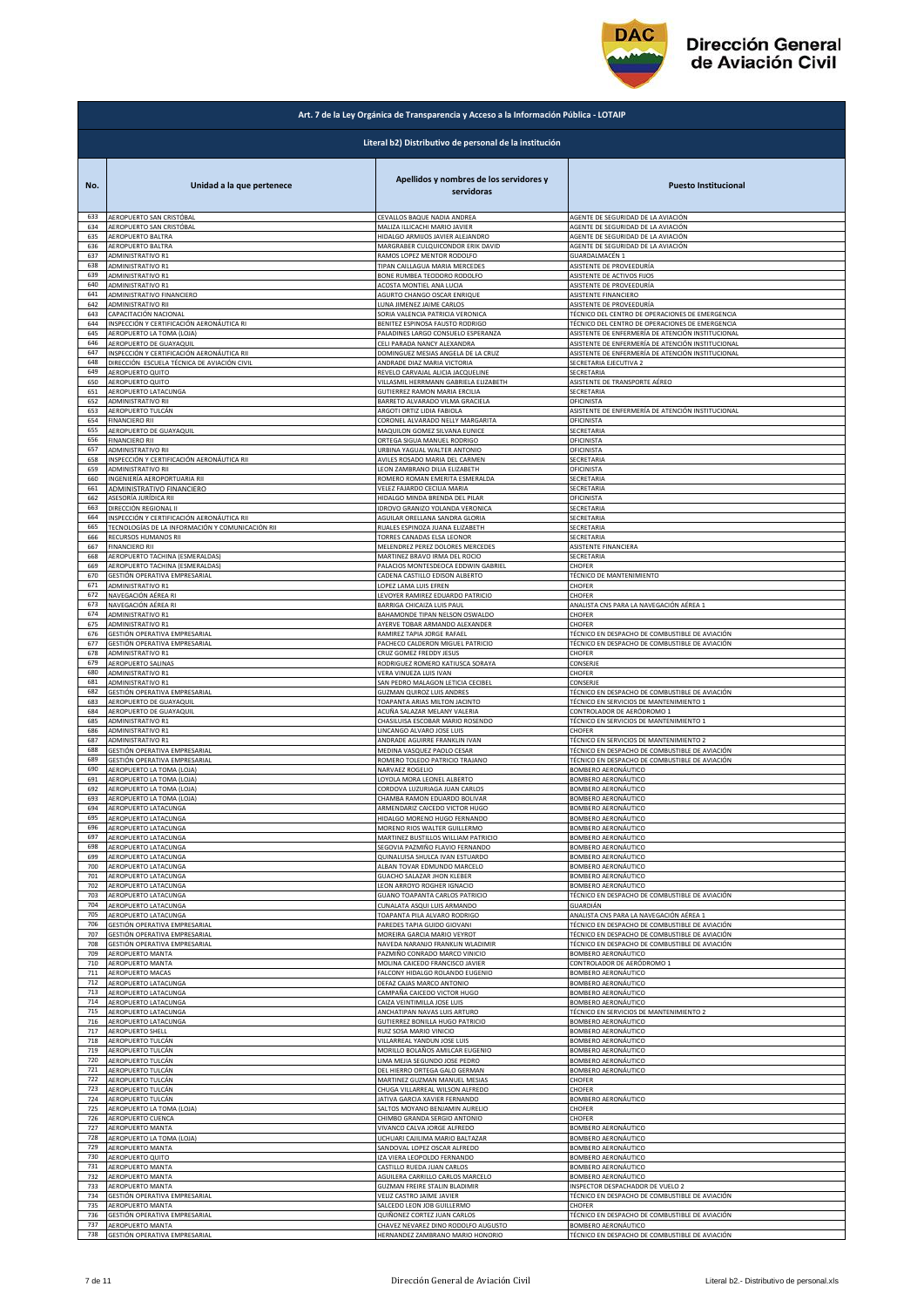## Art. 7 de la Ley Orgánica de Transparencia y Acceso a la Información Pública - LOTAIP

### Literal b2) Distributivo de personal de la institución

| No. | Unidad a la que pertenece | Apellidos y nombres de los servidores y servidoras | Puesto Institucional |
|---|---|---|---|
| 633 | AEROPUERTO SAN CRISTÓBAL | CEVALLOS BAQUE NADIA ANDREA | AGENTE DE SEGURIDAD DE LA AVIACIÓN |
| 634 | AEROPUERTO SAN CRISTÓBAL | MALIZA ILLICACHI MARIO JAVIER | AGENTE DE SEGURIDAD DE LA AVIACIÓN |
| 635 | AEROPUERTO BALTRA | HIDALGO ARMIJOS JAVIER ALEJANDRO | AGENTE DE SEGURIDAD DE LA AVIACIÓN |
| 636 | AEROPUERTO BALTRA | MARGRABER CULQUICONDOR ERIK DAVID | AGENTE DE SEGURIDAD DE LA AVIACIÓN |
| 637 | ADMINISTRATIVO R1 | RAMOS LOPEZ MENTOR RODOLFO | GUARDALMACÉN 1 |
| 638 | ADMINISTRATIVO R1 | TIPAN CAILLAGUA MARIA MERCEDES | ASISTENTE DE PROVEEDURÍA |
| 639 | ADMINISTRATIVO R1 | BONE RUMBEA TEODORO RODOLFO | ASISTENTE DE ACTIVOS FIJOS |
| 640 | ADMINISTRATIVO R1 | ACOSTA MONTIEL ANA LUCIA | ASISTENTE DE PROVEEDURÍA |
| 641 | ADMINISTRATIVO FINANCIERO | AGURTO CHANGO OSCAR ENRIQUE | ASISTENTE FINANCIERO |
| 642 | ADMINISTRATIVO RII | LUNA JIMENEZ JAIME CARLOS | ASISTENTE DE PROVEEDURÍA |
| 643 | CAPACITACIÓN NACIONAL | SORIA VALENCIA PATRICIA VERONICA | TÉCNICO DEL CENTRO DE OPERACIONES DE EMERGENCIA |
| 644 | INSPECCIÓN Y CERTIFICACIÓN AERONÁUTICA RI | BENITEZ ESPINOSA FAUSTO RODRIGO | TÉCNICO DEL CENTRO DE OPERACIONES DE EMERGENCIA |
| 645 | AEROPUERTO LA TOMA (LOJA) | PALADINES LARGO CONSUELO ESPERANZA | ASISTENTE DE ENFERMERÍA DE ATENCIÓN INSTITUCIONAL |
| 646 | AEROPUERTO DE GUAYAQUIL | CELI PARADA NANCY ALEXANDRA | ASISTENTE DE ENFERMERÍA DE ATENCIÓN INSTITUCIONAL |
| 647 | INSPECCIÓN Y CERTIFICACIÓN AERONÁUTICA RII | DOMINGUEZ MESIAS ANGELA DE LA CRUZ | ASISTENTE DE ENFERMERÍA DE ATENCIÓN INSTITUCIONAL |
| 648 | DIRECCIÓN ESCUELA TÉCNICA DE AVIACIÓN CIVIL | ANDRADE DIAZ MARIA VICTORIA | SECRETARIA EJECUTIVA 2 |
| 649 | AEROPUERTO QUITO | REVELO CARVAJAL ALICIA JACQUELINE | SECRETARIA |
| 650 | AEROPUERTO QUITO | VILLASMIL HERRMANN GABRIELA ELIZABETH | ASISTENTE DE TRANSPORTE AÉREO |
| 651 | AEROPUERTO LATACUNGA | GUTIERREZ RAMON MARIA ERCILIA | SECRETARIA |
| 652 | ADMINISTRATIVO RII | BARRETO ALVARADO VILMA GRACIELA | OFICINISTA |
| 653 | AEROPUERTO TULCÁN | ARGOTI ORTIZ LIDIA FABIOLA | ASISTENTE DE ENFERMERÍA DE ATENCIÓN INSTITUCIONAL |
| 654 | FINANCIERO RII | CORONEL ALVARADO NELLY MARGARITA | OFICINISTA |
| 655 | AEROPUERTO DE GUAYAQUIL | MAQUILON GOMEZ SILVANA EUNICE | SECRETARIA |
| 656 | FINANCIERO RII | ORTEGA SIGUA MANUEL RODRIGO | OFICINISTA |
| 657 | ADMINISTRATIVO RII | URBINA YAGUAL WALTER ANTONIO | OFICINISTA |
| 658 | INSPECCIÓN Y CERTIFICACIÓN AERONÁUTICA RII | AVILES ROSADO MARIA DEL CARMEN | SECRETARIA |
| 659 | ADMINISTRATIVO RII | LEON ZAMBRANO DILIA ELIZABETH | OFICINISTA |
| 660 | INGENIERÍA AEROPORTUARIA RII | ROMERO ROMAN EMERITA ESMERALDA | SECRETARIA |
| 661 | ADMINISTRATIVO FINANCIERO | VELEZ FAJARDO CECILIA MARIA | SECRETARIA |
| 662 | ASESORÍA JURÍDICA RII | HIDALGO MINDA BRENDA DEL PILAR | OFICINISTA |
| 663 | DIRECCIÓN REGIONAL II | IDROVO GRANIZO YOLANDA VERONICA | SECRETARIA |
| 664 | INSPECCIÓN Y CERTIFICACIÓN AERONÁUTICA RII | AGUILAR ORELLANA SANDRA GLORIA | SECRETARIA |
| 665 | TECNOLOGÍAS DE LA INFORMACIÓN Y COMUNICACIÓN RII | RUALES ESPINOZA JUANA ELIZABETH | SECRETARIA |
| 666 | RECURSOS HUMANOS RII | TORRES CANADAS ELSA LEONOR | SECRETARIA |
| 667 | FINANCIERO RII | MELENDREZ PEREZ DOLORES MERCEDES | ASISTENTE FINANCIERA |
| 668 | AEROPUERTO TACHINA (ESMERALDAS) | MARTINEZ BRAVO IRMA DEL ROCIO | SECRETARIA |
| 669 | AEROPUERTO TACHINA (ESMERALDAS) | PALACIOS MONTESDEOCA EDDWIN GABRIEL | CHOFER |
| 670 | GESTIÓN OPERATIVA EMPRESARIAL | CADENA CASTILLO EDISON ALBERTO | TÉCNICO DE MANTENIMIENTO |
| 671 | ADMINISTRATIVO R1 | LOPEZ LAMA LUIS EFREN | CHOFER |
| 672 | NAVEGACIÓN AÉREA RI | LEVOYER RAMIREZ EDUARDO PATRICIO | CHOFER |
| 673 | NAVEGACIÓN AÉREA RI | BARRIGA CHICAIZA LUIS PAUL | ANALISTA CNS PARA LA NAVEGACIÓN AÉREA 1 |
| 674 | ADMINISTRATIVO R1 | BAHAMONDE TIPAN NELSON OSWALDO | CHOFER |
| 675 | ADMINISTRATIVO R1 | AYERVE TOBAR ARMANDO ALEXANDER | CHOFER |
| 676 | GESTIÓN OPERATIVA EMPRESARIAL | RAMIREZ TAPIA JORGE RAFAEL | TÉCNICO EN DESPACHO DE COMBUSTIBLE DE AVIACIÓN |
| 677 | GESTIÓN OPERATIVA EMPRESARIAL | PACHECO CALDERON MIGUEL PATRICIO | TÉCNICO EN DESPACHO DE COMBUSTIBLE DE AVIACIÓN |
| 678 | ADMINISTRATIVO R1 | CRUZ GOMEZ FREDDY JESUS | CHOFER |
| 679 | AEROPUERTO SALINAS | RODRIGUEZ ROMERO KATIUSCA SORAYA | CONSERJE |
| 680 | ADMINISTRATIVO R1 | VERA VINUEZA LUIS IVAN | CHOFER |
| 681 | ADMINISTRATIVO R1 | SAN PEDRO MALAGON LETICIA CECIBEL | CONSERJE |
| 682 | GESTIÓN OPERATIVA EMPRESARIAL | GUZMAN QUIROZ LUIS ANDRES | TÉCNICO EN DESPACHO DE COMBUSTIBLE DE AVIACIÓN |
| 683 | AEROPUERTO DE GUAYAQUIL | TOAPANTA ARIAS MILTON JACINTO | TÉCNICO EN SERVICIOS DE MANTENIMIENTO 1 |
| 684 | AEROPUERTO DE GUAYAQUIL | ACUÑA SALAZAR MELANY VALERIA | CONTROLADOR DE AERÓDROMO 1 |
| 685 | ADMINISTRATIVO R1 | CHASILUISA ESCOBAR MARIO ROSENDO | TÉCNICO EN SERVICIOS DE MANTENIMIENTO 1 |
| 686 | ADMINISTRATIVO R1 | LINCANGO ALVARO JOSE LUIS | CHOFER |
| 687 | ADMINISTRATIVO R1 | ANDRADE AGUIRRE FRANKLIN IVAN | TÉCNICO EN SERVICIOS DE MANTENIMIENTO 2 |
| 688 | GESTIÓN OPERATIVA EMPRESARIAL | MEDINA VASQUEZ PAOLO CESAR | TÉCNICO EN DESPACHO DE COMBUSTIBLE DE AVIACIÓN |
| 689 | GESTIÓN OPERATIVA EMPRESARIAL | ROMERO TOLEDO PATRICIO TRAJANO | TÉCNICO EN DESPACHO DE COMBUSTIBLE DE AVIACIÓN |
| 690 | AEROPUERTO LA TOMA (LOJA) | NARVAEZ ROGELIO | BOMBERO AERONÁUTICO |
| 691 | AEROPUERTO LA TOMA (LOJA) | LOYOLA MORA LEONEL ALBERTO | BOMBERO AERONÁUTICO |
| 692 | AEROPUERTO LA TOMA (LOJA) | CORDOVA LUZURIAGA JUAN CARLOS | BOMBERO AERONÁUTICO |
| 693 | AEROPUERTO LA TOMA (LOJA) | CHAMBA RAMON EDUARDO BOLIVAR | BOMBERO AERONÁUTICO |
| 694 | AEROPUERTO LATACUNGA | ARMENDARIZ CAICEDO VICTOR HUGO | BOMBERO AERONÁUTICO |
| 695 | AEROPUERTO LATACUNGA | HIDALGO MORENO HUGO FERNANDO | BOMBERO AERONÁUTICO |
| 696 | AEROPUERTO LATACUNGA | MORENO RIOS WALTER GUILLERMO | BOMBERO AERONÁUTICO |
| 697 | AEROPUERTO LATACUNGA | MARTINEZ BUSTILLOS WILLIAM PATRICIO | BOMBERO AERONÁUTICO |
| 698 | AEROPUERTO LATACUNGA | SEGOVIA PAZMIÑO FLAVIO FERNANDO | BOMBERO AERONÁUTICO |
| 699 | AEROPUERTO LATACUNGA | QUINALUISA SHULCA IVAN ESTUARDO | BOMBERO AERONÁUTICO |
| 700 | AEROPUERTO LATACUNGA | ALBAN TOVAR EDMUNDO MARCELO | BOMBERO AERONÁUTICO |
| 701 | AEROPUERTO LATACUNGA | GUACHO SALAZAR JHON KLEBER | BOMBERO AERONÁUTICO |
| 702 | AEROPUERTO LATACUNGA | LEON ARROYO ROGHER IGNACIO | BOMBERO AERONÁUTICO |
| 703 | AEROPUERTO LATACUNGA | GUANO TOAPANTA CARLOS PATRICIO | TÉCNICO EN DESPACHO DE COMBUSTIBLE DE AVIACIÓN |
| 704 | AEROPUERTO LATACUNGA | CUNALATA ASQUI LUIS ARMANDO | GUARDIÁN |
| 705 | AEROPUERTO LATACUNGA | TOAPANTA PILA ALVARO RODRIGO | ANALISTA CNS PARA LA NAVEGACIÓN AÉREA 1 |
| 706 | GESTIÓN OPERATIVA EMPRESARIAL | PAREDES TAPIA GUIDO GIOVANI | TÉCNICO EN DESPACHO DE COMBUSTIBLE DE AVIACIÓN |
| 707 | GESTIÓN OPERATIVA EMPRESARIAL | MOREIRA GARCIA MARIO VEYROT | TÉCNICO EN DESPACHO DE COMBUSTIBLE DE AVIACIÓN |
| 708 | GESTIÓN OPERATIVA EMPRESARIAL | NAVEDA NARANJO FRANKLIN WLADIMIR | TÉCNICO EN DESPACHO DE COMBUSTIBLE DE AVIACIÓN |
| 709 | AEROPUERTO MANTA | PAZMIÑO CONRADO MARCO VINICIO | BOMBERO AERONÁUTICO |
| 710 | AEROPUERTO MANTA | MOLINA CAICEDO FRANCISCO JAVIER | CONTROLADOR DE AERÓDROMO 1 |
| 711 | AEROPUERTO MACAS | FALCONY HIDALGO ROLANDO EUGENIO | BOMBERO AERONÁUTICO |
| 712 | AEROPUERTO LATACUNGA | DEFAZ CAJAS MARCO ANTONIO | BOMBERO AERONÁUTICO |
| 713 | AEROPUERTO LATACUNGA | CAMPAÑA CAICEDO VICTOR HUGO | BOMBERO AERONÁUTICO |
| 714 | AEROPUERTO LATACUNGA | CAIZA VEINTIMILLA JOSE LUIS | BOMBERO AERONÁUTICO |
| 715 | AEROPUERTO LATACUNGA | ANCHATIPAN NAVAS LUIS ARTURO | TÉCNICO EN SERVICIOS DE MANTENIMIENTO 2 |
| 716 | AEROPUERTO LATACUNGA | GUTIERREZ BONILLA HUGO PATRICIO | BOMBERO AERONÁUTICO |
| 717 | AEROPUERTO SHELL | RUIZ SOSA MARIO VINICIO | BOMBERO AERONÁUTICO |
| 718 | AEROPUERTO TULCÁN | VILLARREAL YANDUN JOSE LUIS | BOMBERO AERONÁUTICO |
| 719 | AEROPUERTO TULCÁN | MORILLO BOLAÑOS AMILCAR EUGENIO | BOMBERO AERONÁUTICO |
| 720 | AEROPUERTO TULCÁN | LIMA MEJIA SEGUNDO JOSE PEDRO | BOMBERO AERONÁUTICO |
| 721 | AEROPUERTO TULCÁN | DEL HIERRO ORTEGA GALO GERMAN | BOMBERO AERONÁUTICO |
| 722 | AEROPUERTO TULCÁN | MARTINEZ GUZMAN MANUEL MESIAS | CHOFER |
| 723 | AEROPUERTO TULCÁN | CHUGA VILLARREAL WILSON ALFREDO | CHOFER |
| 724 | AEROPUERTO TULCÁN | JATIVA GARCIA XAVIER FERNANDO | BOMBERO AERONÁUTICO |
| 725 | AEROPUERTO LA TOMA (LOJA) | SALTOS MOYANO BENJAMIN AURELIO | CHOFER |
| 726 | AEROPUERTO CUENCA | CHIMBO GRANDA SERGIO ANTONIO | CHOFER |
| 727 | AEROPUERTO MANTA | VIVANCO CALVA JORGE ALFREDO | BOMBERO AERONÁUTICO |
| 728 | AEROPUERTO LA TOMA (LOJA) | UCHUARI CAJILIMA MARIO BALTAZAR | BOMBERO AERONÁUTICO |
| 729 | AEROPUERTO MANTA | SANDOVAL LOPEZ OSCAR ALFREDO | BOMBERO AERONÁUTICO |
| 730 | AEROPUERTO QUITO | IZA VIERA LEOPOLDO FERNANDO | BOMBERO AERONÁUTICO |
| 731 | AEROPUERTO MANTA | CASTILLO RUEDA JUAN CARLOS | BOMBERO AERONÁUTICO |
| 732 | AEROPUERTO MANTA | AGUILERA CARRILLO CARLOS MARCELO | BOMBERO AERONÁUTICO |
| 733 | AEROPUERTO MANTA | GUZMAN FREIRE STALIN BLADIMIR | INSPECTOR DESPACHADOR DE VUELO 2 |
| 734 | GESTIÓN OPERATIVA EMPRESARIAL | VELIZ CASTRO JAIME JAVIER | TÉCNICO EN DESPACHO DE COMBUSTIBLE DE AVIACIÓN |
| 735 | AEROPUERTO MANTA | SALCEDO LEON JOB GUILLERMO | CHOFER |
| 736 | GESTIÓN OPERATIVA EMPRESARIAL | QUIÑONEZ CORTEZ JUAN CARLOS | TÉCNICO EN DESPACHO DE COMBUSTIBLE DE AVIACIÓN |
| 737 | AEROPUERTO MANTA | CHAVEZ NEVAREZ DINO RODOLFO AUGUSTO | BOMBERO AERONÁUTICO |
| 738 | GESTIÓN OPERATIVA EMPRESARIAL | HERNANDEZ ZAMBRANO MARIO HONORIO | TÉCNICO EN DESPACHO DE COMBUSTIBLE DE AVIACIÓN |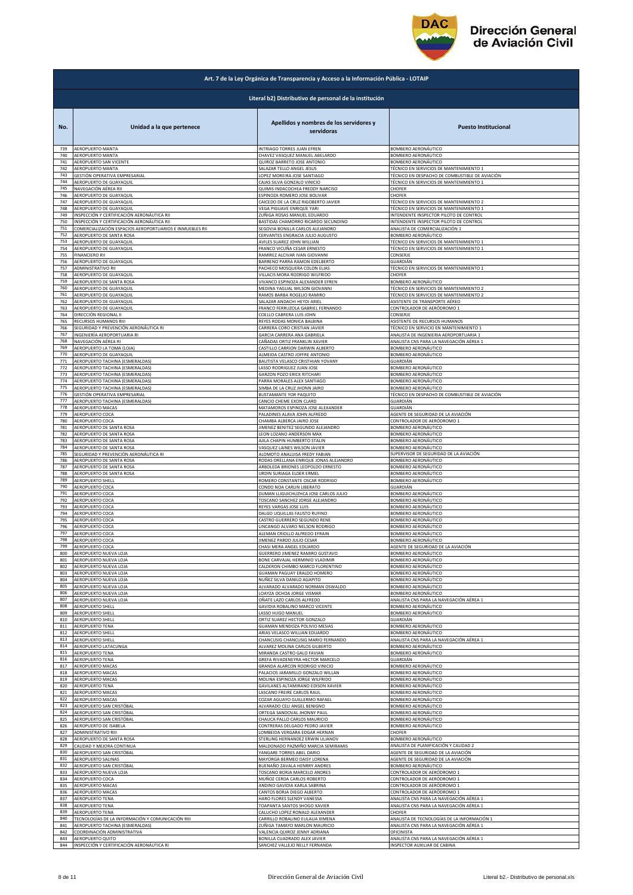## Art. 7 de la Ley Orgánica de Transparencia y Acceso a la Información Pública - LOTAIP

### Literal b2) Distributivo de personal de la institución

| No. | Unidad a la que pertenece | Apellidos y nombres de los servidores y servidoras | Puesto Institucional |
|---|---|---|---|
| 739 | AEROPUERTO MANTA | INTRIAGO TORRES JUAN EFREN | BOMBERO AERONÁUTICO |
| 740 | AEROPUERTO MANTA | CHAVEZ VASQUEZ MANUEL ABELARDO | BOMBERO AERONÁUTICO |
| 741 | AEROPUERTO SAN VICENTE | QUIROZ BARRETO JOSE ANTONIO | BOMBERO AERONÁUTICO |
| 742 | AEROPUERTO MANTA | SALAZAR TELLO ANGEL JESUS | TÉCNICO EN SERVICIOS DE MANTENIMIENTO 1 |
| 743 | GESTIÓN OPERATIVA EMPRESARIAL | LOPEZ MOREIRA JOSE SANTIAGO | TÉCNICO EN DESPACHO DE COMBUSTIBLE DE AVIACIÓN |
| 744 | AEROPUERTO DE GUAYAQUIL | CAJAS SILVA GONZALO VINICIO | TÉCNICO EN SERVICIOS DE MANTENIMIENTO 1 |
| 745 | NAVEGACIÓN AÉREA RII | QUIMIS INDACOCHEA FREDDY NARCISO | CHOFER |
| 746 | AEROPUERTO DE GUAYAQUIL | ESPINOZA ROMERO JOSE BOLIVAR | CHOFER |
| 747 | AEROPUERTO DE GUAYAQUIL | CAICEDO DE LA CRUZ RIGOBERTO JAVIER | TÉCNICO EN SERVICIOS DE MANTENIMIENTO 2 |
| 748 | AEROPUERTO DE GUAYAQUIL | VEGA PIGUAVE ENRIQUE YARI | TÉCNICO EN SERVICIOS DE MANTENIMIENTO 1 |
| 749 | INSPECCIÓN Y CERTIFICACIÓN AERONÁUTICA RII | ZUÑIGA ROSAS MANUEL EDUARDO | INTENDENTE INSPECTOR PILOTO DE CONTROL |
| 750 | INSPECCIÓN Y CERTIFICACIÓN AERONÁUTICA RII | BASTIDAS CHAMORRO RICARDO SECUNDINO | INTENDENTE INSPECTOR PILOTO DE CONTROL |
| 751 | COMERCIALIZACIÓN ESPACIOS AEROPORTUARIOS E INMUEBLES RII | SEGOVIA BONILLA CARLOS ALEJANDRO | ANALISTA DE COMERCIALIZACIÓN 1 |
| 752 | AEROPUERTO DE SANTA ROSA | CERVANTES ENGRACIA JULIO AUGUSTO | BOMBERO AERONÁUTICO |
| 753 | AEROPUERTO DE GUAYAQUIL | AVILES SUAREZ JOHN WILLIAN | TÉCNICO EN SERVICIOS DE MANTENIMIENTO 1 |
| 754 | AEROPUERTO DE GUAYAQUIL | FRANCO VICUÑA CESAR ERNESTO | TÉCNICO EN SERVICIOS DE MANTENIMIENTO 1 |
| 755 | FINANCIERO RII | RAMIREZ ALCIVAR IVAN GIOVANNI | CONSERJE |
| 756 | AEROPUERTO DE GUAYAQUIL | BARRENO PARRA RAMON EDELBERTO | GUARDIÁN |
| 757 | ADMINISTRATIVO RII | PACHECO MOSQUERA COLON ELIAS | TÉCNICO EN SERVICIOS DE MANTENIMIENTO 1 |
| 758 | AEROPUERTO DE GUAYAQUIL | VILLACIS MORA RODRIGO WILFRIDO | CHOFER |
| 759 | AEROPUERTO DE SANTA ROSA | VIVANCO ESPINOZA ALEXANDER EFREN | BOMBERO AERONÁUTICO |
| 760 | AEROPUERTO DE GUAYAQUIL | MEDINA YAGUAL WILSON GIOVANNI | TÉCNICO EN SERVICIOS DE MANTENIMIENTO 2 |
| 761 | AEROPUERTO DE GUAYAQUIL | RAMOS BARBA ROGELIO RAMIRO | TÉCNICO EN SERVICIOS DE MANTENIMIENTO 2 |
| 762 | AEROPUERTO DE GUAYAQUIL | SALAZAR ANDACHI HEYDI ARIEL | ASISTENTE DE TRANSPORTE AÉREO |
| 763 | AEROPUERTO DE GUAYAQUIL | FRANCO FERRUZOLA GABRIEL FERNANDO | CONTROLADOR DE AERÓDROMO 1 |
| 764 | DIRECCIÓN REGIONAL II | COELLO CABRERA LUIS JOHN | CONSERJE |
| 765 | RECURSOS HUMANOS RIII | REYES RODAS MONICA BALBINA | ASISTENTE DE RECURSOS HUMANOS |
| 766 | SEGURIDAD Y PREVENCIÓN AERONÁUTICA RI | CARRERA CORO CRISTIAN JAVIER | TÉCNICO EN SERVICIO EN MANTENIMIENTO 1 |
| 767 | INGENIERÍA AEROPORTUARIA RI | GARCIA CARRERA ANA GABRIELA | ANALISTA DE INGENIERIA AEROPORTUARIA 1 |
| 768 | NAVEGACIÓN AÉREA RI | CAÑADAS ORTIZ FRANKLIN XAVIER | ANALISTA CNS PARA LA NAVEGACIÓN AÉREA 1 |
| 769 | AEROPUERTO LA TOMA (LOJA) | CASTILLO CARRION DARWIN ALBERTO | BOMBERO AERONÁUTICO |
| 770 | AEROPUERTO DE GUAYAQUIL | ALMEIDA CASTRO JOFFRE ANTONIO | BOMBERO AERONÁUTICO |
| 771 | AEROPUERTO TACHINA (ESMERALDAS) | BAUTISTA VELASCO CRISTHIAN YOVANY | GUARDIÁN |
| 772 | AEROPUERTO TACHINA (ESMERALDAS) | LASSO RODRIGUEZ JUAN JOSE | BOMBERO AERONÁUTICO |
| 773 | AEROPUERTO TACHINA (ESMERALDAS) | GARZON POZO ERICK RITCHARI | BOMBERO AERONÁUTICO |
| 774 | AEROPUERTO TACHINA (ESMERALDAS) | PARRA MORALES ALEX SANTIAGO | BOMBERO AERONÁUTICO |
| 775 | AEROPUERTO TACHINA (ESMERALDAS) | SIMBA DE LA CRUZ JHONN JAIRO | BOMBERO AERONÁUTICO |
| 776 | GESTIÓN OPERATIVA EMPRESARIAL | BUSTAMANTE YOR PAQUITO | TÉCNICO EN DESPACHO DE COMBUSTIBLE DE AVIACIÓN |
| 777 | AEROPUERTO TACHINA (ESMERALDAS) | CANCIO CHEME EXON CLARD | GUARDIÁN |
| 778 | AEROPUERTO MACAS | MATAMOROS ESPINOZA JOSE ALEXANDER | GUARDIÁN |
| 779 | AEROPUERTO COCA | PALADINES ALAVA JOHN ALFREDO | AGENTE DE SEGURIDAD DE LA AVIACIÓN |
| 780 | AEROPUERTO COCA | CHAMBA ALBERCA JAIRO JOSE | CONTROLADOR DE AERÓDROMO 1 |
| 781 | AEROPUERTO DE SANTA ROSA | JIMENEZ BENITEZ SEGUNDO ALEJANDRO | BOMBERO AERONÁUTICO |
| 782 | AEROPUERTO DE SANTA ROSA | LEON LOZANO ANDERSON MAX | BOMBERO AERONÁUTICO |
| 783 | AEROPUERTO DE SANTA ROSA | AJILA CHAPIN HUMBERTO STALIN | BOMBERO AERONÁUTICO |
| 784 | AEROPUERTO DE SANTA ROSA | VASQUEZ LAINES WILSON JAVIER | BOMBERO AERONÁUTICO |
| 785 | SEGURIDAD Y PREVENCIÓN AERONÁUTICA RI | ALOMOTO ANALUISA FREDY FABIAN | SUPERVISOR DE SEGURIDAD DE LA AVIACIÓN |
| 786 | AEROPUERTO DE SANTA ROSA | RODAS ORELLANA ENRIQUE JONAS ALEJANDRO | BOMBERO AERONÁUTICO |
| 787 | AEROPUERTO DE SANTA ROSA | ARBOLEDA BRIONES LEOPOLDO ERNESTO | BOMBERO AERONÁUTICO |
| 788 | AEROPUERTO DE SANTA ROSA | URDIN SURIAGA ELDER ERMEL | BOMBERO AERONÁUTICO |
| 789 | AEROPUERTO SHELL | ROMERO CONSTANTE OSCAR RODRIGO | BOMBERO AERONÁUTICO |
| 790 | AEROPUERTO COCA | CONDO NOA CARLIN LIBERATO | GUARDIÁN |
| 791 | AEROPUERTO COCA | DUMAN LLIGUICHUZHCA JOSE CARLOS JULIO | BOMBERO AERONÁUTICO |
| 792 | AEROPUERTO COCA | TOSCANO SANCHEZ JORGE ALEJANDRO | BOMBERO AERONÁUTICO |
| 793 | AEROPUERTO COCA | REYES VARGAS JOSE LUIS | BOMBERO AERONÁUTICO |
| 794 | AEROPUERTO COCA | DALGO UQUILLAS FAUSTO RUFINO | BOMBERO AERONÁUTICO |
| 795 | AEROPUERTO COCA | CASTRO GUERRERO SEGUNDO RENE | BOMBERO AERONÁUTICO |
| 796 | AEROPUERTO COCA | LINCANGO ALVARO NELSON RODRIGO | BOMBERO AERONÁUTICO |
| 797 | AEROPUERTO COCA | ALEMAN CRIOLLO ALFREDO EFRAIN | BOMBERO AERONÁUTICO |
| 798 | AEROPUERTO COCA | JIMENEZ PARDO JULIO CESAR | BOMBERO AERONÁUTICO |
| 799 | AEROPUERTO COCA | CHASI MERA ANGEL EDUARDO | AGENTE DE SEGURIDAD DE LA AVIACIÓN |
| 800 | AEROPUERTO NUEVA LOJA | GUERRERO JIMENEZ RAMIRO GUSTAVO | BOMBERO AERONÁUTICO |
| 801 | AEROPUERTO NUEVA LOJA | BONE CARVAJAL HERMINIO VLADIMIR | BOMBERO AERONÁUTICO |
| 802 | AEROPUERTO NUEVA LOJA | CALDERON CHIMBO MARCO FLORENTINO | BOMBERO AERONÁUTICO |
| 803 | AEROPUERTO NUEVA LOJA | GUAMAN PAGUAY ERALDO HOMERO | BOMBERO AERONÁUTICO |
| 804 | AEROPUERTO NUEVA LOJA | NUÑEZ SILVA DANILO AGAPITO | BOMBERO AERONÁUTICO |
| 805 | AEROPUERTO NUEVA LOJA | ALVARADO ALVARADO NORMAN OSWALDO | BOMBERO AERONÁUTICO |
| 806 | AEROPUERTO NUEVA LOJA | LOAYZA OCHOA JORGE VISMAR | BOMBERO AERONÁUTICO |
| 807 | AEROPUERTO NUEVA LOJA | OÑATE LAZO CARLOS ALFREDO | ANALISTA CNS PARA LA NAVEGACIÓN AÉREA 1 |
| 808 | AEROPUERTO SHELL | GAVIDIA ROBALINO MARCO VICENTE | BOMBERO AERONÁUTICO |
| 809 | AEROPUERTO SHELL | LASSO HUGO MANUEL | BOMBERO AERONÁUTICO |
| 810 | AEROPUERTO SHELL | ORTIZ SUAREZ HECTOR GONZALO | GUARDIÁN |
| 811 | AEROPUERTO TENA | GUAMAN MENDOZA POLIVIO MESIAS | BOMBERO AERONÁUTICO |
| 812 | AEROPUERTO SHELL | ARIAS VELASCO WILLIAN EDUARDO | BOMBERO AERONÁUTICO |
| 813 | AEROPUERTO SHELL | CHANCUSIG CHANCUSIG MARIO FERNANDO | ANALISTA CNS PARA LA NAVEGACIÓN AÉREA 1 |
| 814 | AEROPUERTO LATACUNGA | ALVAREZ MOLINA CARLOS GILBERTO | BOMBERO AERONÁUTICO |
| 815 | AEROPUERTO TENA | MIRANDA CASTRO GALO FAVIAN | BOMBERO AERONÁUTICO |
| 816 | AEROPUERTO TENA | GREFA RIVADENEYRA HECTOR MARCELO | GUARDIÁN |
| 817 | AEROPUERTO MACAS | GRANDA ALARCON RODRIGO VINICIO | BOMBERO AERONÁUTICO |
| 818 | AEROPUERTO MACAS | PALACIOS JARAMILLO GONZALO WILLAN | BOMBERO AERONÁUTICO |
| 819 | AEROPUERTO MACAS | MOLINA ESPINOZA JORGE WILFRIDO | BOMBERO AERONÁUTICO |
| 820 | AEROPUERTO TENA | GAVILANES ALTAMIRANO EDISON XAVIER | BOMBERO AERONÁUTICO |
| 821 | AEROPUERTO MACAS | LASCANO FREIRE CARLOS RAUL | BOMBERO AERONÁUTICO |
| 822 | AEROPUERTO MACAS | COZAR AGUAYO GUILLERMO RAFAEL | BOMBERO AERONÁUTICO |
| 823 | AEROPUERTO SAN CRISTÓBAL | ALVARADO CELI ANGEL BENIGNO | BOMBERO AERONÁUTICO |
| 824 | AEROPUERTO SAN CRISTÓBAL | ORTEGA SANDOVAL JHONNY PAUL | BOMBERO AERONÁUTICO |
| 825 | AEROPUERTO SAN CRISTÓBAL | CHAUCA PALLO CARLOS MAURICIO | BOMBERO AERONÁUTICO |
| 826 | AEROPUERTO DE ISABELA | CONTRERAS DELGADO PEDRO JAVIER | BOMBERO AERONÁUTICO |
| 827 | ADMINISTRATIVO RIII | LOMBEIDA VERGARA EDGAR HERNAN | CHOFER |
| 828 | AEROPUERTO DE SANTA ROSA | STERLING HERNANDEZ ERWIN ULIANOV | BOMBERO AERONÁUTICO |
| 829 | CALIDAD Y MEJORA CONTINUA | MALDONADO PAZMIÑO MARCIA SEMIRAMIS | ANALISTA DE PLANIFICACIÓN Y CALIDAD 2 |
| 830 | AEROPUERTO SAN CRISTÓBAL | YANGARE TORRES ABEL DARIO | AGENTE DE SEGURIDAD DE LA AVIACIÓN |
| 831 | AEROPUERTO SALINAS | MAYORGA BERMEO DAISY LORENA | AGENTE DE SEGURIDAD DE LA AVIACIÓN |
| 832 | AEROPUERTO SAN CRISTÓBAL | BUENAÑO ZAVALA HENRRY ANDRES | BOMBERO AERONÁUTICO |
| 833 | AEROPUERTO NUEVA LOJA | TOSCANO BORJA MARCELO ANDRES | CONTROLADOR DE AERÓDROMO 1 |
| 834 | AEROPUERTO COCA | MUÑOZ CERDA CARLOS ROBERTO | CONTROLADOR DE AERÓDROMO 1 |
| 835 | AEROPUERTO MACAS | ANDINO GAVIDIA KARLA SABRINA | CONTROLADOR DE AERÓDROMO 1 |
| 836 | AEROPUERTO MACAS | CANTOS BORJA DIEGO ALBERTO | CONTROLADOR DE AERÓDROMO 1 |
| 837 | AEROPUERTO TENA | HARO FLORES SLENDY VANESSA | ANALISTA CNS PARA LA NAVEGACIÓN AÉREA 1 |
| 838 | AEROPUERTO TENA | TOAPANTA SANTOS SHOGO XAVIER | ANALISTA CNS PARA LA NAVEGACIÓN AÉREA 1 |
| 839 | AEROPUERTO TENA | CALUCHO LOPEZ RONALD ALEXANDER | CHOFER |
| 840 | TECNOLOGÍAS DE LA INFORMACIÓN Y COMUNICACIÓN RIII | CARRILLO ROBALINO EULALIA XIMENA | ANALISTA DE TECNOLOGÍAS DE LA INFORMACIÓN 1 |
| 841 | AEROPUERTO TACHINA (ESMERALDAS) | ZUÑIGA TAMAYO MARLON MAURICIO | ANALISTA CNS PARA LA NAVEGACIÓN AÉREA 1 |
| 842 | COORDINACIÓN ADMINISTRATIVA | VALENCIA QUIROZ JENNY ADRIANA | OFICINISTA |
| 843 | AEROPUERTO QUITO | BONILLA CUADRADO ALEX JAVIER | ANALISTA CNS PARA LA NAVEGACIÓN AÉREA 1 |
| 844 | INSPECCIÓN Y CERTIFICACIÓN AERONÁUTICA RI | SANCHEZ VALLEJO NELLY FERNANDA | INSPECTOR AUXILIAR DE CABINA |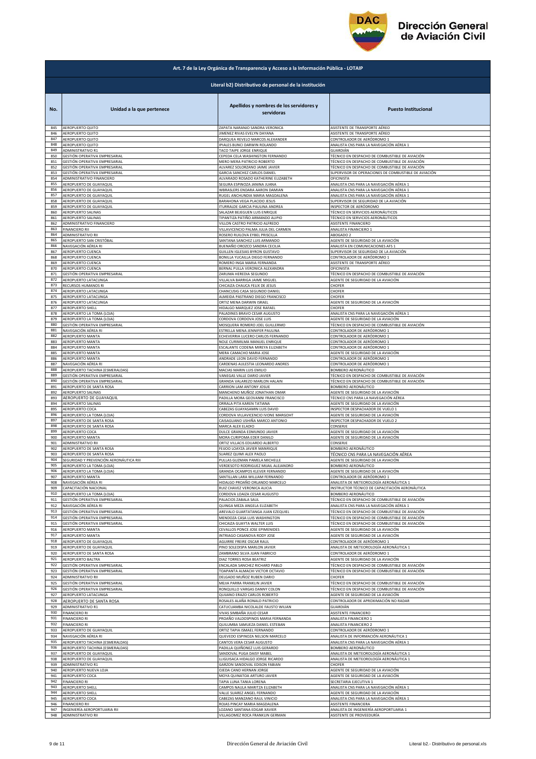# Art. 7 de la Ley Orgánica de Transparencia y Acceso a la Información Pública - LOTAIP

## Literal b2) Distributivo de personal de la institución

| No. | Unidad a la que pertenece | Apellidos y nombres de los servidores y servidoras | Puesto Institucional |
|---|---|---|---|
| 845 | AEROPUERTO QUITO | ZAPATA NARANJO SANDRA VERONICA | ASISTENTE DE TRANSPORTE AÉREO |
| 846 | AEROPUERTO QUITO | JIMENEZ RIVAS EVELYN DAYANA | ASISTENTE DE TRANSPORTE AÉREO |
| 847 | AEROPUERTO QUITO | DARQUEA REVELO MARCOS ALEXANDER | CONTROLADOR DE AERÓDROMO 1 |
| 848 | AEROPUERTO QUITO | IPIALES BUNCI DARWIN ROLANDO | ANALISTA CNS PARA LA NAVEGACIÓN AÉREA 1 |
| 849 | ADMINISTRATIVO R1 | TACO TAIPE JORGE ENRIQUE | GUARDIÁN |
| 850 | GESTIÓN OPERATIVA EMPRESARIAL | CEPEDA CELA WASHINGTON FERNANDO | TÉCNICO EN DESPACHO DE COMBUSTIBLE DE AVIACIÓN |
| 851 | GESTIÓN OPERATIVA EMPRESARIAL | MERO MERA PATRICIO ROBERTO | TÉCNICO EN DESPACHO DE COMBUSTIBLE DE AVIACIÓN |
| 852 | GESTIÓN OPERATIVA EMPRESARIAL | ALVAREZ SOLORZANO JAIME JAVIER | TÉCNICO EN DESPACHO DE COMBUSTIBLE DE AVIACIÓN |
| 853 | GESTIÓN OPERATIVA EMPRESARIAL | GARCIA SANCHEZ CARLOS DANIEL | SUPERVISOR DE OPERACIONES DE COMBUSTIBLE DE AVIACIÓN |
| 854 | ADMINISTRATIVO FINANCIERO | ALVARADO ROSADO KATHERINE ELIZABETH | OFICINISTA |
| 855 | AEROPUERTO DE GUAYAQUIL | SEGURA ESPINOZA JANINA JUANA | ANALISTA CNS PARA LA NAVEGACIÓN AÉREA 1 |
| 856 | AEROPUERTO DE GUAYAQUIL | WBRASLERS ENDARA AARON DAMIAN | ANALISTA CNS PARA LA NAVEGACIÓN AÉREA 1 |
| 857 | AEROPUERTO DE GUAYAQUIL | RUGEL ANCHUNDIA MARIA MAGDALENA | ANALISTA CNS PARA LA NAVEGACIÓN AÉREA 1 |
| 858 | AEROPUERTO DE GUAYAQUIL | BARAHONA VEGA PLACIDO JESUS | SUPERVISOR DE SEGURIDAD DE LA AVIACIÓN |
| 859 | AEROPUERTO DE GUAYAQUIL | ITURRALDE GARCIA PAULINA ANDREA | INSPECTOR DE AERÓDROMO |
| 860 | AEROPUERTO SALINAS | SALAZAR BEJEGUEN LUIS ENRIQUE | TÉCNICO EN SERVICIOS AERONÁUTICOS |
| 861 | AEROPUERTO SALINAS | TIPANTIZA PATIÑO ARMANDO ALIPIO | TÉCNICO EN SERVICIOS AERONÁUTICOS |
| 862 | ADMINISTRATIVO FINANCIERO | VILLON CASTRO PATRICIO ALFREDO | ASISTENTE FINANCIERO |
| 863 | FINANCIERO RII | VILLAVICENCIO PALMA JULIA DEL CARMEN | ANALISTA FINANCIERO 1 |
| 864 | ADMINISTRATIVO RII | ROSERO RUILOVA EYBEL PRISCILLA | ABOGADO 2 |
| 865 | AEROPUERTO SAN CRISTÓBAL | SANTANA SANCHEZ LUIS ARMANDO | AGENTE DE SEGURIDAD DE LA AVIACIÓN |
| 866 | NAVEGACIÓN AÉREA RI | BUENAÑO OROZCO SANDRA CECILIA | ANALISTA EN COMUNICACIONES AFS 1 |
| 867 | AEROPUERTO CUENCA | GUILLEN IGLESIAS BYRON GUSTAVO | SUPERVISOR DE SEGURIDAD DE LA AVIACIÓN |
| 868 | AEROPUERTO CUENCA | BONILLA YUCAILLA DIEGO FERNANDO | CONTROLADOR DE AERÓDROMO 1 |
| 869 | AEROPUERTO CUENCA | ROMERO INGA MARIA FERNANDA | ASISTENTE DE TRANSPORTE AÉREO |
| 870 | AEROPUERTO CUENCA | BERNAL PULLA VERONICA ALEXANDRA | OFICINISTA |
| 871 | GESTIÓN OPERATIVA EMPRESARIAL | ZARUMA HEREDIA SEGUNDO | TÉCNICO EN DESPACHO DE COMBUSTIBLE DE AVIACIÓN |
| 872 | AEROPUERTO LATACUNGA | VILLALVA BARRIGA JAIME MIGUEL | AGENTE DE SEGURIDAD DE LA AVIACIÓN |
| 873 | RECURSOS HUMANOS RI | CHICAIZA CHAUCA FELIX DE JESUS | CHOFER |
| 874 | AEROPUERTO LATACUNGA | CHANCUSIG CASA SEGUNDO DANIEL | CHOFER |
| 875 | AEROPUERTO LATACUNGA | ALMEIDA PASTRANO DIEGO FRANCISCO | CHOFER |
| 876 | AEROPUERTO LATACUNGA | ORTIZ MENA DARWIN ISRAEL | AGENTE DE SEGURIDAD DE LA AVIACIÓN |
| 877 | AEROPUERTO SHELL | HIDALGO MARQUEZ JOSE RAFAEL | CHOFER |
| 878 | AEROPUERTO LA TOMA (LOJA) | PALADINES BRAVO CESAR AUGUSTO | ANALISTA CNS PARA LA NAVEGACIÓN AÉREA 1 |
| 879 | AEROPUERTO LA TOMA (LOJA) | CORDOVA CORDOVA JOSE LUIS | AGENTE DE SEGURIDAD DE LA AVIACIÓN |
| 880 | GESTIÓN OPERATIVA EMPRESARIAL | MOSQUERA ROMERO JOEL GUILLERMO | TÉCNICO EN DESPACHO DE COMBUSTIBLE DE AVIACIÓN |
| 881 | NAVEGACIÓN AÉREA RI | ESTRELLA MENA JENNIFER PAULINA | CONTROLADOR DE AERÓDROMO 1 |
| 882 | AEROPUERTO MANTA | ECHEVERRIA LUCERO CARLOS FERNANDO | CONTROLADOR DE AERÓDROMO 1 |
| 883 | AEROPUERTO MANTA | NOLE CURIMILMA MANUEL ENRIQUE | CONTROLADOR DE AERÓDROMO 1 |
| 884 | AEROPUERTO MANTA | ESCALANTE CODENA MIREYA ELIZABETH | CONTROLADOR DE AERÓDROMO 1 |
| 885 | AEROPUERTO MANTA | MERA CAMACHO MARIA JOSE | AGENTE DE SEGURIDAD DE LA AVIACIÓN |
| 886 | AEROPUERTO MANTA | ANDRADE LEON DAVID FERNANDO | CONTROLADOR DE AERÓDROMO 1 |
| 887 | NAVEGACIÓN AÉREA RI | CARDENAS AULESTIA LEONARDO ANDRES | CONTROLADOR DE AERÓDROMO 1 |
| 888 | AEROPUERTO TACHINA (ESMERALDAS) | MACIAS MARIN LUIS EMILIO | BOMBERO AERONÁUTICO |
| 889 | GESTIÓN OPERATIVA EMPRESARIAL | VANEGAS VALLE DARIO JAVIER | TÉCNICO EN DESPACHO DE COMBUSTIBLE DE AVIACIÓN |
| 890 | GESTIÓN OPERATIVA EMPRESARIAL | GRANDA VALAREZO MARLON HALAIN | TÉCNICO EN DESPACHO DE COMBUSTIBLE DE AVIACIÓN |
| 891 | AEROPUERTO DE SANTA ROSA | CARRION LAM ANTONY JOSUE | BOMBERO AERONÁUTICO |
| 892 | AEROPUERTO SALINAS | MANCHENO MUÑOZ JONATHAN OMAR | AGENTE DE SEGURIDAD DE LA AVIACIÓN |
| 893 | AEROPUERTO DE GUAYAQUIL | PADILLA MORA GEOVANNI FRANCISCO | TÉCNICO CNS PARA LA NAVEGACIÓN AÉREA |
| 894 | AEROPUERTO SALINAS | ORRALA PITA KAREN TATIANA | AGENTE DE SEGURIDAD DE LA AVIACIÓN |
| 895 | AEROPUERTO COCA | CABEZAS GUAYASAMIN LUIS DAVID | INSPECTOR DESPACHADOR DE VUELO 1 |
| 896 | AEROPUERTO LA TOMA (LOJA) | CORDOVA VILLAVICENCIO IVONE MARGOHT | AGENTE DE SEGURIDAD DE LA AVIACIÓN |
| 897 | AEROPUERTO DE SANTA ROSA | CAISAGUANO USHIÑA MARCO ANTONIO | INSPECTOR DESPACHADOR DE VUELO 2 |
| 898 | AEROPUERTO DE SANTA ROSA | MARCA ALEX ELADIO | CONSERJE |
| 899 | AEROPUERTO COCA | DULCE GRANDA EDMUNDO JAVIER | AGENTE DE SEGURIDAD DE LA AVIACIÓN |
| 900 | AEROPUERTO MANTA | MORA CURIPOMA EDER DANILO | AGENTE DE SEGURIDAD DE LA AVIACIÓN |
| 901 | ADMINISTRATIVO RII | ORTIZ VILLACIS EDUARDO ALBERTO | CONSERJE |
| 902 | AEROPUERTO DE SANTA ROSA | FEIJOO LOAYZA JAVIER MANRIQUE | BOMBERO AERONÁUTICO |
| 903 | AEROPUERTO DE SANTA ROSA | SUAREZ QUIMI ALEX PAOLO | TÉCNICO CNS PARA LA NAVEGACIÓN AÉREA |
| 904 | SEGURIDAD Y PREVENCIÓN AERONÁUTICA RIII | PULLAS GUZMAN PAMELA MICHELLE | AGENTE DE SEGURIDAD DE LA AVIACIÓN |
| 905 | AEROPUERTO LA TOMA (LOJA) | VERDESOTO RODRIGUEZ MIJAIL ALEJANDRO | BOMBERO AERONÁUTICO |
| 906 | AEROPUERTO LA TOMA (LOJA) | GRANDA OCAMPOS KLEVER FERNANDO | AGENTE DE SEGURIDAD DE LA AVIACIÓN |
| 907 | AEROPUERTO MANTA | SANTILLAN LARA WILLIAM FERNANDO | CONTROLADOR DE AERÓDROMO 1 |
| 908 | NAVEGACIÓN AÉREA RI | HIDALGO PROAÑO ORLANDO MARCELO | ANALISTA DE METEOROLOGÍA AERONÁUTICA 1 |
| 909 | CAPACITACIÓN NACIONAL | RUIZ CHAVEZ VERONICA ALICIA | INSTRUCTOR TÉCNICO DE CAPACITACIÓN AERONÁUTICA |
| 910 | AEROPUERTO LA TOMA (LOJA) | CORDOVA LOAIZA CESAR AUGUSTO | BOMBERO AERONÁUTICO |
| 911 | GESTIÓN OPERATIVA EMPRESARIAL | PALACIOS ZABALA SAUL | TÉCNICO EN DESPACHO DE COMBUSTIBLE DE AVIACIÓN |
| 912 | NAVEGACIÓN AÉREA RI | QUINGA MEZA ANGELA ELIZABETH | ANALISTA CNS PARA LA NAVEGACIÓN AÉREA 1 |
| 913 | GESTIÓN OPERATIVA EMPRESARIAL | AREVALO GUARTATANGA JUAN EZEQUIEL | TÉCNICO EN DESPACHO DE COMBUSTIBLE DE AVIACIÓN |
| 914 | GESTIÓN OPERATIVA EMPRESARIAL | MENDOZA CASA LUIS WASHINGTON | TÉCNICO EN DESPACHO DE COMBUSTIBLE DE AVIACIÓN |
| 915 | GESTIÓN OPERATIVA EMPRESARIAL | CHICAIZA GUAYTA WALTER LUIS | TÉCNICO EN DESPACHO DE COMBUSTIBLE DE AVIACIÓN |
| 916 | AEROPUERTO MANTA | CEVALLOS PONCE JOSE EPIMENIDES | AGENTE DE SEGURIDAD DE LA AVIACIÓN |
| 917 | AEROPUERTO MANTA | INTRIAGO CASANOVA RODY JOSE | AGENTE DE SEGURIDAD DE LA AVIACIÓN |
| 918 | AEROPUERTO DE GUAYAQUIL | AGUIRRE FREIRE OSCAR RAUL | CONTROLADOR DE AERÓDROMO 1 |
| 919 | AEROPUERTO DE GUAYAQUIL | PINO SOLEDISPA MARLON JAVIER | ANALISTA DE METEOROLOGÍA AERONÁUTICA 1 |
| 920 | AEROPUERTO DE SANTA ROSA | ZAMBRANO SILVA JUAN FABRICIO | CONTROLADOR DE AERÓDROMO 1 |
| 921 | AEROPUERTO BALTRA | DIAZ TORRES ROSA BEATRIZ | AGENTE DE SEGURIDAD DE LA AVIACIÓN |
| 922 | GESTIÓN OPERATIVA EMPRESARIAL | ENCALADA SANCHEZ RICHARD PABLO | TÉCNICO EN DESPACHO DE COMBUSTIBLE DE AVIACIÓN |
| 923 | GESTIÓN OPERATIVA EMPRESARIAL | TOAPANTA ALMACHI VICTOR OCTAVIO | TÉCNICO EN DESPACHO DE COMBUSTIBLE DE AVIACIÓN |
| 924 | ADMINISTRATIVO RII | DELGADO MUÑOZ RUBEN DARIO | CHOFER |
| 925 | GESTIÓN OPERATIVA EMPRESARIAL | MEJIA PARRA FRANKLIN JAVIER | TÉCNICO EN DESPACHO DE COMBUSTIBLE DE AVIACIÓN |
| 926 | GESTIÓN OPERATIVA EMPRESARIAL | RONQUILLO VARGAS DANNY COLON | TÉCNICO EN DESPACHO DE COMBUSTIBLE DE AVIACIÓN |
| 927 | AEROPUERTO LATACUNGA | QUIJANO ERAZO CARLOS ROBERTO | AGENTE DE SEGURIDAD DE LA AVIACIÓN |
| 928 | AEROPUERTO DE SANTA ROSA | ROSALES ALAÑA RONALD PATRICIO | CONTROLADOR DE APROXIMACIÓN NO RADAR |
| 929 | ADMINISTRATIVO R1 | CATUCUAMBA NICOLALDE FAUSTO WILIAN | GUARDIÁN |
| 930 | FINANCIERO RI | VIVAS SIMBAÑA JULIO CESAR | ASISTENTE FINANCIERO |
| 931 | FINANCIERO RI | PROAÑO VALDOSPINOS MARIA FERNANDA | ANALISTA FINANCIERO 1 |
| 932 | FINANCIERO RI | QUILUMBA SAMUEZA DANIEL ESTEBAN | ANALISTA FINANCIERO 2 |
| 933 | AEROPUERTO DE GUAYAQUIL | ORTIZ TAPIA ISMAEL FERNANDO | CONTROLADOR DE AERÓDROMO 1 |
| 934 | NAVEGACIÓN AÉREA RI | QUEVEDO ESPINOZA NELSON MARCELO | ANALISTA DE INFORMACIÓN AERONÁUTICA 1 |
| 935 | AEROPUERTO TACHINA (ESMERALDAS) | CANTOS VERA CESAR AUGUSTO | ANALISTA CNS PARA LA NAVEGACIÓN AÉREA 1 |
| 936 | AEROPUERTO TACHINA (ESMERALDAS) | PADILLA QUIÑONEZ LUIS GERARDO | BOMBERO AERONÁUTICO |
| 937 | AEROPUERTO DE GUAYAQUIL | SANDOVAL PUGA DAISY MABEL | ANALISTA DE METEOROLOGÍA AERONÁUTICA 1 |
| 938 | AEROPUERTO DE GUAYAQUIL | LLIGUISACA HIDALGO JORGE RICARDO | ANALISTA DE METEOROLOGÍA AERONÁUTICA 1 |
| 939 | ADMINISTRATIVO R1 | GARZON SANDOVAL EDISON FABIAN | CHOFER |
| 940 | AEROPUERTO NUEVA LOJA | OJEDA CANO HERNAN JORGE | AGENTE DE SEGURIDAD DE LA AVIACIÓN |
| 941 | AEROPUERTO COCA | MOYA QUINATOA ARTURO JAVIER | AGENTE DE SEGURIDAD DE LA AVIACIÓN |
| 942 | FINANCIERO RI | TAPIA LUNA TANIA LORENA | SECRETARIA EJECUTIVA 1 |
| 943 | AEROPUERTO SHELL | CAMPOS NAULA MARITZA ELIZABETH | ANALISTA CNS PARA LA NAVEGACIÓN AÉREA 1 |
| 944 | AEROPUERTO SHELL | VALLE SUAREZ ANGEL FERNANDO | AGENTE DE SEGURIDAD DE LA AVIACIÓN |
| 945 | AEROPUERTO COCA | CABEZAS MANZANO RAUL VINICIO | ANALISTA CNS PARA LA NAVEGACIÓN AÉREA 1 |
| 946 | FINANCIERO RII | ROJAS PINCAY MARIA MAGDALENA | ASISTENTE FINANCIERA |
| 947 | INGENIERÍA AEROPORTUARIA RII | LOZANO SANTANA EDGAR XAVIER | ANALISTA DE INGENIERÍA AEROPORTUARIA 1 |
| 948 | ADMINISTRATIVO RII | VILLAGOMEZ ROCA FRANKLIN GERMAN | ASISTENTE DE PROVEEDURÍA |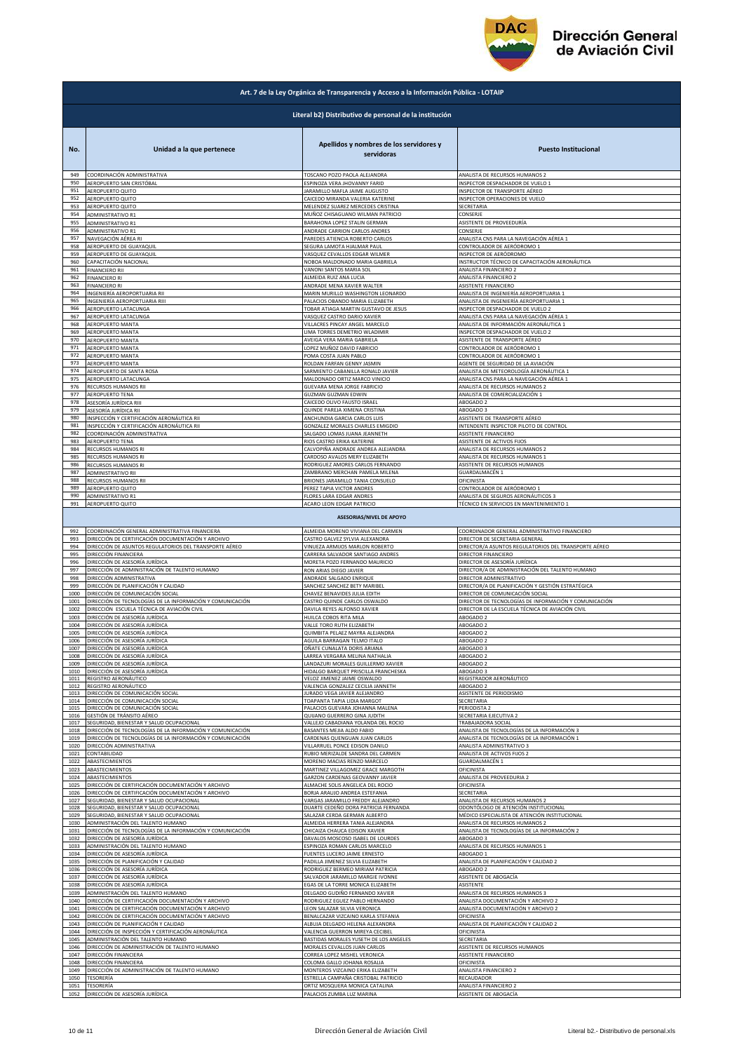## Art. 7 de la Ley Orgánica de Transparencia y Acceso a la Información Pública - LOTAIP

### Literal b2) Distributivo de personal de la institución

| No. | Unidad a la que pertenece | Apellidos y nombres de los servidores y servidoras | Puesto Institucional |
|---|---|---|---|
| 949 | COORDINACIÓN ADMINISTRATIVA | TOSCANO POZO PAOLA ALEJANDRA | ANALISTA DE RECURSOS HUMANOS 2 |
| 950 | AEROPUERTO SAN CRISTÓBAL | ESPINOZA VERA JHOVANNY FARID | INSPECTOR DESPACHADOR DE VUELO 1 |
| 951 | AEROPUERTO QUITO | JARAMILLO MAFLA JAIME AUGUSTO | INSPECTOR DE TRANSPORTE AÉREO |
| 952 | AEROPUERTO QUITO | CAICEDO MIRANDA VALERIA KATERINE | INSPECTOR OPERACIONES DE VUELO |
| 953 | AEROPUERTO QUITO | MELENDEZ SUAREZ MERCEDES CRISTINA | SECRETARIA |
| 954 | ADMINISTRATIVO R1 | MUÑOZ CHISAGUANO WILMAN PATRICIO | CONSERJE |
| 955 | ADMINISTRATIVO R1 | BARAHONA LOPEZ STALIN GERMAN | ASISTENTE DE PROVEEDURÍA |
| 956 | ADMINISTRATIVO R1 | ANDRADE CARRION CARLOS ANDRES | CONSERJE |
| 957 | NAVEGACIÓN AÉREA RI | PAREDES ATIENCIA ROBERTO CARLOS | ANALISTA CNS PARA LA NAVEGACIÓN AÉREA 1 |
| 958 | AEROPUERTO DE GUAYAQUIL | SEGURA LAMOTA HJALMAR PAUL | CONTROLADOR DE AERÓDROMO 1 |
| 959 | AEROPUERTO DE GUAYAQUIL | VASQUEZ CEVALLOS EDGAR WILMER | INSPECTOR DE AERÓDROMO |
| 960 | CAPACITACIÓN NACIONAL | NOBOA MALDONADO MARIA GABRIELA | INSTRUCTOR TÉCNICO DE CAPACITACIÓN AERONÁUTICA |
| 961 | FINANCIERO RII | VANONI SANTOS MARIA SOL | ANALISTA FINANCIERO 2 |
| 962 | FINANCIERO RI | ALMEIDA RUIZ ANA LUCIA | ANALISTA FINANCIERO 2 |
| 963 | FINANCIERO RI | ANDRADE MENA XAVIER WALTER | ASISTENTE FINANCIERO |
| 964 | INGENIERÍA AEROPORTUARIA RII | MARIN MURILLO WASHINGTON LEONARDO | ANALISTA DE INGENIERÍA AEROPORTUARIA 1 |
| 965 | INGENIERÍA AEROPORTUARIA RIII | PALACIOS OBANDO MARIA ELIZABETH | ANALISTA DE INGENIERÍA AEROPORTUARIA 1 |
| 966 | AEROPUERTO LATACUNGA | TOBAR ATIAGA MARTIN GUSTAVO DE JESUS | INSPECTOR DESPACHADOR DE VUELO 2 |
| 967 | AEROPUERTO LATACUNGA | VASQUEZ CASTRO DARIO XAVIER | ANALISTA CNS PARA LA NAVEGACIÓN AÉREA 1 |
| 968 | AEROPUERTO MANTA | VILLACRES PINCAY ANGEL MARCELO | ANALISTA DE INFORMACIÓN AERONÁUTICA 1 |
| 969 | AEROPUERTO MANTA | LIMA TORRES DEMETRIO WLADIMIR | INSPECTOR DESPACHADOR DE VUELO 2 |
| 970 | AEROPUERTO MANTA | AVEIGA VERA MARIA GABRIELA | ASISTENTE DE TRANSPORTE AÉREO |
| 971 | AEROPUERTO MANTA | LOPEZ MUÑOZ DAVID FABRICIO | CONTROLADOR DE AERÓDROMO 1 |
| 972 | AEROPUERTO MANTA | POMA COSTA JUAN PABLO | CONTROLADOR DE AERÓDROMO 1 |
| 973 | AEROPUERTO MANTA | ROLDAN FARFAN GENNY JASMIN | AGENTE DE SEGURIDAD DE LA AVIACIÓN |
| 974 | AEROPUERTO DE SANTA ROSA | SARMIENTO CABANILLA RONALD JAVIER | ANALISTA DE METEOROLOGÍA AERONÁUTICA 1 |
| 975 | AEROPUERTO LATACUNGA | MALDONADO ORTIZ MARCO VINICIO | ANALISTA CNS PARA LA NAVEGACIÓN AÉREA 1 |
| 976 | RECURSOS HUMANOS RII | GUEVARA MENA JORGE FABRICIO | ANALISTA DE RECURSOS HUMANOS 2 |
| 977 | AEROPUERTO TENA | GUZMAN GUZMAN EDWIN | ANALISTA DE COMERCIALIZACIÓN 1 |
| 978 | ASESORÍA JURÍDICA RIII | CAICEDO OLIVO FAUSTO ISRAEL | ABOGADO 2 |
| 979 | ASESORÍA JURÍDICA RII | QUINDE PAREJA XIMENA CRISTINA | ABOGADO 3 |
| 980 | INSPECCIÓN Y CERTIFICACIÓN AERONÁUTICA RII | ANCHUNDIA GARCIA CARLOS LUIS | ASISTENTE DE TRANSPORTE AÉREO |
| 981 | INSPECCIÓN Y CERTIFICACIÓN AERONÁUTICA RII | GONZALEZ MORALES CHARLES EMIGDIO | INTENDENTE INSPECTOR PILOTO DE CONTROL |
| 982 | COORDINACIÓN ADMINISTRATIVA | SALGADO LOMAS JUANA JEANNETH | ASISTENTE FINANCIERO |
| 983 | AEROPUERTO TENA | RIOS CASTRO ERIKA KATERINE | ASISTENTE DE ACTIVOS FIJOS |
| 984 | RECURSOS HUMANOS RI | CALVOPIÑA ANDRADE ANDREA ALEJANDRA | ANALISTA DE RECURSOS HUMANOS 2 |
| 985 | RECURSOS HUMANOS RI | CARDOSO AVALOS MERY ELIZABETH | ANALISTA DE RECURSOS HUMANOS 1 |
| 986 | RECURSOS HUMANOS RI | RODRIGUEZ AMORES CARLOS FERNANDO | ASISTENTE DE RECURSOS HUMANOS |
| 987 | ADMINISTRATIVO RII | ZAMBRANO MERCHAN PAMELA MILENA | GUARDALMACÉN 1 |
| 988 | RECURSOS HUMANOS RII | BRIONES JARAMILLO TANIA CONSUELO | OFICINISTA |
| 989 | AEROPUERTO QUITO | PEREZ TAPIA VICTOR ANDRES | CONTROLADOR DE AERÓDROMO 1 |
| 990 | ADMINISTRATIVO R1 | FLORES LARA EDGAR ANDRES | ANALISTA DE SEGUROS AERONÁUTICOS 3 |
| 991 | AEROPUERTO QUITO | ACARO LEON EDGAR PATRICIO | TÉCNICO EN SERVICIOS EN MANTENIMIENTO 1 |
| | | **ASESORIAS/NIVEL DE APOYO** | |
| 992 | COORDINACIÓN GENERAL ADMINISTRATIVA FINANCIERA | ALMEIDA MORENO VIVIANA DEL CARMEN | COORDINADOR GENERAL ADMINISTRATIVO FINANCIERO |
| 993 | DIRECCIÓN DE CERTIFICACIÓN DOCUMENTACIÓN Y ARCHIVO | CASTRO GALVEZ SYLVIA ALEXANDRA | DIRECTOR DE SECRETARIA GENERAL |
| 994 | DIRECCIÓN DE ASUNTOS REGULATORIOS DEL TRANSPORTE AÉREO | VINUEZA ARMIJOS MARLON ROBERTO | DIRECTOR/A ASUNTOS REGULATORIOS DEL TRANSPORTE AÉREO |
| 995 | DIRECCIÓN FINANCIERA | CARRERA SALVADOR SANTIAGO ANDRES | DIRECTOR FINANCIERO |
| 996 | DIRECCIÓN DE ASESORÍA JURÍDICA | MORETA POZO FERNANDO MAURICIO | DIRECTOR DE ASESORÍA JURÍDICA |
| 997 | DIRECCIÓN DE ADMINISTRACIÓN DE TALENTO HUMANO | RON ARIAS DIEGO JAVIER | DIRECTOR/A DE ADMINISTRACIÓN DEL TALENTO HUMANO |
| 998 | DIRECCIÓN ADMINISTRATIVA | ANDRADE SALGADO ENRIQUE | DIRECTOR ADMINISTRATIVO |
| 999 | DIRECCIÓN DE PLANIFICACIÓN Y CALIDAD | SANCHEZ SANCHEZ BETY MARIBEL | DIRECTOR/A DE PLANIFICACIÓN Y GESTIÓN ESTRATÉGICA |
| 1000 | DIRECCIÓN DE COMUNICACIÓN SOCIAL | CHAVEZ BENAVIDES JULIA EDITH | DIRECTOR DE COMUNICACIÓN SOCIAL |
| 1001 | DIRECCIÓN DE TECNOLOGÍAS DE LA INFORMACIÓN Y COMUNICACIÓN | CASTRO QUINDE CARLOS OSWALDO | DIRECTOR DE TECNOLOGÍAS DE INFORMACIÓN Y COMUNICACIÓN |
| 1002 | DIRECCIÓN ESCUELA TÉCNICA DE AVIACIÓN CIVIL | DAVILA REYES ALFONSO XAVIER | DIRECTOR DE LA ESCUELA TÉCNICA DE AVIACIÓN CIVIL |
| 1003 | DIRECCIÓN DE ASESORÍA JURÍDICA | HUILCA COBOS RITA MILA | ABOGADO 2 |
| 1004 | DIRECCIÓN DE ASESORÍA JURÍDICA | VALLE TORO RUTH ELIZABETH | ABOGADO 2 |
| 1005 | DIRECCIÓN DE ASESORÍA JURÍDICA | QUIMBITA PELAEZ MAYRA ALEJANDRA | ABOGADO 2 |
| 1006 | DIRECCIÓN DE ASESORÍA JURÍDICA | AGUILA BARRAGAN TELMO ITALO | ABOGADO 2 |
| 1007 | DIRECCIÓN DE ASESORÍA JURÍDICA | OÑATE CUNALATA DORIS ARIANA | ABOGADO 3 |
| 1008 | DIRECCIÓN DE ASESORÍA JURÍDICA | LARREA VERGARA MELINA NATHALIA | ABOGADO 2 |
| 1009 | DIRECCIÓN DE ASESORÍA JURÍDICA | LANDAZURI MORALES GUILLERMO XAVIER | ABOGADO 2 |
| 1010 | DIRECCIÓN DE ASESORÍA JURÍDICA | HIDALGO BARQUET PRISCILLA FRANCHESKA | ABOGADO 3 |
| 1011 | REGISTRO AERONÁUTICO | VELOZ JIMENEZ JAIME OSWALDO | REGISTRADOR AERONÁUTICO |
| 1012 | REGISTRO AERONÁUTICO | VALENCIA GONZALEZ CECILIA JANNETH | ABOGADO 2 |
| 1013 | DIRECCIÓN DE COMUNICACIÓN SOCIAL | JURADO VEGA JAVIER ALEJANDRO | ASISTENTE DE PERIODISMO |
| 1014 | DIRECCIÓN DE COMUNICACIÓN SOCIAL | TOAPANTA TAPIA LIDIA MARGOT | SECRETARIA |
| 1015 | DIRECCIÓN DE COMUNICACIÓN SOCIAL | PALACIOS GUEVARA JOHANNA MALENA | PERIODISTA 2 |
| 1016 | GESTIÓN DE TRÁNSITO AÉREO | QUIJANO GUERRERO GINA JUDITH | SECRETARIA EJECUTIVA 2 |
| 1017 | SEGURIDAD, BIENESTAR Y SALUD OCUPACIONAL | VALLEJO CABADIANA YOLANDA DEL ROCIO | TRABAJADORA SOCIAL |
| 1018 | DIRECCIÓN DE TECNOLOGÍAS DE LA INFORMACIÓN Y COMUNICACIÓN | BASANTES MEJIA ALDO FABIO | ANALISTA DE TECNOLOGÍAS DE LA INFORMACIÓN 3 |
| 1019 | DIRECCIÓN DE TECNOLOGÍAS DE LA INFORMACIÓN Y COMUNICACIÓN | CARDENAS QUENGUAN JUAN CARLOS | ANALISTA DE TECNOLOGÍAS DE LA INFORMACIÓN 1 |
| 1020 | DIRECCIÓN ADMINISTRATIVA | VILLARRUEL PONCE EDISON DANILO | ANALISTA ADMINISTRATIVO 3 |
| 1021 | CONTABILIDAD | RUBIO MERIZALDE SANDRA DEL CARMEN | ANALISTA DE ACTIVOS FIJOS 2 |
| 1022 | ABASTECIMIENTOS | MORENO MACIAS RENZO MARCELO | GUARDALMACÉN 1 |
| 1023 | ABASTECIMIENTOS | MARTINEZ VILLAGOMEZ GRACE MARGOTH | OFICINISTA |
| 1024 | ABASTECIMIENTOS | GARZON CARDENAS GEOVANNY JAVIER | ANALISTA DE PROVEEDURIA 2 |
| 1025 | DIRECCIÓN DE CERTIFICACIÓN DOCUMENTACIÓN Y ARCHIVO | ALMACHE SOLIS ANGELICA DEL ROCIO | OFICINISTA |
| 1026 | DIRECCIÓN DE CERTIFICACIÓN DOCUMENTACIÓN Y ARCHIVO | BORJA ARAUJO ANDREA ESTEFANIA | SECRETARIA |
| 1027 | SEGURIDAD, BIENESTAR Y SALUD OCUPACIONAL | VARGAS JARAMILLO FREDDY ALEJANDRO | ANALISTA DE RECURSOS HUMANOS 2 |
| 1028 | SEGURIDAD, BIENESTAR Y SALUD OCUPACIONAL | DUARTE CEDEÑO DORA PATRICIA FERNANDA | ODONTÓLOGO DE ATENCIÓN INSTITUCIONAL |
| 1029 | SEGURIDAD, BIENESTAR Y SALUD OCUPACIONAL | SALAZAR CERDA GERMAN ALBERTO | MÉDICO ESPECIALISTA DE ATENCIÓN INSTITUCIONAL |
| 1030 | ADMINISTRACIÓN DEL TALENTO HUMANO | ALMEIDA HERRERA TANIA ALEJANDRA | ANALISTA DE RECURSOS HUMANOS 2 |
| 1031 | DIRECCIÓN DE TECNOLOGÍAS DE LA INFORMACIÓN Y COMUNICACIÓN | CHICAIZA CHAUCA EDISON XAVIER | ANALISTA DE TECNOLOGÍAS DE LA INFORMACIÓN 2 |
| 1032 | DIRECCIÓN DE ASESORÍA JURÍDICA | DAVALOS MOSCOSO ISABEL DE LOURDES | ABOGADO 3 |
| 1033 | ADMINISTRACIÓN DEL TALENTO HUMANO | ESPINOZA ROMAN CARLOS MARCELO | ANALISTA DE RECURSOS HUMANOS 1 |
| 1034 | DIRECCIÓN DE ASESORÍA JURÍDICA | FUENTES LUCERO JAIME ERNESTO | ABOGADO 1 |
| 1035 | DIRECCIÓN DE PLANIFICACIÓN Y CALIDAD | PADILLA JIMENEZ SILVIA ELIZABETH | ANALISTA DE PLANIFICACIÓN Y CALIDAD 2 |
| 1036 | DIRECCIÓN DE ASESORÍA JURÍDICA | RODRIGUEZ BERMEO MIRIAM PATRICIA | ABOGADO 2 |
| 1037 | DIRECCIÓN DE ASESORÍA JURÍDICA | SALVADOR JARAMILLO MARGIE IVONNE | ASISTENTE DE ABOGACÍA |
| 1038 | DIRECCIÓN DE ASESORÍA JURÍDICA | EGAS DE LA TORRE MONICA ELIZABETH | ASISTENTE |
| 1039 | ADMINISTRACIÓN DEL TALENTO HUMANO | DELGADO GUDIÑO FERNANDO XAVIER | ANALISTA DE RECURSOS HUMANOS 3 |
| 1040 | DIRECCIÓN DE CERTIFICACIÓN DOCUMENTACIÓN Y ARCHIVO | RODRIGUEZ EGUEZ PABLO HERNANDO | ANALISTA DOCUMENTACIÓN Y ARCHIVO 2 |
| 1041 | DIRECCIÓN DE CERTIFICACIÓN DOCUMENTACIÓN Y ARCHIVO | LEON SALAZAR SILVIA VERONICA | ANALISTA DOCUMENTACIÓN Y ARCHIVO 2 |
| 1042 | DIRECCIÓN DE CERTIFICACIÓN DOCUMENTACIÓN Y ARCHIVO | BENALCAZAR VIZCAINO KARLA STEFANIA | OFICINISTA |
| 1043 | DIRECCIÓN DE PLANIFICACIÓN Y CALIDAD | ALBUJA DELGADO HELENA ALEXANDRA | ANALISTA DE PLANIFICACIÓN Y CALIDAD 2 |
| 1044 | DIRECCIÓN DE INSPECCIÓN Y CERTIFICACIÓN AERONÁUTICA | VALENCIA GUERRON MIREYA CECIBEL | OFICINISTA |
| 1045 | ADMINISTRACIÓN DEL TALENTO HUMANO | BASTIDAS MORALES YUSETH DE LOS ANGELES | SECRETARIA |
| 1046 | DIRECCIÓN DE ADMINISTRACIÓN DE TALENTO HUMANO | MORALES CEVALLOS JUAN CARLOS | ASISTENTE DE RECURSOS HUMANOS |
| 1047 | DIRECCIÓN FINANCIERA | CORREA LOPEZ MISHEL VERONICA | ASISTENTE FINANCIERO |
| 1048 | DIRECCIÓN FINANCIERA | COLOMA GALLO JOHANA ROSALIA | OFICINISTA |
| 1049 | DIRECCIÓN DE ADMINISTRACIÓN DE TALENTO HUMANO | MONTEROS VIZCAINO ERIKA ELIZABETH | ANALISTA FINANCIERO 2 |
| 1050 | TESORERÍA | ESTRELLA CAMPAÑA CRISTOBAL PATRICIO | RECAUDADOR |
| 1051 | TESORERÍA | ORTIZ MOSQUERA MONICA CATALINA | ANALISTA FINANCIERO 2 |
| 1052 | DIRECCIÓN DE ASESORÍA JURÍDICA | PALACIOS ZUMBA LUZ MARINA | ASISTENTE DE ABOGACÍA |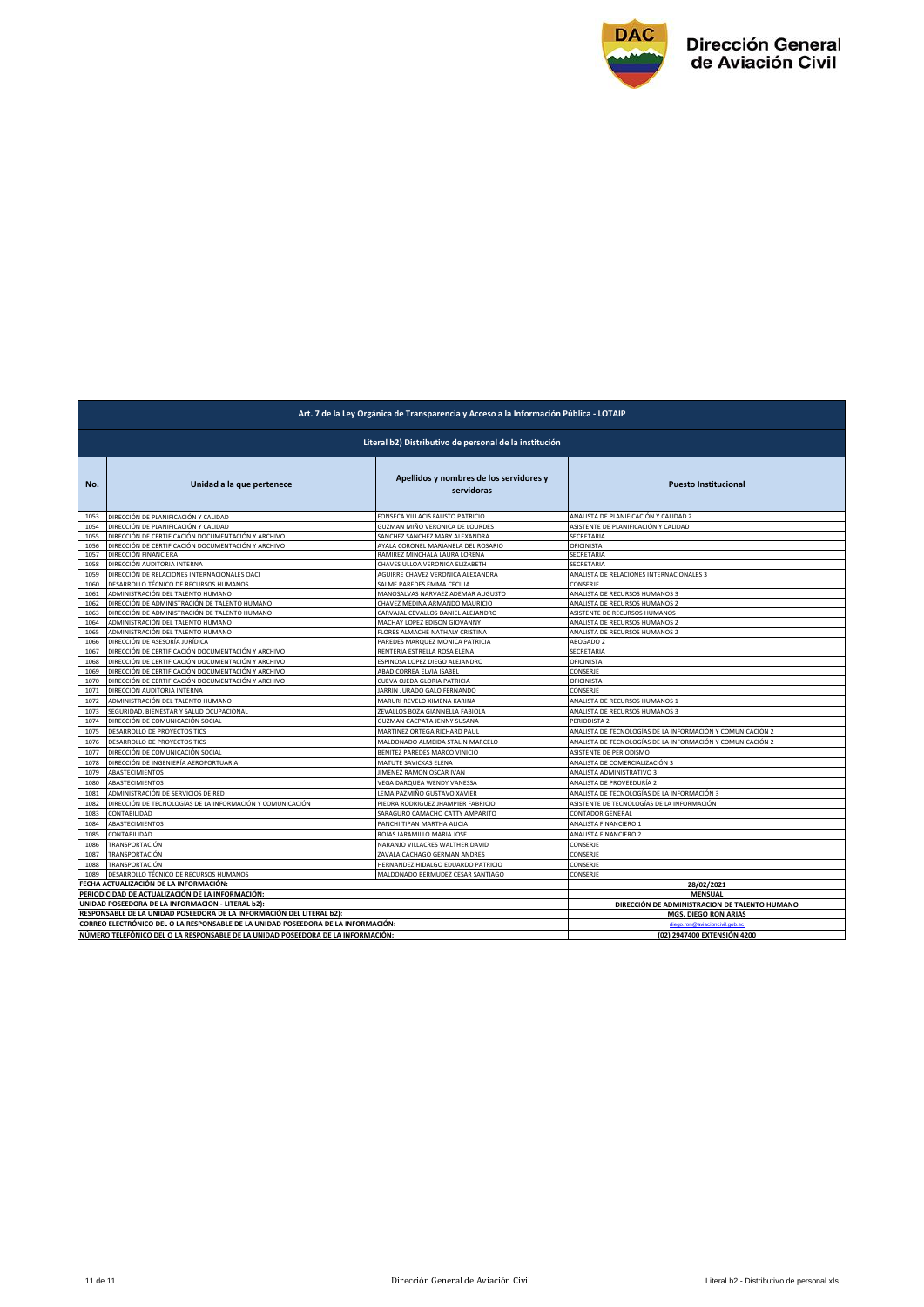Dirección General de Aviación Civil

| Art. 7 de la Ley Orgánica de Transparencia y Acceso a la Información Pública - LOTAIP | | | |
|---|---|---|---|
| Literal b2) Distributivo de personal de la institución | | | |
| No. | Unidad a la que pertenece | Apellidos y nombres de los servidores y servidoras | Puesto Institucional |
| 1053 | DIRECCIÓN DE PLANIFICACIÓN Y CALIDAD | FONSECA VILLACIS FAUSTO PATRICIO | ANALISTA DE PLANIFICACIÓN Y CALIDAD 2 |
| 1054 | DIRECCIÓN DE PLANIFICACIÓN Y CALIDAD | GUZMAN MIÑO VERONICA DE LOURDES | ASISTENTE DE PLANIFICACIÓN Y CALIDAD |
| 1055 | DIRECCIÓN DE CERTIFICACIÓN DOCUMENTACIÓN Y ARCHIVO | SANCHEZ SANCHEZ MARY ALEXANDRA | SECRETARIA |
| 1056 | DIRECCIÓN DE CERTIFICACIÓN DOCUMENTACIÓN Y ARCHIVO | AYALA CORONEL MARIANELA DEL ROSARIO | OFICINISTA |
| 1057 | DIRECCIÓN FINANCIERA | RAMIREZ MINCHALA LAURA LORENA | SECRETARIA |
| 1058 | DIRECCIÓN AUDITORIA INTERNA | CHAVES ULLOA VERONICA ELIZABETH | SECRETARIA |
| 1059 | DIRECCIÓN DE RELACIONES INTERNACIONALES OACI | AGUIRRE CHAVEZ VERONICA ALEXANDRA | ANALISTA DE RELACIONES INTERNACIONALES 3 |
| 1060 | DESARROLLO TÉCNICO DE RECURSOS HUMANOS | SALME PAREDES EMMA CECILIA | CONSERJE |
| 1061 | ADMINISTRACIÓN DEL TALENTO HUMANO | MANOSALVAS NARVAEZ ADEMAR AUGUSTO | ANALISTA DE RECURSOS HUMANOS 3 |
| 1062 | DIRECCIÓN DE ADMINISTRACIÓN DE TALENTO HUMANO | CHAVEZ MEDINA ARMANDO MAURICIO | ANALISTA DE RECURSOS HUMANOS 2 |
| 1063 | DIRECCIÓN DE ADMINISTRACIÓN DE TALENTO HUMANO | CARVAJAL CEVALLOS DANIEL ALEJANDRO | ASISTENTE DE RECURSOS HUMANOS |
| 1064 | ADMINISTRACIÓN DEL TALENTO HUMANO | MACHAY LOPEZ EDISON GIOVANNY | ANALISTA DE RECURSOS HUMANOS 2 |
| 1065 | ADMINISTRACIÓN DEL TALENTO HUMANO | FLORES ALMACHE NATHALY CRISTINA | ANALISTA DE RECURSOS HUMANOS 2 |
| 1066 | DIRECCIÓN DE ASESORÍA JURÍDICA | PAREDES MARQUEZ MONICA PATRICIA | ABOGADO 2 |
| 1067 | DIRECCIÓN DE CERTIFICACIÓN DOCUMENTACIÓN Y ARCHIVO | RENTERIA ESTRELLA ROSA ELENA | SECRETARIA |
| 1068 | DIRECCIÓN DE CERTIFICACIÓN DOCUMENTACIÓN Y ARCHIVO | ESPINOSA LOPEZ DIEGO ALEJANDRO | OFICINISTA |
| 1069 | DIRECCIÓN DE CERTIFICACIÓN DOCUMENTACIÓN Y ARCHIVO | ABAD CORREA ELVIA ISABEL | CONSERJE |
| 1070 | DIRECCIÓN DE CERTIFICACIÓN DOCUMENTACIÓN Y ARCHIVO | CUEVA OJEDA GLORIA PATRICIA | OFICINISTA |
| 1071 | DIRECCIÓN AUDITORIA INTERNA | JARRIN JURADO GALO FERNANDO | CONSERJE |
| 1072 | ADMINISTRACIÓN DEL TALENTO HUMANO | MARURI REVELO XIMENA KARINA | ANALISTA DE RECURSOS HUMANOS 1 |
| 1073 | SEGURIDAD, BIENESTAR Y SALUD OCUPACIONAL | ZEVALLOS BOZA GIANNELLA FABIOLA | ANALISTA DE RECURSOS HUMANOS 3 |
| 1074 | DIRECCIÓN DE COMUNICACIÓN SOCIAL | GUZMAN CACPATA JENNY SUSANA | PERIODISTA 2 |
| 1075 | DESARROLLO DE PROYECTOS TICS | MARTINEZ ORTEGA RICHARD PAUL | ANALISTA DE TECNOLOGÍAS DE LA INFORMACIÓN Y COMUNICACIÓN 2 |
| 1076 | DESARROLLO DE PROYECTOS TICS | MALDONADO ALMEIDA STALIN MARCELO | ANALISTA DE TECNOLOGÍAS DE LA INFORMACIÓN Y COMUNICACIÓN 2 |
| 1077 | DIRECCIÓN DE COMUNICACIÓN SOCIAL | BENITEZ PAREDES MARCO VINICIO | ASISTENTE DE PERIODISMO |
| 1078 | DIRECCIÓN DE INGENIERÍA AEROPORTUARIA | MATUTE SAVICKAS ELENA | ANALISTA DE COMERCIALIZACIÓN 3 |
| 1079 | ABASTECIMIENTOS | JIMENEZ RAMON OSCAR IVAN | ANALISTA ADMINISTRATIVO 3 |
| 1080 | ABASTECIMIENTOS | VEGA DARQUEA WENDY VANESSA | ANALISTA DE PROVEEDURÍA 2 |
| 1081 | ADMINISTRACIÓN DE SERVICIOS DE RED | LEMA PAZMIÑO GUSTAVO XAVIER | ANALISTA DE TECNOLOGÍAS DE LA INFORMACIÓN 3 |
| 1082 | DIRECCIÓN DE TECNOLOGÍAS DE LA INFORMACIÓN Y COMUNICACIÓN | PIEDRA RODRIGUEZ JHAMPIER FABRICIO | ASISTENTE DE TECNOLOGÍAS DE LA INFORMACIÓN |
| 1083 | CONTABILIDAD | SARAGURO CAMACHO CATTY AMPARITO | CONTADOR GENERAL |
| 1084 | ABASTECIMIENTOS | PANCHI TIPAN MARTHA ALICIA | ANALISTA FINANCIERO 1 |
| 1085 | CONTABILIDAD | ROJAS JARAMILLO MARIA JOSE | ANALISTA FINANCIERO 2 |
| 1086 | TRANSPORTACIÓN | NARANJO VILLACRES WALTHER DAVID | CONSERJE |
| 1087 | TRANSPORTACIÓN | ZAVALA CACHAGO GERMAN ANDRES | CONSERJE |
| 1088 | TRANSPORTACIÓN | HERNANDEZ HIDALGO EDUARDO PATRICIO | CONSERJE |
| 1089 | DESARROLLO TÉCNICO DE RECURSOS HUMANOS | MALDONADO BERMUDEZ CESAR SANTIAGO | CONSERJE |
| FECHA ACTUALIZACIÓN DE LA INFORMACIÓN: | | | 28/02/2021 |
| PERIODICIDAD DE ACTUALIZACIÓN DE LA INFORMACIÓN: | | | MENSUAL |
| UNIDAD POSEEDORA DE LA INFORMACION - LITERAL b2): | | | DIRECCIÓN DE ADMINISTRACION DE TALENTO HUMANO |
| RESPONSABLE DE LA UNIDAD POSEEDORA DE LA INFORMACIÓN DEL LITERAL b2): | | | MGS. DIEGO RON ARIAS |
| CORREO ELECTRÓNICO DEL O LA RESPONSABLE DE LA UNIDAD POSEEDORA DE LA INFORMACIÓN: | | | diego.ron@aviacioncivil.gob.ec |
| NÚMERO TELEFÓNICO DEL O LA RESPONSABLE DE LA UNIDAD POSEEDORA DE LA INFORMACIÓN: | | | (02) 2947400 EXTENSIÓN 4200 |